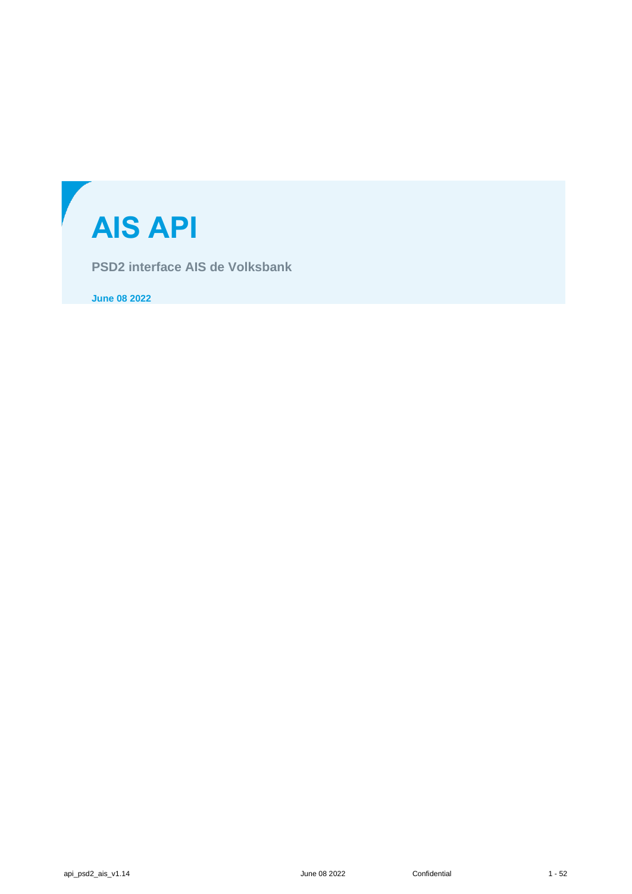# AIS API

**PSD2 interface AIS de Volksbank**

**June 08 2022**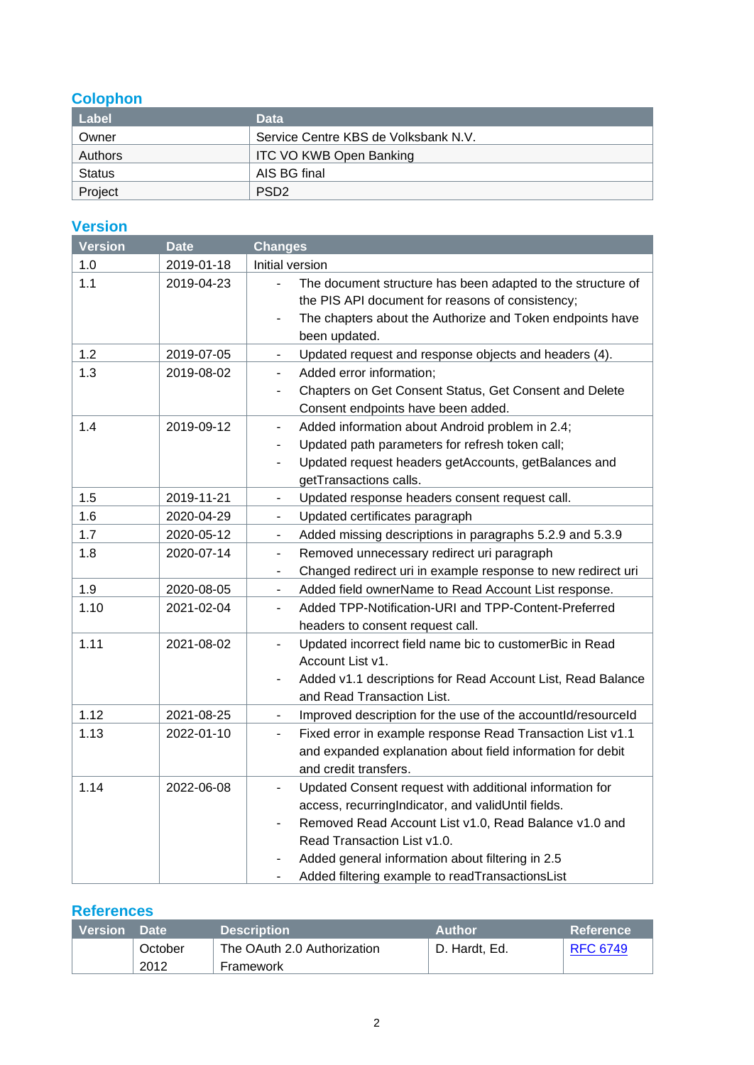## Colophon

| Label | Data |
|---|---|
| Owner | Service Centre KBS de Volksbank N.V. |
| Authors | ITC VO KWB Open Banking |
| Status | AIS BG final |
| Project | PSD2 |

## Version

| Version | Date | Changes |
|---|---|---|
| 1.0 | 2019-01-18 | Initial version |
| 1.1 | 2019-04-23 | - The document structure has been adapted to the structure of the PIS API document for reasons of consistency;<br>- The chapters about the Authorize and Token endpoints have been updated. |
| 1.2 | 2019-07-05 | - Updated request and response objects and headers (4). |
| 1.3 | 2019-08-02 | - Added error information;<br>- Chapters on Get Consent Status, Get Consent and Delete Consent endpoints have been added. |
| 1.4 | 2019-09-12 | - Added information about Android problem in 2.4;<br>- Updated path parameters for refresh token call;<br>- Updated request headers getAccounts, getBalances and getTransactions calls. |
| 1.5 | 2019-11-21 | - Updated response headers consent request call. |
| 1.6 | 2020-04-29 | - Updated certificates paragraph |
| 1.7 | 2020-05-12 | - Added missing descriptions in paragraphs 5.2.9 and 5.3.9 |
| 1.8 | 2020-07-14 | - Removed unnecessary redirect uri paragraph<br>- Changed redirect uri in example response to new redirect uri |
| 1.9 | 2020-08-05 | - Added field ownerName to Read Account List response. |
| 1.10 | 2021-02-04 | - Added TPP-Notification-URI and TPP-Content-Preferred headers to consent request call. |
| 1.11 | 2021-08-02 | - Updated incorrect field name bic to customerBic in Read Account List v1.<br>- Added v1.1 descriptions for Read Account List, Read Balance and Read Transaction List. |
| 1.12 | 2021-08-25 | - Improved description for the use of the accountId/resourceId |
| 1.13 | 2022-01-10 | - Fixed error in example response Read Transaction List v1.1 and expanded explanation about field information for debit and credit transfers. |
| 1.14 | 2022-06-08 | - Updated Consent request with additional information for access, recurringIndicator, and validUntil fields.<br>- Removed Read Account List v1.0, Read Balance v1.0 and Read Transaction List v1.0.<br>- Added general information about filtering in 2.5<br>- Added filtering example to readTransactionsList |

## References

| Version | Date | Description | Author | Reference |
|---|---|---|---|---|
| | October 2012 | The OAuth 2.0 Authorization Framework | D. Hardt, Ed. | RFC 6749 |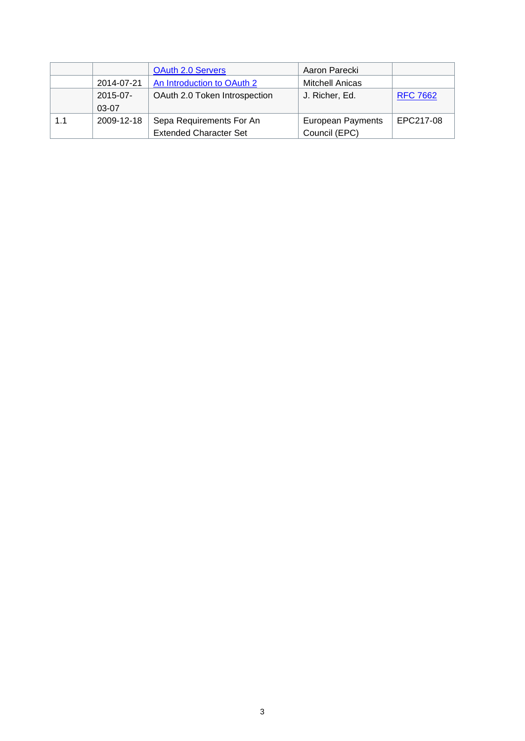|  |  |  |  |  |
|---|---|---|---|---|
|  |  | OAuth 2.0 Servers | Aaron Parecki |  |
|  | 2014-07-21 | An Introduction to OAuth 2 | Mitchell Anicas |  |
|  | 2015-07-03-07 | OAuth 2.0 Token Introspection | J. Richer, Ed. | RFC 7662 |
| 1.1 | 2009-12-18 | Sepa Requirements For An Extended Character Set | European Payments Council (EPC) | EPC217-08 |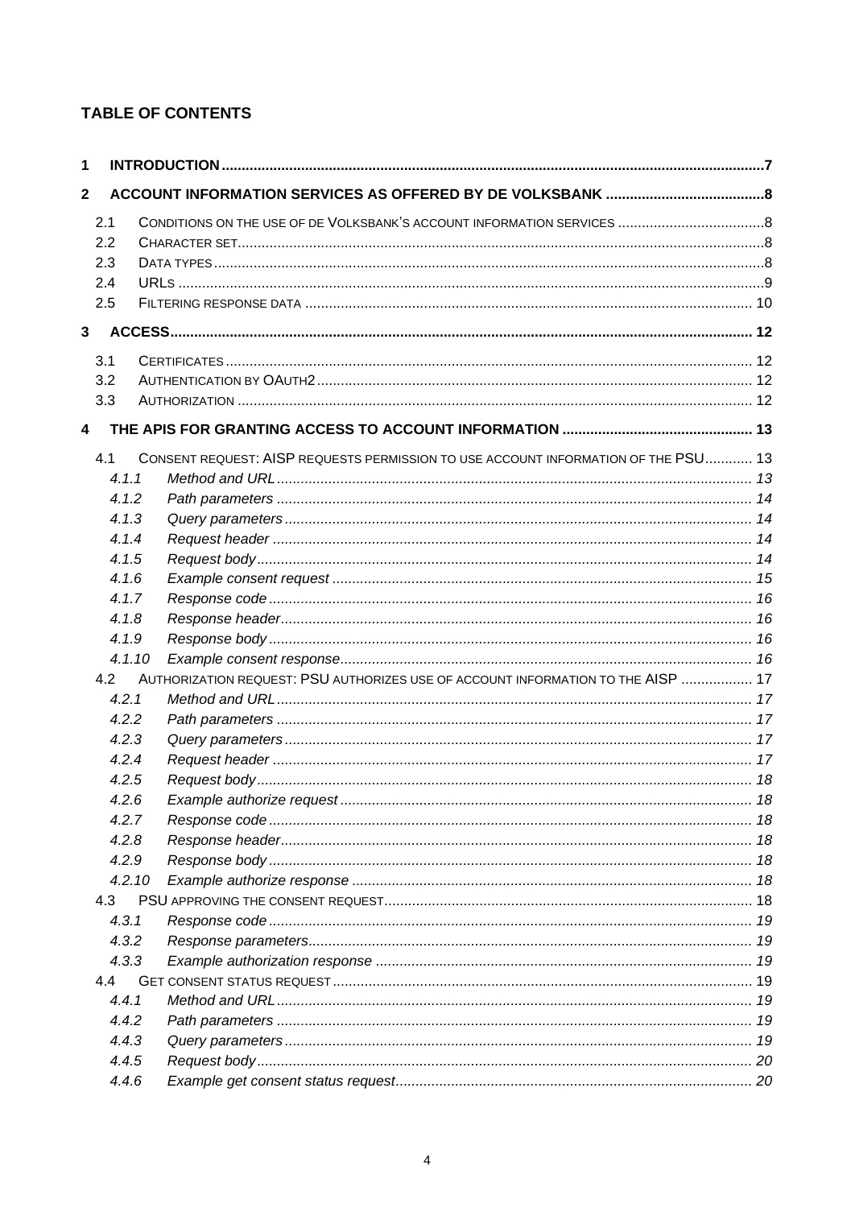# TABLE OF CONTENTS

1 INTRODUCTION .......... 7

2 ACCOUNT INFORMATION SERVICES AS OFFERED BY DE VOLKSBANK .......... 8

- 2.1 CONDITIONS ON THE USE OF DE VOLKSBANK'S ACCOUNT INFORMATION SERVICES .......... 8
- 2.2 CHARACTER SET .......... 8
- 2.3 DATA TYPES .......... 8
- 2.4 URLS .......... 9
- 2.5 FILTERING RESPONSE DATA .......... 10

3 ACCESS .......... 12

- 3.1 CERTIFICATES .......... 12
- 3.2 AUTHENTICATION BY OAUTH2 .......... 12
- 3.3 AUTHORIZATION .......... 12

4 THE APIS FOR GRANTING ACCESS TO ACCOUNT INFORMATION .......... 13

- 4.1 CONSENT REQUEST: AISP REQUESTS PERMISSION TO USE ACCOUNT INFORMATION OF THE PSU .......... 13
  - *4.1.1 Method and URL .......... 13*
  - *4.1.2 Path parameters .......... 14*
  - *4.1.3 Query parameters .......... 14*
  - *4.1.4 Request header .......... 14*
  - *4.1.5 Request body .......... 14*
  - *4.1.6 Example consent request .......... 15*
  - *4.1.7 Response code .......... 16*
  - *4.1.8 Response header .......... 16*
  - *4.1.9 Response body .......... 16*
  - *4.1.10 Example consent response .......... 16*
- 4.2 AUTHORIZATION REQUEST: PSU AUTHORIZES USE OF ACCOUNT INFORMATION TO THE AISP .......... 17
  - *4.2.1 Method and URL .......... 17*
  - *4.2.2 Path parameters .......... 17*
  - *4.2.3 Query parameters .......... 17*
  - *4.2.4 Request header .......... 17*
  - *4.2.5 Request body .......... 18*
  - *4.2.6 Example authorize request .......... 18*
  - *4.2.7 Response code .......... 18*
  - *4.2.8 Response header .......... 18*
  - *4.2.9 Response body .......... 18*
  - *4.2.10 Example authorize response .......... 18*
- 4.3 PSU APPROVING THE CONSENT REQUEST .......... 18
  - *4.3.1 Response code .......... 19*
  - *4.3.2 Response parameters .......... 19*
  - *4.3.3 Example authorization response .......... 19*
- 4.4 GET CONSENT STATUS REQUEST .......... 19
  - *4.4.1 Method and URL .......... 19*
  - *4.4.2 Path parameters .......... 19*
  - *4.4.3 Query parameters .......... 19*
  - *4.4.5 Request body .......... 20*
  - *4.4.6 Example get consent status request .......... 20*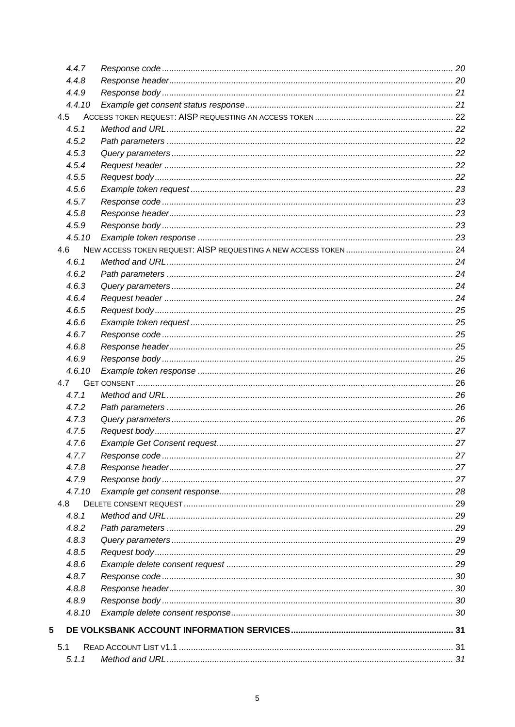4.4.7 Response code ........................................................................................................ 20
4.4.8 Response header..................................................................................................... 20
4.4.9 Response body ........................................................................................................ 21
4.4.10 Example get consent status response...................................................................... 21
4.5 ACCESS TOKEN REQUEST: AISP REQUESTING AN ACCESS TOKEN ........................................................ 22
4.5.1 Method and URL...................................................................................................... 22
4.5.2 Path parameters ...................................................................................................... 22
4.5.3 Query parameters .................................................................................................... 22
4.5.4 Request header ....................................................................................................... 22
4.5.5 Request body........................................................................................................... 22
4.5.6 Example token request ............................................................................................ 23
4.5.7 Response code ........................................................................................................ 23
4.5.8 Response header..................................................................................................... 23
4.5.9 Response body ........................................................................................................ 23
4.5.10 Example token response ......................................................................................... 23
4.6 NEW ACCESS TOKEN REQUEST: AISP REQUESTING A NEW ACCESS TOKEN ........................................... 24
4.6.1 Method and URL...................................................................................................... 24
4.6.2 Path parameters ...................................................................................................... 24
4.6.3 Query parameters .................................................................................................... 24
4.6.4 Request header ....................................................................................................... 24
4.6.5 Request body........................................................................................................... 25
4.6.6 Example token request ............................................................................................ 25
4.6.7 Response code ........................................................................................................ 25
4.6.8 Response header..................................................................................................... 25
4.6.9 Response body ........................................................................................................ 25
4.6.10 Example token response ......................................................................................... 26
4.7 GET CONSENT ................................................................................................................................ 26
4.7.1 Method and URL...................................................................................................... 26
4.7.2 Path parameters ...................................................................................................... 26
4.7.3 Query parameters .................................................................................................... 26
4.7.5 Request body........................................................................................................... 27
4.7.6 Example Get Consent request.................................................................................. 27
4.7.7 Response code ........................................................................................................ 27
4.7.8 Response header..................................................................................................... 27
4.7.9 Response body ........................................................................................................ 27
4.7.10 Example get consent response................................................................................. 28
4.8 DELETE CONSENT REQUEST ........................................................................................................... 29
4.8.1 Method and URL...................................................................................................... 29
4.8.2 Path parameters ...................................................................................................... 29
4.8.3 Query parameters .................................................................................................... 29
4.8.5 Request body........................................................................................................... 29
4.8.6 Example delete consent request ............................................................................. 29
4.8.7 Response code ........................................................................................................ 30
4.8.8 Response header..................................................................................................... 30
4.8.9 Response body ........................................................................................................ 30
4.8.10 Example delete consent response............................................................................ 30

**5 DE VOLKSBANK ACCOUNT INFORMATION SERVICES.................................................................. 31**

5.1 READ ACCOUNT LIST V1.1 ................................................................................................................ 31
5.1.1 Method and URL...................................................................................................... 31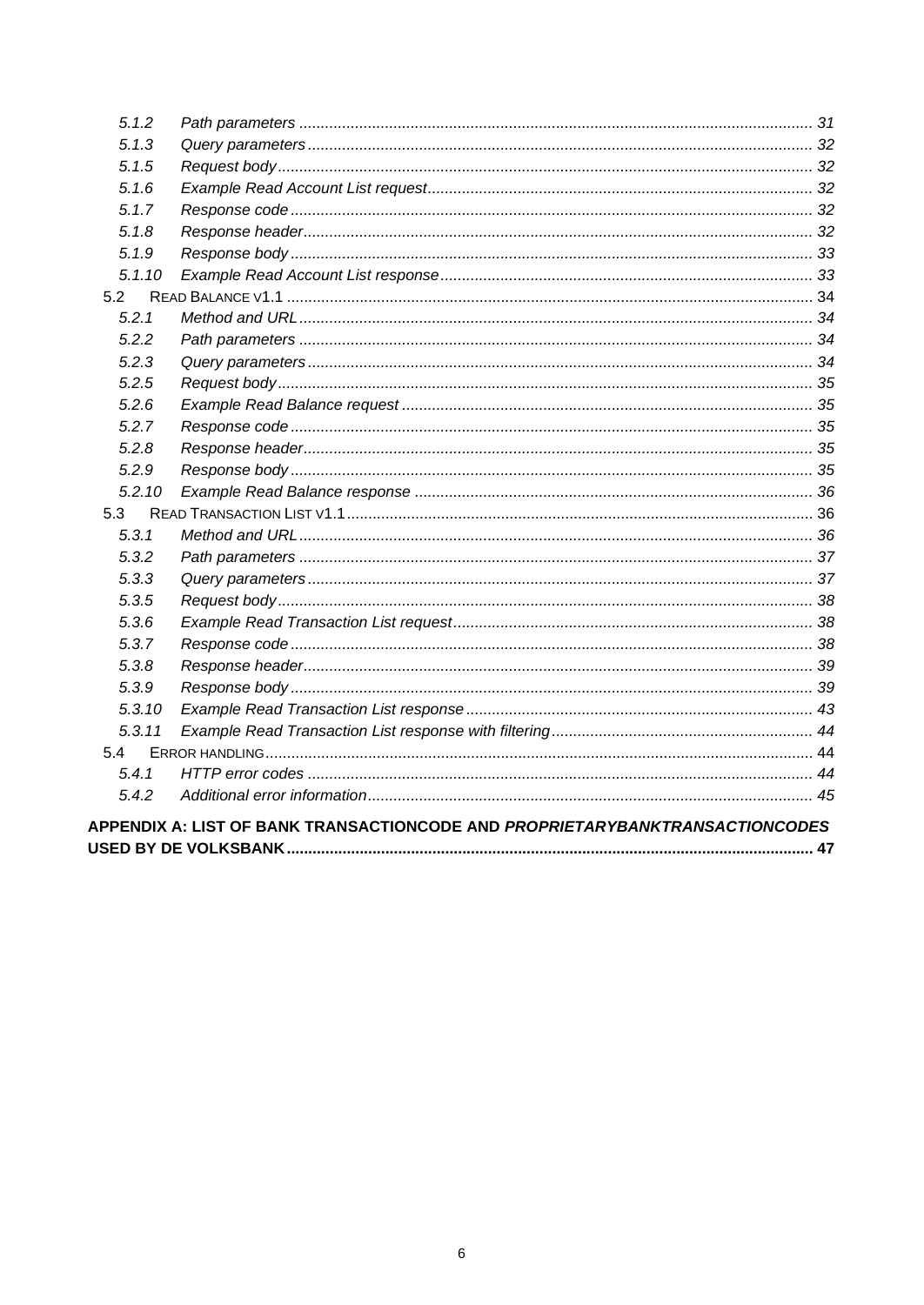5.1.2 Path parameters ........................................ 31
5.1.3 Query parameters ........................................ 32
5.1.5 Request body ........................................ 32
5.1.6 Example Read Account List request ........................................ 32
5.1.7 Response code ........................................ 32
5.1.8 Response header ........................................ 32
5.1.9 Response body ........................................ 33
5.1.10 Example Read Account List response ........................................ 33
5.2 READ BALANCE V1.1 ........................................ 34
5.2.1 Method and URL ........................................ 34
5.2.2 Path parameters ........................................ 34
5.2.3 Query parameters ........................................ 34
5.2.5 Request body ........................................ 35
5.2.6 Example Read Balance request ........................................ 35
5.2.7 Response code ........................................ 35
5.2.8 Response header ........................................ 35
5.2.9 Response body ........................................ 35
5.2.10 Example Read Balance response ........................................ 36
5.3 READ TRANSACTION LIST V1.1 ........................................ 36
5.3.1 Method and URL ........................................ 36
5.3.2 Path parameters ........................................ 37
5.3.3 Query parameters ........................................ 37
5.3.5 Request body ........................................ 38
5.3.6 Example Read Transaction List request ........................................ 38
5.3.7 Response code ........................................ 38
5.3.8 Response header ........................................ 39
5.3.9 Response body ........................................ 39
5.3.10 Example Read Transaction List response ........................................ 43
5.3.11 Example Read Transaction List response with filtering ........................................ 44
5.4 ERROR HANDLING ........................................ 44
5.4.1 HTTP error codes ........................................ 44
5.4.2 Additional error information ........................................ 45

**APPENDIX A: LIST OF BANK TRANSACTIONCODE AND *PROPRIETARYBANKTRANSACTIONCODES* USED BY DE VOLKSBANK ........................................ 47**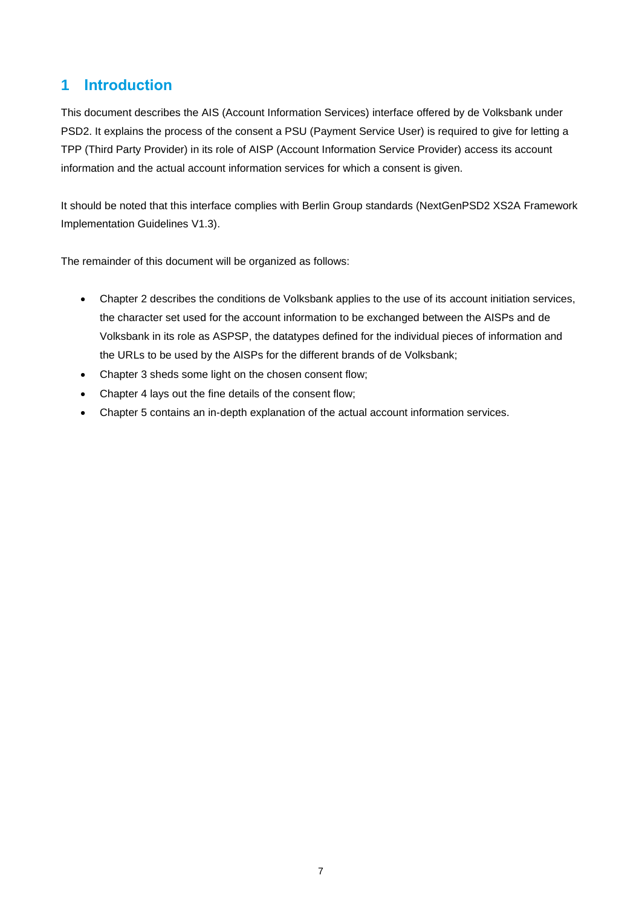# 1 Introduction

This document describes the AIS (Account Information Services) interface offered by de Volksbank under PSD2. It explains the process of the consent a PSU (Payment Service User) is required to give for letting a TPP (Third Party Provider) in its role of AISP (Account Information Service Provider) access its account information and the actual account information services for which a consent is given.

It should be noted that this interface complies with Berlin Group standards (NextGenPSD2 XS2A Framework Implementation Guidelines V1.3).

The remainder of this document will be organized as follows:

- Chapter 2 describes the conditions de Volksbank applies to the use of its account initiation services, the character set used for the account information to be exchanged between the AISPs and de Volksbank in its role as ASPSP, the datatypes defined for the individual pieces of information and the URLs to be used by the AISPs for the different brands of de Volksbank;
- Chapter 3 sheds some light on the chosen consent flow;
- Chapter 4 lays out the fine details of the consent flow;
- Chapter 5 contains an in-depth explanation of the actual account information services.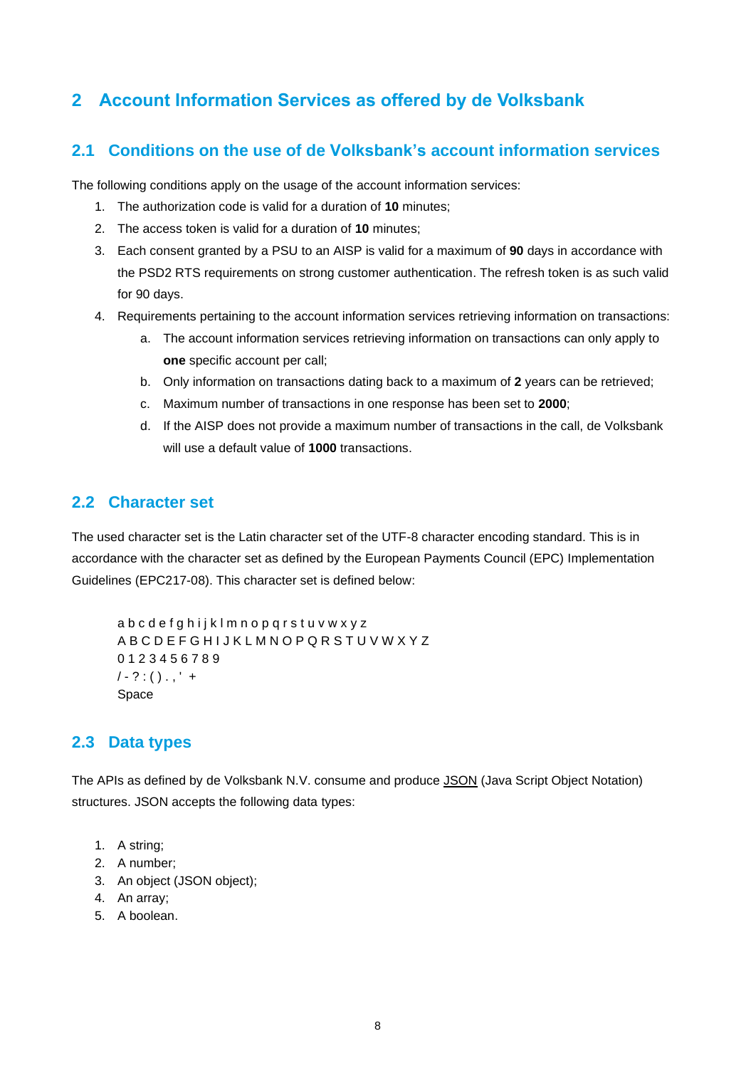# 2 Account Information Services as offered by de Volksbank

## 2.1 Conditions on the use of de Volksbank's account information services

The following conditions apply on the usage of the account information services:

1. The authorization code is valid for a duration of **10** minutes;
2. The access token is valid for a duration of **10** minutes;
3. Each consent granted by a PSU to an AISP is valid for a maximum of **90** days in accordance with the PSD2 RTS requirements on strong customer authentication. The refresh token is as such valid for 90 days.
4. Requirements pertaining to the account information services retrieving information on transactions:
   a. The account information services retrieving information on transactions can only apply to **one** specific account per call;
   b. Only information on transactions dating back to a maximum of **2** years can be retrieved;
   c. Maximum number of transactions in one response has been set to **2000**;
   d. If the AISP does not provide a maximum number of transactions in the call, de Volksbank will use a default value of **1000** transactions.

## 2.2 Character set

The used character set is the Latin character set of the UTF-8 character encoding standard. This is in accordance with the character set as defined by the European Payments Council (EPC) Implementation Guidelines (EPC217-08). This character set is defined below:

a b c d e f g h i j k l m n o p q r s t u v w x y z
A B C D E F G H I J K L M N O P Q R S T U V W X Y Z
0 1 2 3 4 5 6 7 8 9
/ - ? : ( ) . , ' +
Space

## 2.3 Data types

The APIs as defined by de Volksbank N.V. consume and produce JSON (Java Script Object Notation) structures. JSON accepts the following data types:

1. A string;
2. A number;
3. An object (JSON object);
4. An array;
5. A boolean.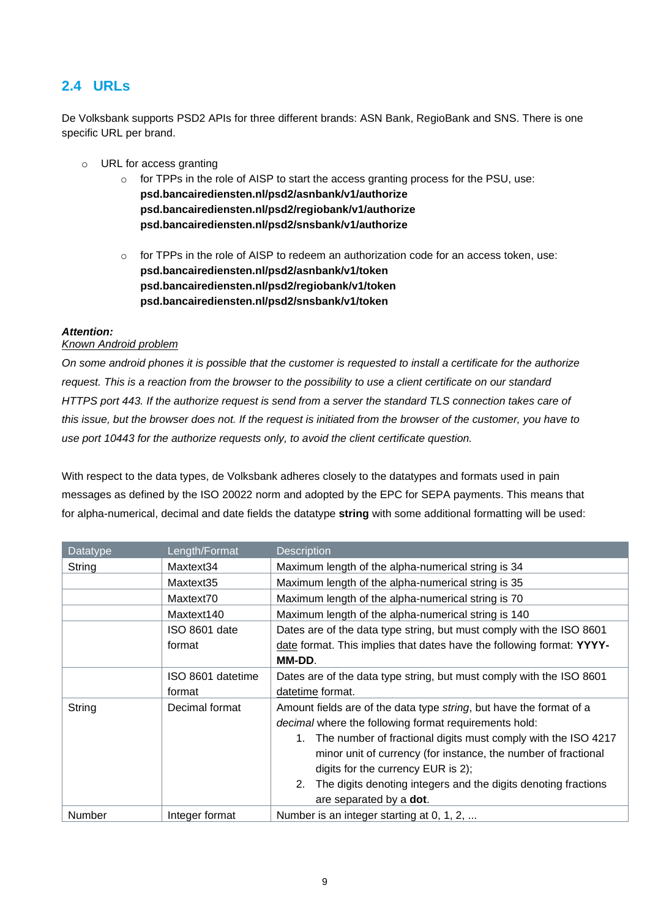## 2.4 URLs

De Volksbank supports PSD2 APIs for three different brands: ASN Bank, RegioBank and SNS. There is one specific URL per brand.

- URL for access granting
  - for TPPs in the role of AISP to start the access granting process for the PSU, use:
    **psd.bancairediensten.nl/psd2/asnbank/v1/authorize**
    **psd.bancairediensten.nl/psd2/regiobank/v1/authorize**
    **psd.bancairediensten.nl/psd2/snsbank/v1/authorize**

  - for TPPs in the role of AISP to redeem an authorization code for an access token, use:
    **psd.bancairediensten.nl/psd2/asnbank/v1/token**
    **psd.bancairediensten.nl/psd2/regiobank/v1/token**
    **psd.bancairediensten.nl/psd2/snsbank/v1/token**

***Attention:***
*Known Android problem*
*On some android phones it is possible that the customer is requested to install a certificate for the authorize request. This is a reaction from the browser to the possibility to use a client certificate on our standard HTTPS port 443. If the authorize request is send from a server the standard TLS connection takes care of this issue, but the browser does not. If the request is initiated from the browser of the customer, you have to use port 10443 for the authorize requests only, to avoid the client certificate question.*

With respect to the data types, de Volksbank adheres closely to the datatypes and formats used in pain messages as defined by the ISO 20022 norm and adopted by the EPC for SEPA payments. This means that for alpha-numerical, decimal and date fields the datatype **string** with some additional formatting will be used:

| Datatype | Length/Format | Description |
|---|---|---|
| String | Maxtext34 | Maximum length of the alpha-numerical string is 34 |
| | Maxtext35 | Maximum length of the alpha-numerical string is 35 |
| | Maxtext70 | Maximum length of the alpha-numerical string is 70 |
| | Maxtext140 | Maximum length of the alpha-numerical string is 140 |
| | ISO 8601 date format | Dates are of the data type string, but must comply with the ISO 8601 date format. This implies that dates have the following format: **YYYY-MM-DD**. |
| | ISO 8601 datetime format | Dates are of the data type string, but must comply with the ISO 8601 datetime format. |
| String | Decimal format | Amount fields are of the data type *string*, but have the format of a *decimal* where the following format requirements hold: 1. The number of fractional digits must comply with the ISO 4217 minor unit of currency (for instance, the number of fractional digits for the currency EUR is 2); 2. The digits denoting integers and the digits denoting fractions are separated by a **dot**. |
| Number | Integer format | Number is an integer starting at 0, 1, 2, ... |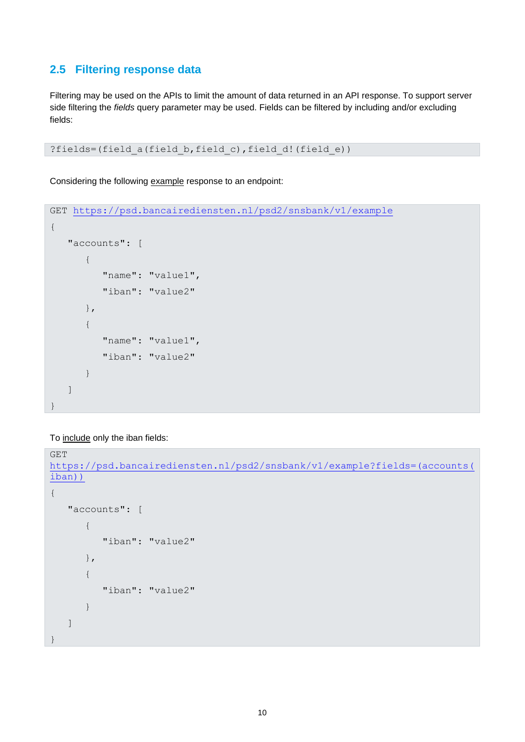## 2.5 Filtering response data

Filtering may be used on the APIs to limit the amount of data returned in an API response. To support server side filtering the *fields* query parameter may be used. Fields can be filtered by including and/or excluding fields:

```
?fields=(field_a(field_b,field_c),field_d!(field_e))
```

Considering the following example response to an endpoint:

```
GET https://psd.bancairediensten.nl/psd2/snsbank/v1/example
{
   "accounts": [
      {
         "name": "value1",
         "iban": "value2"
      },
      {
         "name": "value1",
         "iban": "value2"
      }
   ]
}
```

To include only the iban fields:

```
GET
https://psd.bancairediensten.nl/psd2/snsbank/v1/example?fields=(accounts(iban))
{
   "accounts": [
      {
         "iban": "value2"
      },
      {
         "iban": "value2"
      }
   ]
}
```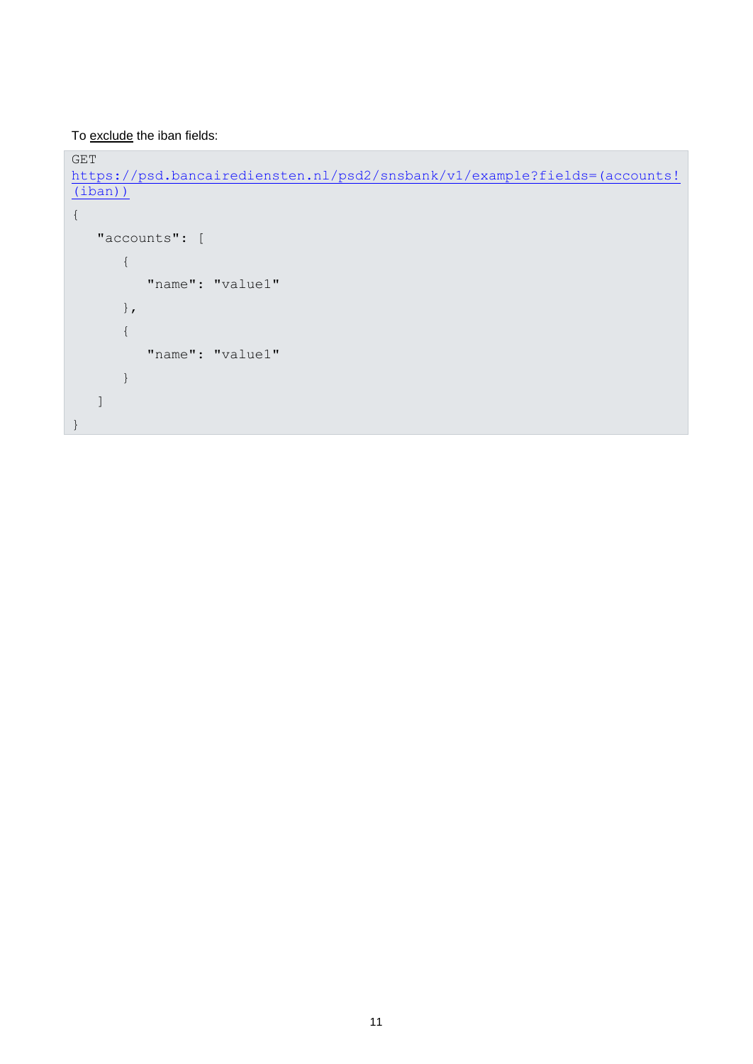To <u>exclude</u> the iban fields:

```
GET
https://psd.bancairediensten.nl/psd2/snsbank/v1/example?fields=(accounts!(iban))
{
   "accounts": [
      {
         "name": "value1"
      },
      {
         "name": "value1"
      }
   ]
}
```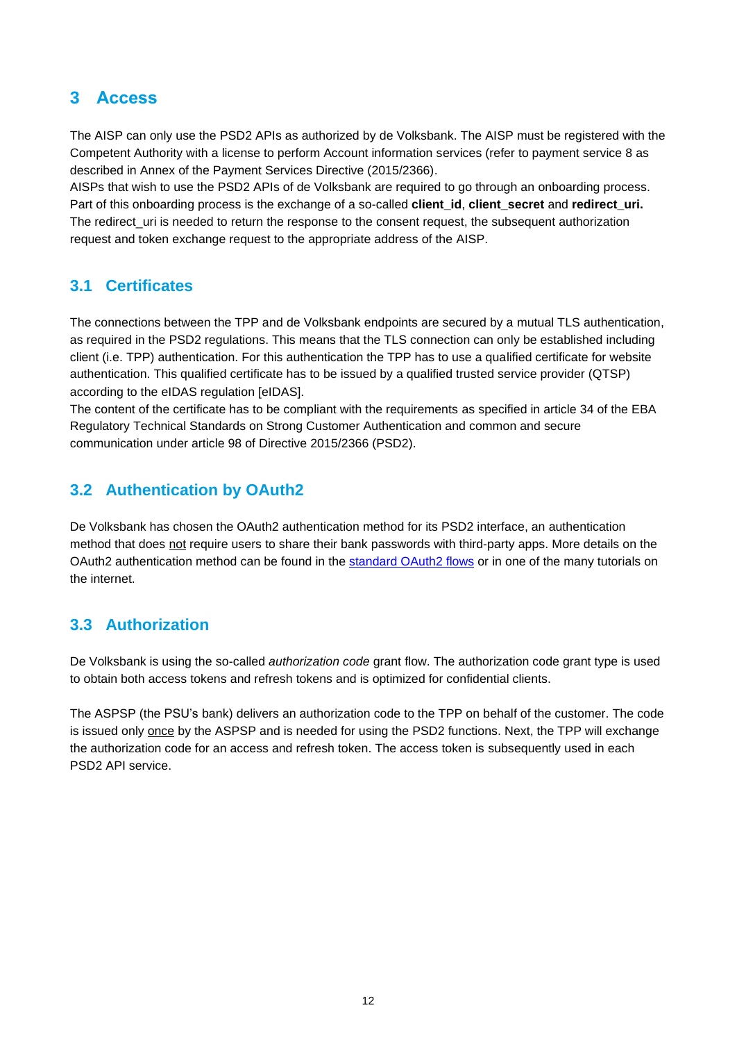# 3 Access

The AISP can only use the PSD2 APIs as authorized by de Volksbank. The AISP must be registered with the Competent Authority with a license to perform Account information services (refer to payment service 8 as described in Annex of the Payment Services Directive (2015/2366).
AISPs that wish to use the PSD2 APIs of de Volksbank are required to go through an onboarding process. Part of this onboarding process is the exchange of a so-called **client_id**, **client_secret** and **redirect_uri.** The redirect_uri is needed to return the response to the consent request, the subsequent authorization request and token exchange request to the appropriate address of the AISP.

## 3.1 Certificates

The connections between the TPP and de Volksbank endpoints are secured by a mutual TLS authentication, as required in the PSD2 regulations. This means that the TLS connection can only be established including client (i.e. TPP) authentication. For this authentication the TPP has to use a qualified certificate for website authentication. This qualified certificate has to be issued by a qualified trusted service provider (QTSP) according to the eIDAS regulation [eIDAS].
The content of the certificate has to be compliant with the requirements as specified in article 34 of the EBA Regulatory Technical Standards on Strong Customer Authentication and common and secure communication under article 98 of Directive 2015/2366 (PSD2).

## 3.2 Authentication by OAuth2

De Volksbank has chosen the OAuth2 authentication method for its PSD2 interface, an authentication method that does not require users to share their bank passwords with third-party apps. More details on the OAuth2 authentication method can be found in the [standard OAuth2 flows]() or in one of the many tutorials on the internet.

## 3.3 Authorization

De Volksbank is using the so-called *authorization code* grant flow. The authorization code grant type is used to obtain both access tokens and refresh tokens and is optimized for confidential clients.

The ASPSP (the PSU's bank) delivers an authorization code to the TPP on behalf of the customer. The code is issued only once by the ASPSP and is needed for using the PSD2 functions. Next, the TPP will exchange the authorization code for an access and refresh token. The access token is subsequently used in each PSD2 API service.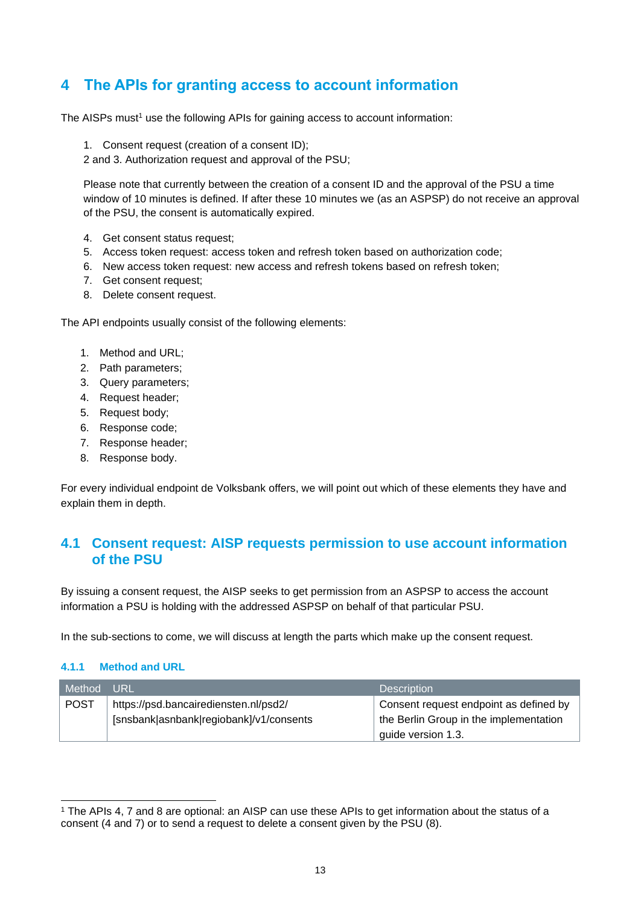# 4 The APIs for granting access to account information

The AISPs must[1] use the following APIs for gaining access to account information:

1. Consent request (creation of a consent ID);

2 and 3. Authorization request and approval of the PSU;

Please note that currently between the creation of a consent ID and the approval of the PSU a time window of 10 minutes is defined. If after these 10 minutes we (as an ASPSP) do not receive an approval of the PSU, the consent is automatically expired.

4. Get consent status request;
5. Access token request: access token and refresh token based on authorization code;
6. New access token request: new access and refresh tokens based on refresh token;
7. Get consent request;
8. Delete consent request.

The API endpoints usually consist of the following elements:

1. Method and URL;
2. Path parameters;
3. Query parameters;
4. Request header;
5. Request body;
6. Response code;
7. Response header;
8. Response body.

For every individual endpoint de Volksbank offers, we will point out which of these elements they have and explain them in depth.

## 4.1 Consent request: AISP requests permission to use account information of the PSU

By issuing a consent request, the AISP seeks to get permission from an ASPSP to access the account information a PSU is holding with the addressed ASPSP on behalf of that particular PSU.

In the sub-sections to come, we will discuss at length the parts which make up the consent request.

### 4.1.1 Method and URL

| Method | URL | Description |
|---|---|---|
| POST | https://psd.bancairediensten.nl/psd2/[snsbank\|asnbank\|regiobank]/v1/consents | Consent request endpoint as defined by the Berlin Group in the implementation guide version 1.3. |

[1] The APIs 4, 7 and 8 are optional: an AISP can use these APIs to get information about the status of a consent (4 and 7) or to send a request to delete a consent given by the PSU (8).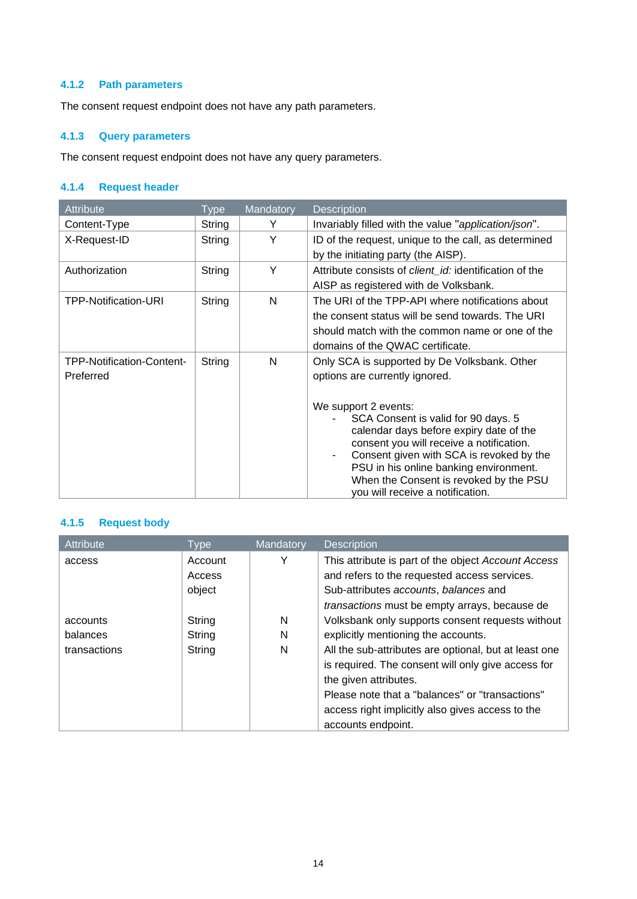### 4.1.2 Path parameters

The consent request endpoint does not have any path parameters.

### 4.1.3 Query parameters

The consent request endpoint does not have any query parameters.

### 4.1.4 Request header

| Attribute | Type | Mandatory | Description |
|---|---|---|---|
| Content-Type | String | Y | Invariably filled with the value "*application/json*". |
| X-Request-ID | String | Y | ID of the request, unique to the call, as determined by the initiating party (the AISP). |
| Authorization | String | Y | Attribute consists of *client_id:* identification of the AISP as registered with de Volksbank. |
| TPP-Notification-URI | String | N | The URI of the TPP-API where notifications about the consent status will be send towards. The URI should match with the common name or one of the domains of the QWAC certificate. |
| TPP-Notification-Content-Preferred | String | N | Only SCA is supported by De Volksbank. Other options are currently ignored.<br><br>We support 2 events:<br>- SCA Consent is valid for 90 days. 5 calendar days before expiry date of the consent you will receive a notification.<br>- Consent given with SCA is revoked by the PSU in his online banking environment. When the Consent is revoked by the PSU you will receive a notification. |

### 4.1.5 Request body

| Attribute | Type | Mandatory | Description |
|---|---|---|---|
| access<br><br><br><br>accounts<br>balances<br>transactions | Account Access object<br><br><br>String<br>String<br>String | Y<br><br><br><br>N<br>N<br>N | This attribute is part of the object *Account Access* and refers to the requested access services. Sub-attributes *accounts*, *balances* and *transactions* must be empty arrays, because de Volksbank only supports consent requests without explicitly mentioning the accounts.<br>All the sub-attributes are optional, but at least one is required. The consent will only give access for the given attributes.<br>Please note that a "balances" or "transactions" access right implicitly also gives access to the accounts endpoint. |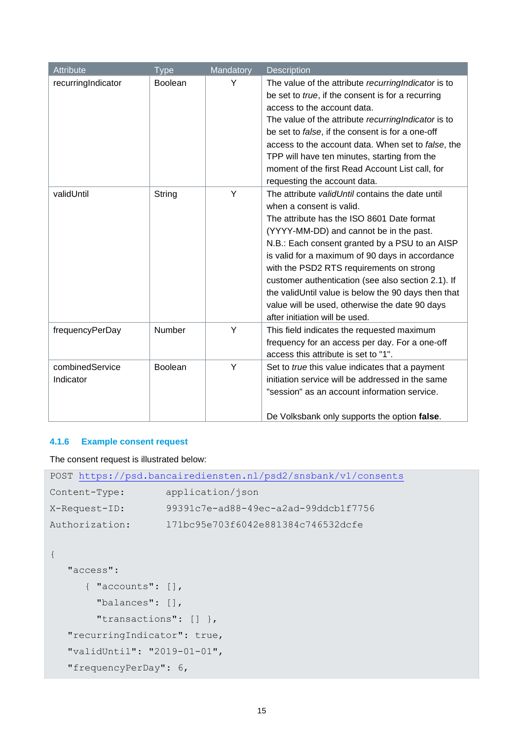| Attribute | Type | Mandatory | Description |
|---|---|---|---|
| recurringIndicator | Boolean | Y | The value of the attribute *recurringIndicator* is to be set to *true*, if the consent is for a recurring access to the account data.<br>The value of the attribute *recurringIndicator* is to be set to *false*, if the consent is for a one-off access to the account data. When set to *false*, the TPP will have ten minutes, starting from the moment of the first Read Account List call, for requesting the account data. |
| validUntil | String | Y | The attribute *validUntil* contains the date until when a consent is valid.<br>The attribute has the ISO 8601 Date format (YYYY-MM-DD) and cannot be in the past.<br>N.B.: Each consent granted by a PSU to an AISP is valid for a maximum of 90 days in accordance with the PSD2 RTS requirements on strong customer authentication (see also section 2.1). If the validUntil value is below the 90 days then that value will be used, otherwise the date 90 days after initiation will be used. |
| frequencyPerDay | Number | Y | This field indicates the requested maximum frequency for an access per day. For a one-off access this attribute is set to "1". |
| combinedService Indicator | Boolean | Y | Set to *true* this value indicates that a payment initiation service will be addressed in the same "session" as an account information service.<br><br>De Volksbank only supports the option **false**. |

### 4.1.6 Example consent request

The consent request is illustrated below:

```
POST https://psd.bancairediensten.nl/psd2/snsbank/v1/consents
Content-Type:        application/json
X-Request-ID:        99391c7e-ad88-49ec-a2ad-99ddcb1f7756
Authorization:       171bc95e703f6042e881384c746532dcfe

{
   "access":
      { "accounts": [],
        "balances": [],
        "transactions": [] },
   "recurringIndicator": true,
   "validUntil": "2019-01-01",
   "frequencyPerDay": 6,
```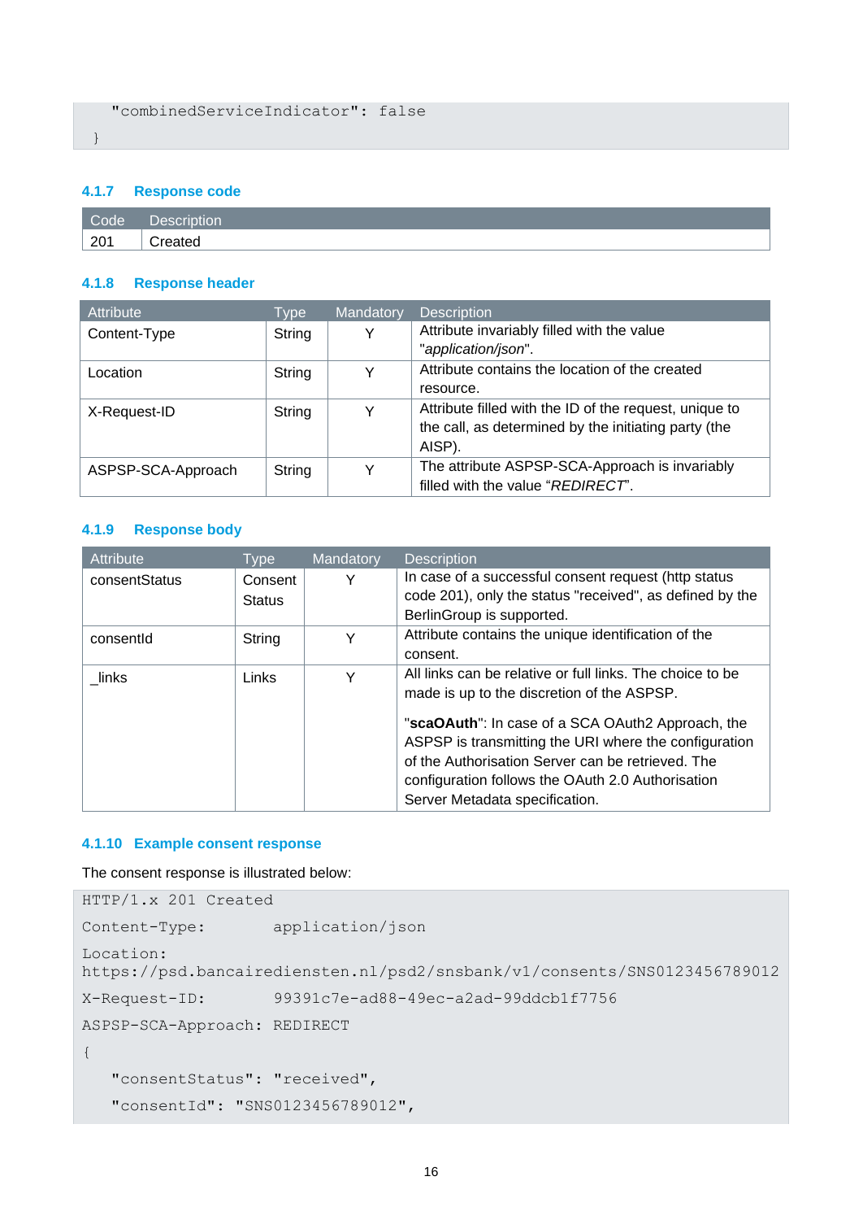```
  "combinedServiceIndicator": false
}
```

### 4.1.7 Response code

| Code | Description |
|---|---|
| 201 | Created |

### 4.1.8 Response header

| Attribute | Type | Mandatory | Description |
|---|---|---|---|
| Content-Type | String | Y | Attribute invariably filled with the value "*application/json*". |
| Location | String | Y | Attribute contains the location of the created resource. |
| X-Request-ID | String | Y | Attribute filled with the ID of the request, unique to the call, as determined by the initiating party (the AISP). |
| ASPSP-SCA-Approach | String | Y | The attribute ASPSP-SCA-Approach is invariably filled with the value "*REDIRECT*". |

### 4.1.9 Response body

| Attribute | Type | Mandatory | Description |
|---|---|---|---|
| consentStatus | Consent Status | Y | In case of a successful consent request (http status code 201), only the status "received", as defined by the BerlinGroup is supported. |
| consentId | String | Y | Attribute contains the unique identification of the consent. |
| _links | Links | Y | All links can be relative or full links. The choice to be made is up to the discretion of the ASPSP.<br><br>"**scaOAuth**": In case of a SCA OAuth2 Approach, the ASPSP is transmitting the URI where the configuration of the Authorisation Server can be retrieved. The configuration follows the OAuth 2.0 Authorisation Server Metadata specification. |

### 4.1.10 Example consent response

The consent response is illustrated below:

```
HTTP/1.x 201 Created
Content-Type:       application/json
Location:
https://psd.bancairediensten.nl/psd2/snsbank/v1/consents/SNS0123456789012
X-Request-ID:       99391c7e-ad88-49ec-a2ad-99ddcb1f7756
ASPSP-SCA-Approach: REDIRECT
{
  "consentStatus": "received",
  "consentId": "SNS0123456789012",
```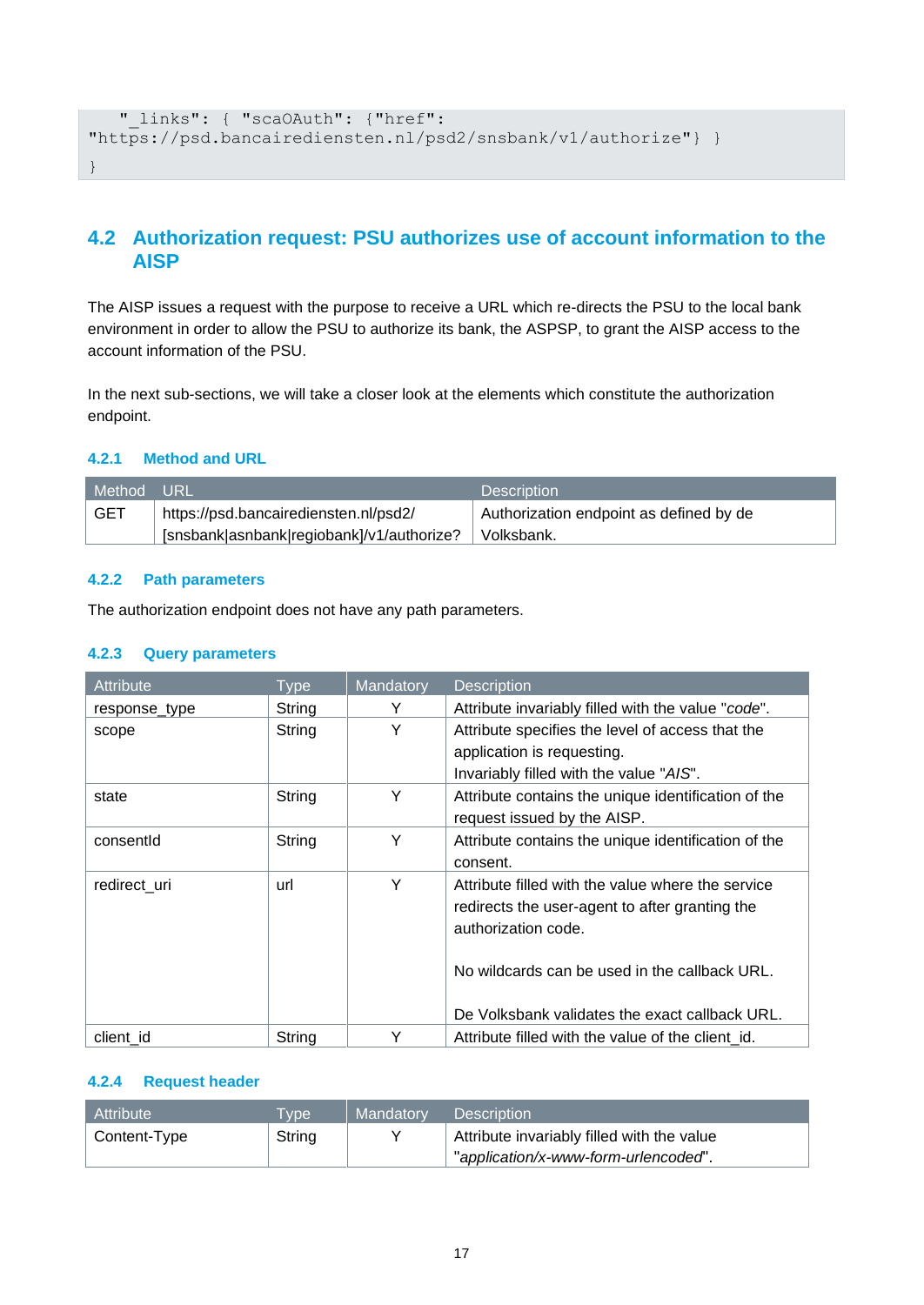```
   "_links": { "scaOAuth": {"href":
"https://psd.bancairediensten.nl/psd2/snsbank/v1/authorize"} }
}
```

## 4.2 Authorization request: PSU authorizes use of account information to the AISP

The AISP issues a request with the purpose to receive a URL which re-directs the PSU to the local bank environment in order to allow the PSU to authorize its bank, the ASPSP, to grant the AISP access to the account information of the PSU.

In the next sub-sections, we will take a closer look at the elements which constitute the authorization endpoint.

### 4.2.1 Method and URL

| Method | URL | Description |
|---|---|---|
| GET | https://psd.bancairediensten.nl/psd2/[snsbank|asnbank|regiobank]/v1/authorize? | Authorization endpoint as defined by de Volksbank. |

### 4.2.2 Path parameters

The authorization endpoint does not have any path parameters.

### 4.2.3 Query parameters

| Attribute | Type | Mandatory | Description |
|---|---|---|---|
| response_type | String | Y | Attribute invariably filled with the value "*code*". |
| scope | String | Y | Attribute specifies the level of access that the application is requesting.<br>Invariably filled with the value "*AIS*". |
| state | String | Y | Attribute contains the unique identification of the request issued by the AISP. |
| consentId | String | Y | Attribute contains the unique identification of the consent. |
| redirect_uri | url | Y | Attribute filled with the value where the service redirects the user-agent to after granting the authorization code.<br><br>No wildcards can be used in the callback URL.<br><br>De Volksbank validates the exact callback URL. |
| client_id | String | Y | Attribute filled with the value of the client_id. |

### 4.2.4 Request header

| Attribute | Type | Mandatory | Description |
|---|---|---|---|
| Content-Type | String | Y | Attribute invariably filled with the value "*application/x-www-form-urlencoded*". |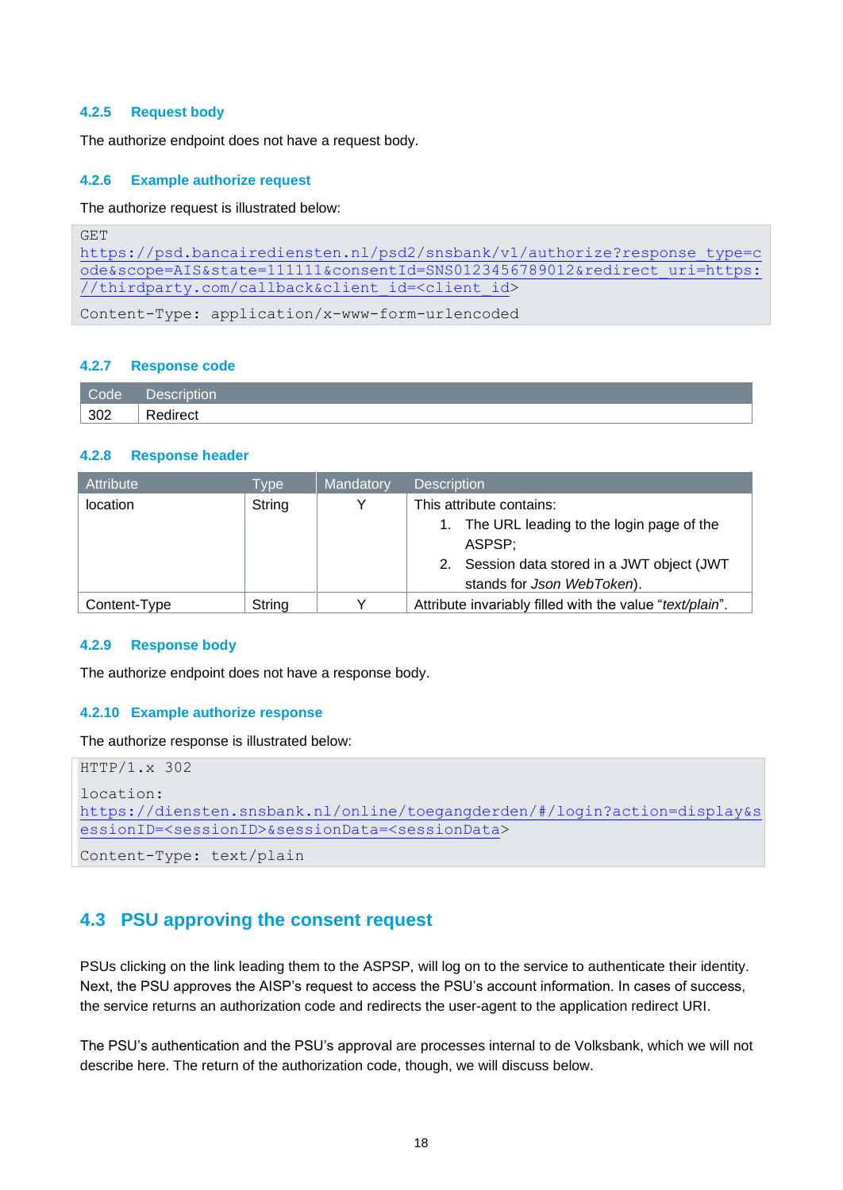#### 4.2.5 Request body

The authorize endpoint does not have a request body.

#### 4.2.6 Example authorize request

The authorize request is illustrated below:

```
GET
https://psd.bancairediensten.nl/psd2/snsbank/v1/authorize?response_type=code&scope=AIS&state=111111&consentId=SNS0123456789012&redirect_uri=https://thirdparty.com/callback&client_id=<client_id>
Content-Type: application/x-www-form-urlencoded
```

#### 4.2.7 Response code

| Code | Description |
|---|---|
| 302 | Redirect |

#### 4.2.8 Response header

| Attribute | Type | Mandatory | Description |
|---|---|---|---|
| location | String | Y | This attribute contains: 1. The URL leading to the login page of the ASPSP; 2. Session data stored in a JWT object (JWT stands for *Json WebToken*). |
| Content-Type | String | Y | Attribute invariably filled with the value “*text/plain*”. |

#### 4.2.9 Response body

The authorize endpoint does not have a response body.

#### 4.2.10 Example authorize response

The authorize response is illustrated below:

```
HTTP/1.x 302
location:
https://diensten.snsbank.nl/online/toegangderden/#/login?action=display&sessionID=<sessionID>&sessionData=<sessionData>
Content-Type: text/plain
```

## 4.3 PSU approving the consent request

PSUs clicking on the link leading them to the ASPSP, will log on to the service to authenticate their identity. Next, the PSU approves the AISP’s request to access the PSU’s account information. In cases of success, the service returns an authorization code and redirects the user-agent to the application redirect URI.

The PSU’s authentication and the PSU’s approval are processes internal to de Volksbank, which we will not describe here. The return of the authorization code, though, we will discuss below.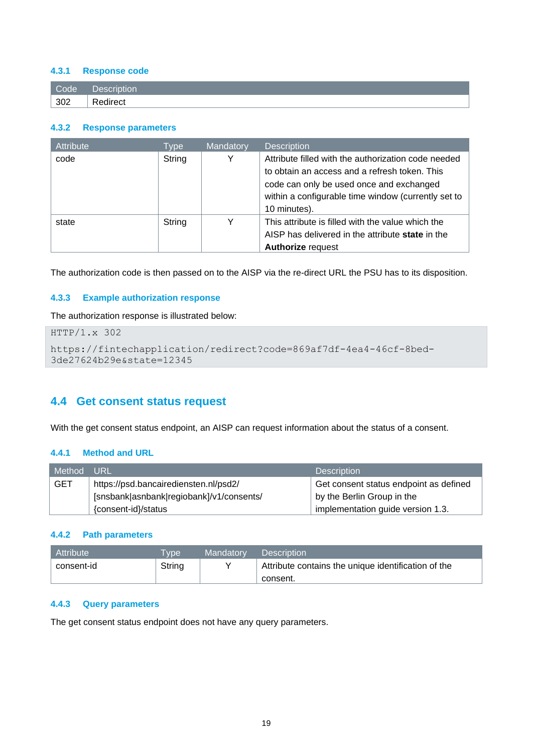#### 4.3.1 Response code

| Code | Description |
| --- | --- |
| 302 | Redirect |

#### 4.3.2 Response parameters

| Attribute | Type | Mandatory | Description |
| --- | --- | --- | --- |
| code | String | Y | Attribute filled with the authorization code needed to obtain an access and a refresh token. This code can only be used once and exchanged within a configurable time window (currently set to 10 minutes). |
| state | String | Y | This attribute is filled with the value which the AISP has delivered in the attribute **state** in the **Authorize** request |

The authorization code is then passed on to the AISP via the re-direct URL the PSU has to its disposition.

#### 4.3.3 Example authorization response

The authorization response is illustrated below:

```
HTTP/1.x 302
https://fintechapplication/redirect?code=869af7df-4ea4-46cf-8bed-
3de27624b29e&state=12345
```

## 4.4 Get consent status request

With the get consent status endpoint, an AISP can request information about the status of a consent.

#### 4.4.1 Method and URL

| Method | URL | Description |
| --- | --- | --- |
| GET | https://psd.bancairediensten.nl/psd2/[snsbank\|asnbank\|regiobank]/v1/consents/{consent-id}/status | Get consent status endpoint as defined by the Berlin Group in the implementation guide version 1.3. |

#### 4.4.2 Path parameters

| Attribute | Type | Mandatory | Description |
| --- | --- | --- | --- |
| consent-id | String | Y | Attribute contains the unique identification of the consent. |

#### 4.4.3 Query parameters

The get consent status endpoint does not have any query parameters.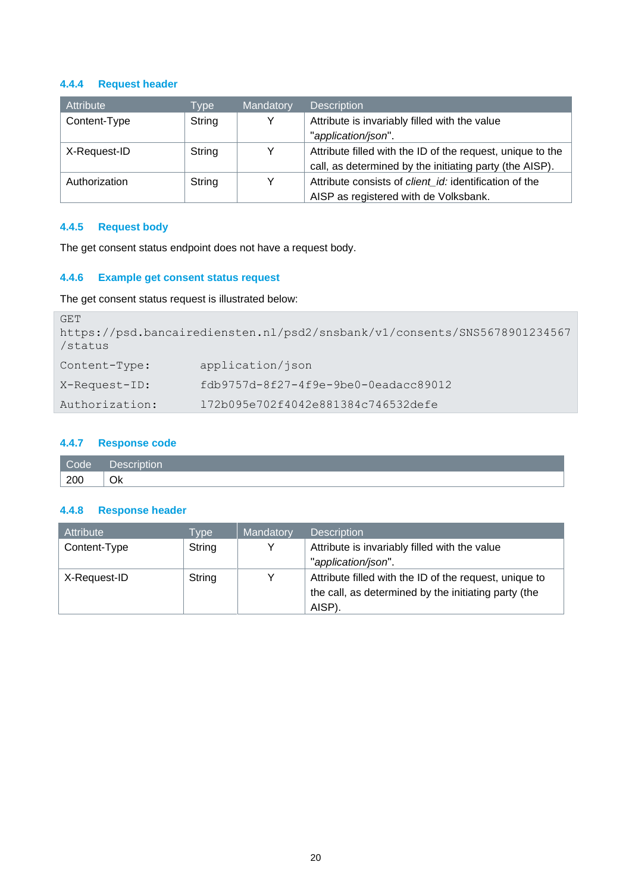### 4.4.4 Request header

| Attribute | Type | Mandatory | Description |
| --- | --- | --- | --- |
| Content-Type | String | Y | Attribute is invariably filled with the value "*application/json*". |
| X-Request-ID | String | Y | Attribute filled with the ID of the request, unique to the call, as determined by the initiating party (the AISP). |
| Authorization | String | Y | Attribute consists of *client_id:* identification of the AISP as registered with de Volksbank. |

### 4.4.5 Request body

The get consent status endpoint does not have a request body.

### 4.4.6 Example get consent status request

The get consent status request is illustrated below:

```
GET
https://psd.bancairediensten.nl/psd2/snsbank/v1/consents/SNS5678901234567
/status
Content-Type:         application/json
X-Request-ID:         fdb9757d-8f27-4f9e-9be0-0eadacc89012
Authorization:        172b095e702f4042e881384c746532defe
```

### 4.4.7 Response code

| Code | Description |
| --- | --- |
| 200 | Ok |

### 4.4.8 Response header

| Attribute | Type | Mandatory | Description |
| --- | --- | --- | --- |
| Content-Type | String | Y | Attribute is invariably filled with the value "*application/json*". |
| X-Request-ID | String | Y | Attribute filled with the ID of the request, unique to the call, as determined by the initiating party (the AISP). |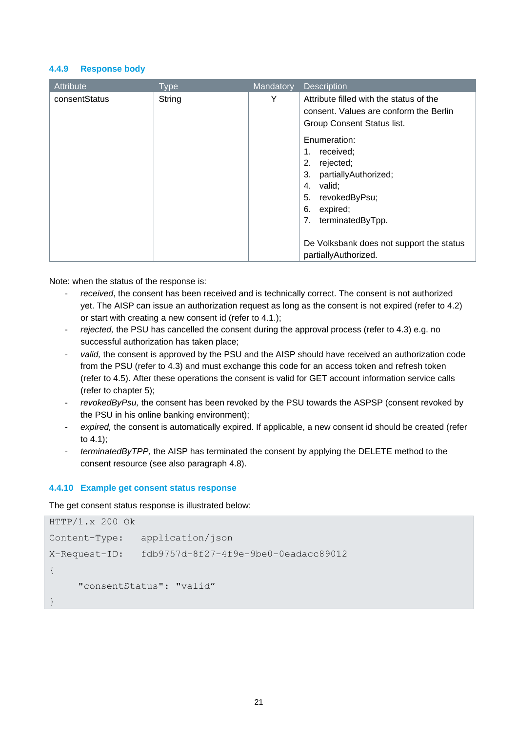### 4.4.9 Response body

| Attribute | Type | Mandatory | Description |
|---|---|---|---|
| consentStatus | String | Y | Attribute filled with the status of the consent. Values are conform the Berlin Group Consent Status list.<br><br>Enumeration:<br>1. received;<br>2. rejected;<br>3. partiallyAuthorized;<br>4. valid;<br>5. revokedByPsu;<br>6. expired;<br>7. terminatedByTpp.<br><br>De Volksbank does not support the status partiallyAuthorized. |

Note: when the status of the response is:

- *received*, the consent has been received and is technically correct. The consent is not authorized yet. The AISP can issue an authorization request as long as the consent is not expired (refer to 4.2) or start with creating a new consent id (refer to 4.1.);
- *rejected,* the PSU has cancelled the consent during the approval process (refer to 4.3) e.g. no successful authorization has taken place;
- *valid,* the consent is approved by the PSU and the AISP should have received an authorization code from the PSU (refer to 4.3) and must exchange this code for an access token and refresh token (refer to 4.5). After these operations the consent is valid for GET account information service calls (refer to chapter 5);
- *revokedByPsu,* the consent has been revoked by the PSU towards the ASPSP (consent revoked by the PSU in his online banking environment);
- *expired,* the consent is automatically expired. If applicable, a new consent id should be created (refer to 4.1);
- *terminatedByTPP,* the AISP has terminated the consent by applying the DELETE method to the consent resource (see also paragraph 4.8).

### 4.4.10 Example get consent status response

The get consent status response is illustrated below:

```
HTTP/1.x 200 Ok
Content-Type:   application/json
X-Request-ID:   fdb9757d-8f27-4f9e-9be0-0eadacc89012
{
     "consentStatus": "valid”
}
```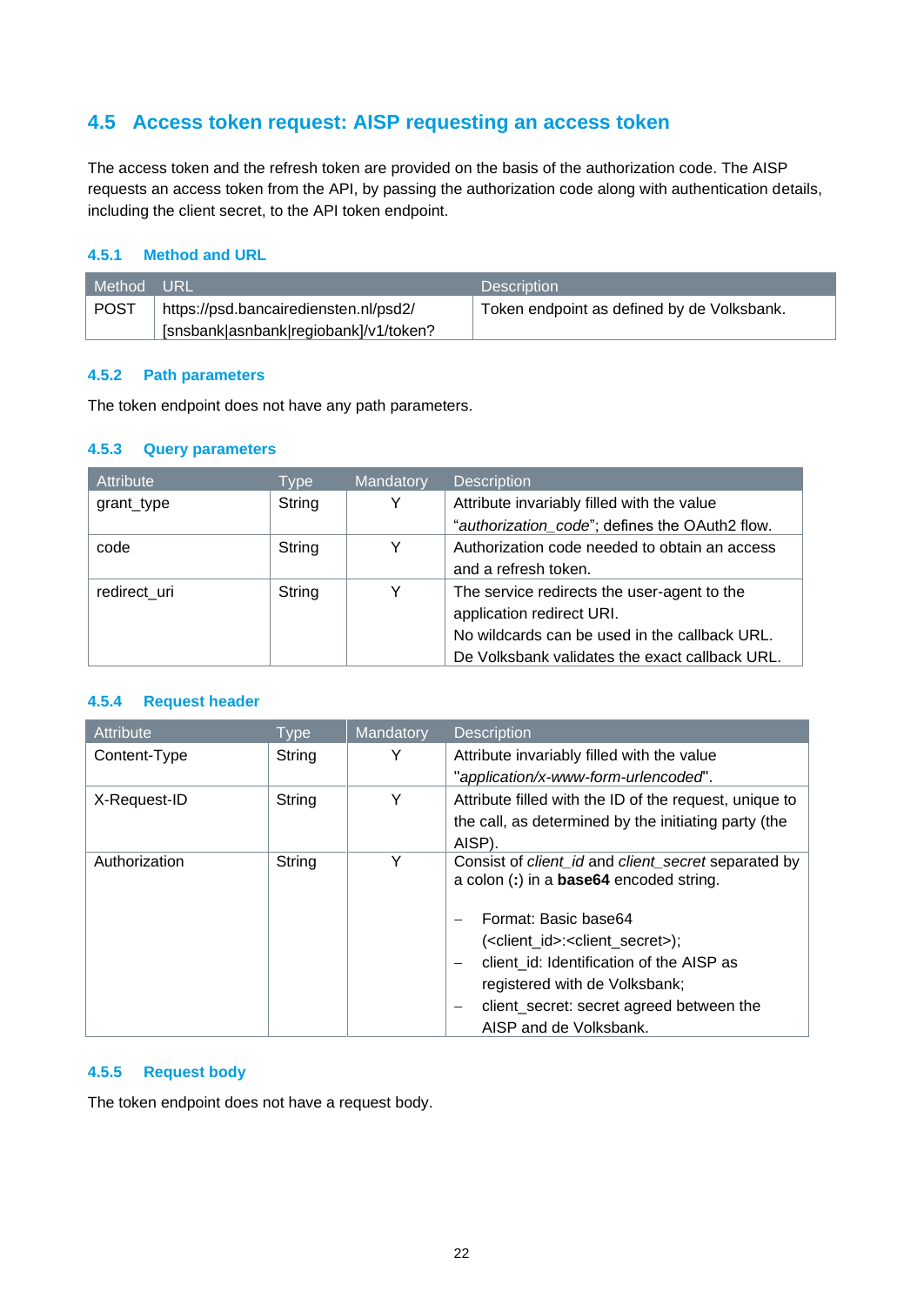## 4.5 Access token request: AISP requesting an access token

The access token and the refresh token are provided on the basis of the authorization code. The AISP requests an access token from the API, by passing the authorization code along with authentication details, including the client secret, to the API token endpoint.

### 4.5.1 Method and URL

| Method | URL | Description |
|---|---|---|
| POST | https://psd.bancairediensten.nl/psd2/[snsbank\|asnbank\|regiobank]/v1/token? | Token endpoint as defined by de Volksbank. |

### 4.5.2 Path parameters

The token endpoint does not have any path parameters.

### 4.5.3 Query parameters

| Attribute | Type | Mandatory | Description |
|---|---|---|---|
| grant_type | String | Y | Attribute invariably filled with the value "*authorization_code*"; defines the OAuth2 flow. |
| code | String | Y | Authorization code needed to obtain an access and a refresh token. |
| redirect_uri | String | Y | The service redirects the user-agent to the application redirect URI.<br>No wildcards can be used in the callback URL.<br>De Volksbank validates the exact callback URL. |

### 4.5.4 Request header

| Attribute | Type | Mandatory | Description |
|---|---|---|---|
| Content-Type | String | Y | Attribute invariably filled with the value "*application/x-www-form-urlencoded*". |
| X-Request-ID | String | Y | Attribute filled with the ID of the request, unique to the call, as determined by the initiating party (the AISP). |
| Authorization | String | Y | Consist of *client_id* and *client_secret* separated by a colon (**:**) in a **base64** encoded string.<br><br>– Format: Basic base64 (<client_id>:<client_secret>);<br>– client_id: Identification of the AISP as registered with de Volksbank;<br>– client_secret: secret agreed between the AISP and de Volksbank. |

### 4.5.5 Request body

The token endpoint does not have a request body.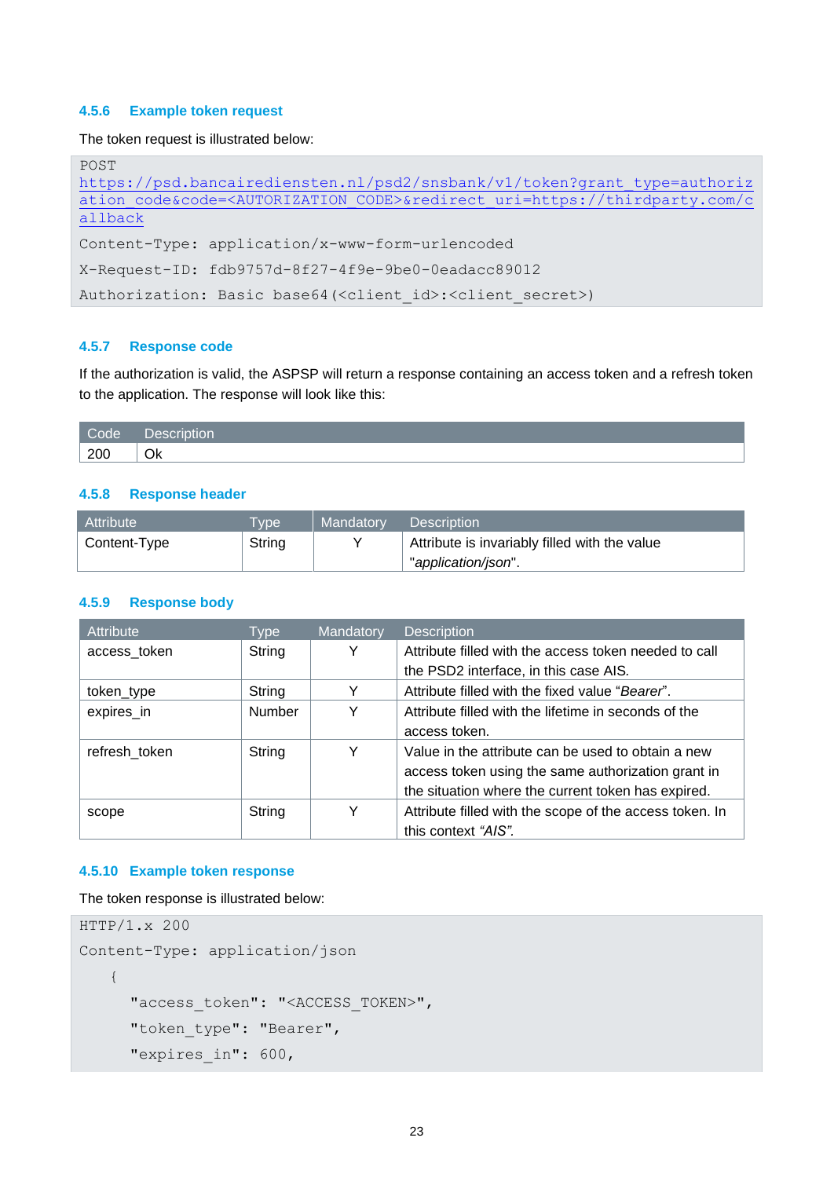### 4.5.6 Example token request

The token request is illustrated below:

```
POST
https://psd.bancairediensten.nl/psd2/snsbank/v1/token?grant_type=authorization_code&code=<AUTORIZATION_CODE>&redirect_uri=https://thirdparty.com/callback

Content-Type: application/x-www-form-urlencoded

X-Request-ID: fdb9757d-8f27-4f9e-9be0-0eadacc89012

Authorization: Basic base64(<client_id>:<client_secret>)
```

### 4.5.7 Response code

If the authorization is valid, the ASPSP will return a response containing an access token and a refresh token to the application. The response will look like this:

| Code | Description |
|---|---|
| 200 | Ok |

### 4.5.8 Response header

| Attribute | Type | Mandatory | Description |
|---|---|---|---|
| Content-Type | String | Y | Attribute is invariably filled with the value "*application/json*". |

### 4.5.9 Response body

| Attribute | Type | Mandatory | Description |
|---|---|---|---|
| access_token | String | Y | Attribute filled with the access token needed to call the PSD2 interface, in this case AIS. |
| token_type | String | Y | Attribute filled with the fixed value "*Bearer*". |
| expires_in | Number | Y | Attribute filled with the lifetime in seconds of the access token. |
| refresh_token | String | Y | Value in the attribute can be used to obtain a new access token using the same authorization grant in the situation where the current token has expired. |
| scope | String | Y | Attribute filled with the scope of the access token. In this context *"AIS"*. |

### 4.5.10 Example token response

The token response is illustrated below:

```
HTTP/1.x 200
Content-Type: application/json
  {
    "access_token": "<ACCESS_TOKEN>",
    "token_type": "Bearer",
    "expires_in": 600,
```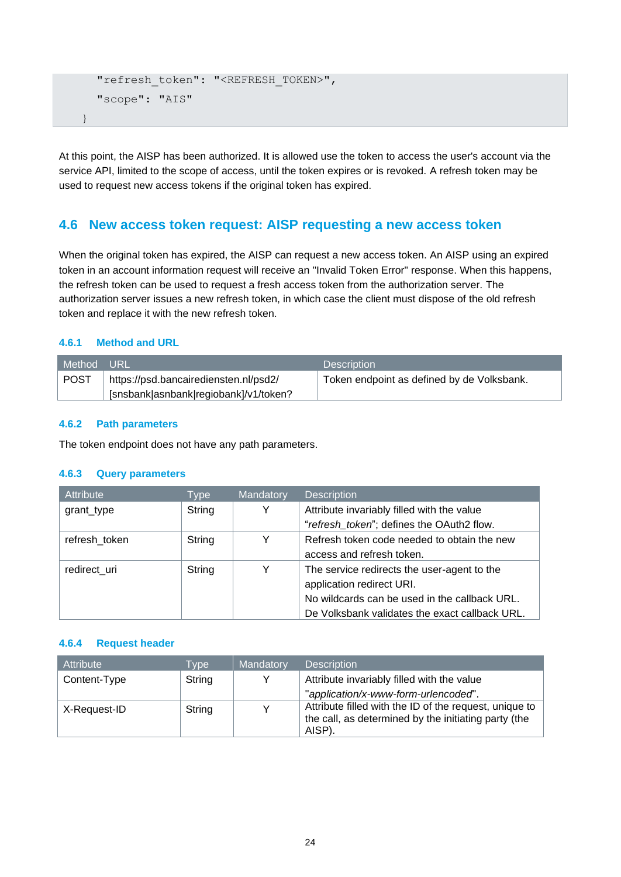```
    "refresh_token": "<REFRESH_TOKEN>",
    "scope": "AIS"
}
```

At this point, the AISP has been authorized. It is allowed use the token to access the user's account via the service API, limited to the scope of access, until the token expires or is revoked. A refresh token may be used to request new access tokens if the original token has expired.

## 4.6 New access token request: AISP requesting a new access token

When the original token has expired, the AISP can request a new access token. An AISP using an expired token in an account information request will receive an "Invalid Token Error" response. When this happens, the refresh token can be used to request a fresh access token from the authorization server. The authorization server issues a new refresh token, in which case the client must dispose of the old refresh token and replace it with the new refresh token.

### 4.6.1 Method and URL

| Method | URL | Description |
|---|---|---|
| POST | https://psd.bancairediensten.nl/psd2/[snsbank\|asnbank\|regiobank]/v1/token? | Token endpoint as defined by de Volksbank. |

### 4.6.2 Path parameters

The token endpoint does not have any path parameters.

### 4.6.3 Query parameters

| Attribute | Type | Mandatory | Description |
|---|---|---|---|
| grant_type | String | Y | Attribute invariably filled with the value "*refresh_token*"; defines the OAuth2 flow. |
| refresh_token | String | Y | Refresh token code needed to obtain the new access and refresh token. |
| redirect_uri | String | Y | The service redirects the user-agent to the application redirect URI.<br>No wildcards can be used in the callback URL.<br>De Volksbank validates the exact callback URL. |

### 4.6.4 Request header

| Attribute | Type | Mandatory | Description |
|---|---|---|---|
| Content-Type | String | Y | Attribute invariably filled with the value "*application/x-www-form-urlencoded*". |
| X-Request-ID | String | Y | Attribute filled with the ID of the request, unique to the call, as determined by the initiating party (the AISP). |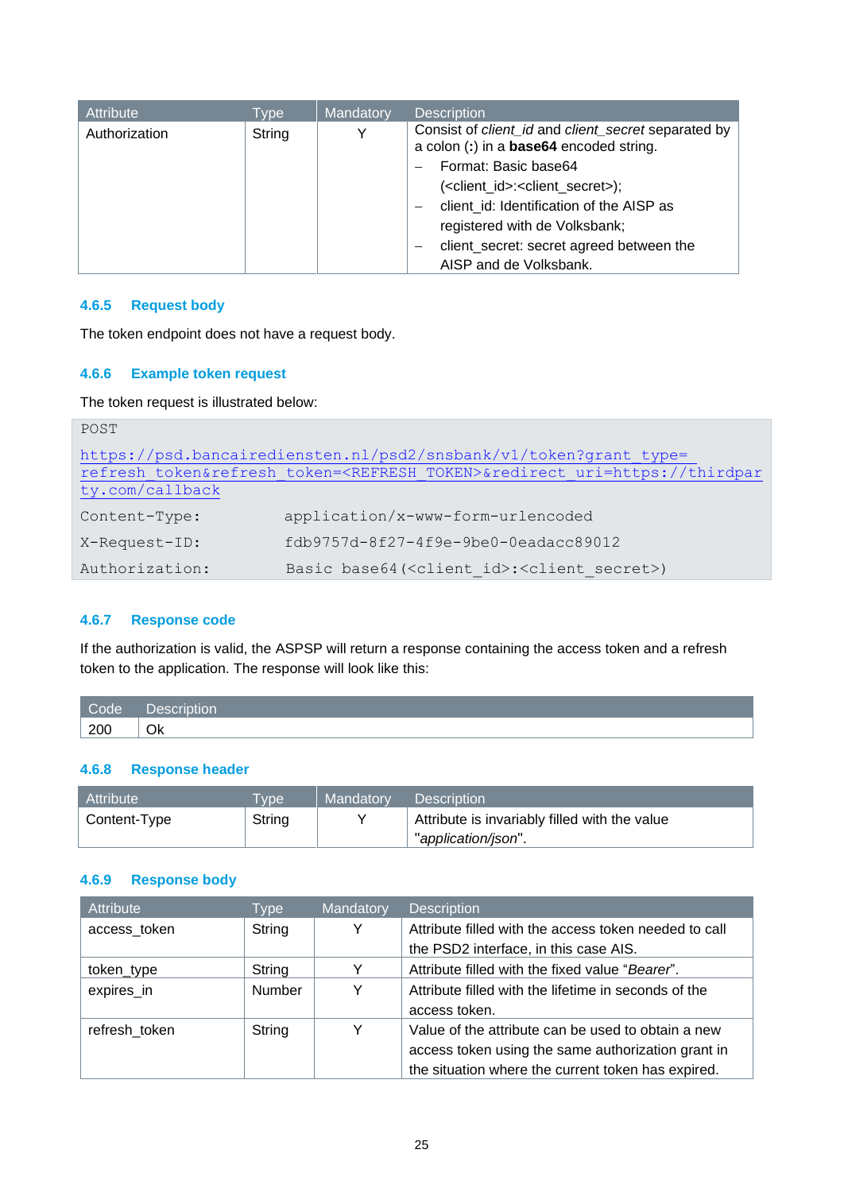| Attribute | Type | Mandatory | Description |
|---|---|---|---|
| Authorization | String | Y | Consist of *client_id* and *client_secret* separated by a colon (**:**) in a **base64** encoded string.<br>– Format: Basic base64 (<client_id>:<client_secret>);<br>– client_id: Identification of the AISP as registered with de Volksbank;<br>– client_secret: secret agreed between the AISP and de Volksbank. |

### 4.6.5 Request body

The token endpoint does not have a request body.

### 4.6.6 Example token request

The token request is illustrated below:

```
POST
https://psd.bancairediensten.nl/psd2/snsbank/v1/token?grant_type=
refresh_token&refresh_token=<REFRESH_TOKEN>&redirect_uri=https://thirdpar
ty.com/callback
Content-Type:         application/x-www-form-urlencoded
X-Request-ID:         fdb9757d-8f27-4f9e-9be0-0eadacc89012
Authorization:        Basic base64(<client_id>:<client_secret>)
```

### 4.6.7 Response code

If the authorization is valid, the ASPSP will return a response containing the access token and a refresh token to the application. The response will look like this:

| Code | Description |
|---|---|
| 200 | Ok |

### 4.6.8 Response header

| Attribute | Type | Mandatory | Description |
|---|---|---|---|
| Content-Type | String | Y | Attribute is invariably filled with the value "*application/json*". |

### 4.6.9 Response body

| Attribute | Type | Mandatory | Description |
|---|---|---|---|
| access_token | String | Y | Attribute filled with the access token needed to call the PSD2 interface, in this case AIS. |
| token_type | String | Y | Attribute filled with the fixed value "*Bearer*". |
| expires_in | Number | Y | Attribute filled with the lifetime in seconds of the access token. |
| refresh_token | String | Y | Value of the attribute can be used to obtain a new access token using the same authorization grant in the situation where the current token has expired. |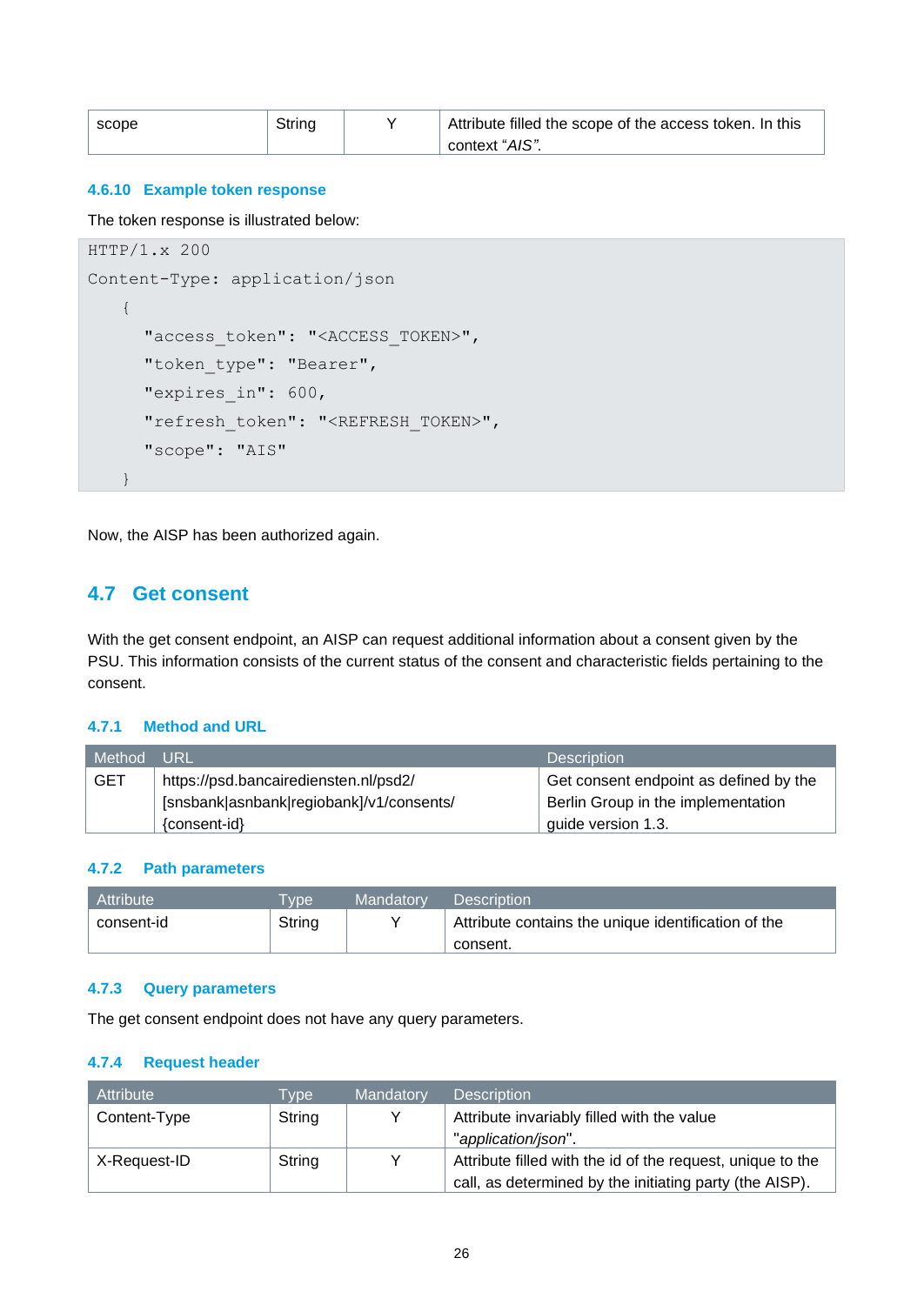| scope | String | Y | Attribute filled the scope of the access token. In this context "*AIS*". |
|---|---|---|---|

### 4.6.10 Example token response

The token response is illustrated below:

```
HTTP/1.x 200
Content-Type: application/json
    {
      "access_token": "<ACCESS_TOKEN>",
      "token_type": "Bearer",
      "expires_in": 600,
      "refresh_token": "<REFRESH_TOKEN>",
      "scope": "AIS"
    }
```

Now, the AISP has been authorized again.

## 4.7 Get consent

With the get consent endpoint, an AISP can request additional information about a consent given by the PSU. This information consists of the current status of the consent and characteristic fields pertaining to the consent.

### 4.7.1 Method and URL

| Method | URL | Description |
|---|---|---|
| GET | https://psd.bancairediensten.nl/psd2/[snsbank\|asnbank\|regiobank]/v1/consents/{consent-id} | Get consent endpoint as defined by the Berlin Group in the implementation guide version 1.3. |

### 4.7.2 Path parameters

| Attribute | Type | Mandatory | Description |
|---|---|---|---|
| consent-id | String | Y | Attribute contains the unique identification of the consent. |

### 4.7.3 Query parameters

The get consent endpoint does not have any query parameters.

### 4.7.4 Request header

| Attribute | Type | Mandatory | Description |
|---|---|---|---|
| Content-Type | String | Y | Attribute invariably filled with the value "*application/json*". |
| X-Request-ID | String | Y | Attribute filled with the id of the request, unique to the call, as determined by the initiating party (the AISP). |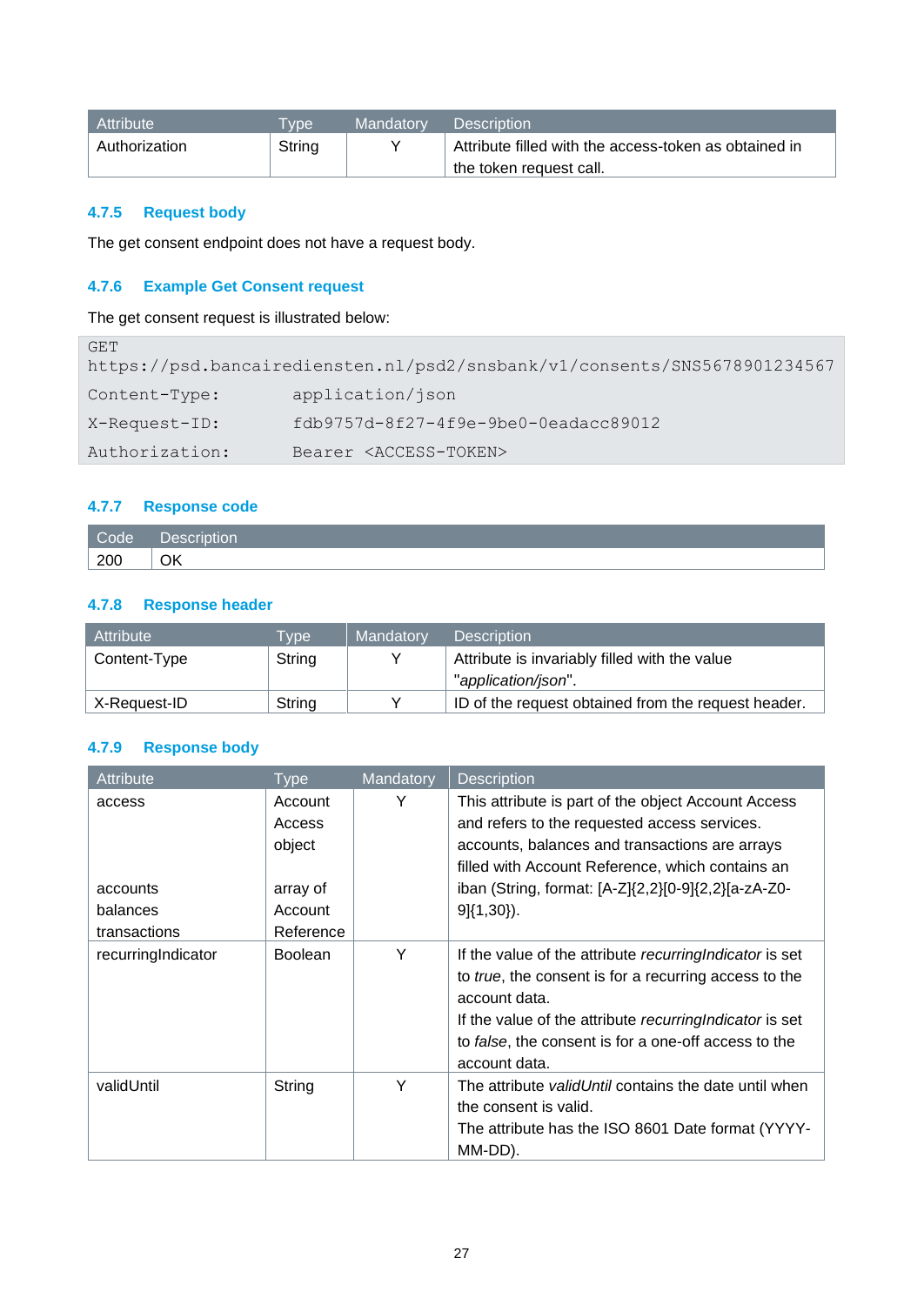| Attribute | Type | Mandatory | Description |
|---|---|---|---|
| Authorization | String | Y | Attribute filled with the access-token as obtained in the token request call. |

### 4.7.5 Request body

The get consent endpoint does not have a request body.

### 4.7.6 Example Get Consent request

The get consent request is illustrated below:

```
GET
https://psd.bancairediensten.nl/psd2/snsbank/v1/consents/SNS5678901234567
Content-Type:        application/json
X-Request-ID:        fdb9757d-8f27-4f9e-9be0-0eadacc89012
Authorization:       Bearer <ACCESS-TOKEN>
```

### 4.7.7 Response code

| Code | Description |
|---|---|
| 200 | OK |

### 4.7.8 Response header

| Attribute | Type | Mandatory | Description |
|---|---|---|---|
| Content-Type | String | Y | Attribute is invariably filled with the value "*application/json*". |
| X-Request-ID | String | Y | ID of the request obtained from the request header. |

### 4.7.9 Response body

| Attribute | Type | Mandatory | Description |
|---|---|---|---|
| access<br><br>accounts<br>balances<br>transactions | Account Access object<br><br>array of Account Reference | Y | This attribute is part of the object Account Access and refers to the requested access services. accounts, balances and transactions are arrays filled with Account Reference, which contains an iban (String, format: [A-Z]{2,2}[0-9]{2,2}[a-zA-Z0-9]{1,30}). |
| recurringIndicator | Boolean | Y | If the value of the attribute *recurringIndicator* is set to *true*, the consent is for a recurring access to the account data.<br>If the value of the attribute *recurringIndicator* is set to *false*, the consent is for a one-off access to the account data. |
| validUntil | String | Y | The attribute *validUntil* contains the date until when the consent is valid.<br>The attribute has the ISO 8601 Date format (YYYY-MM-DD). |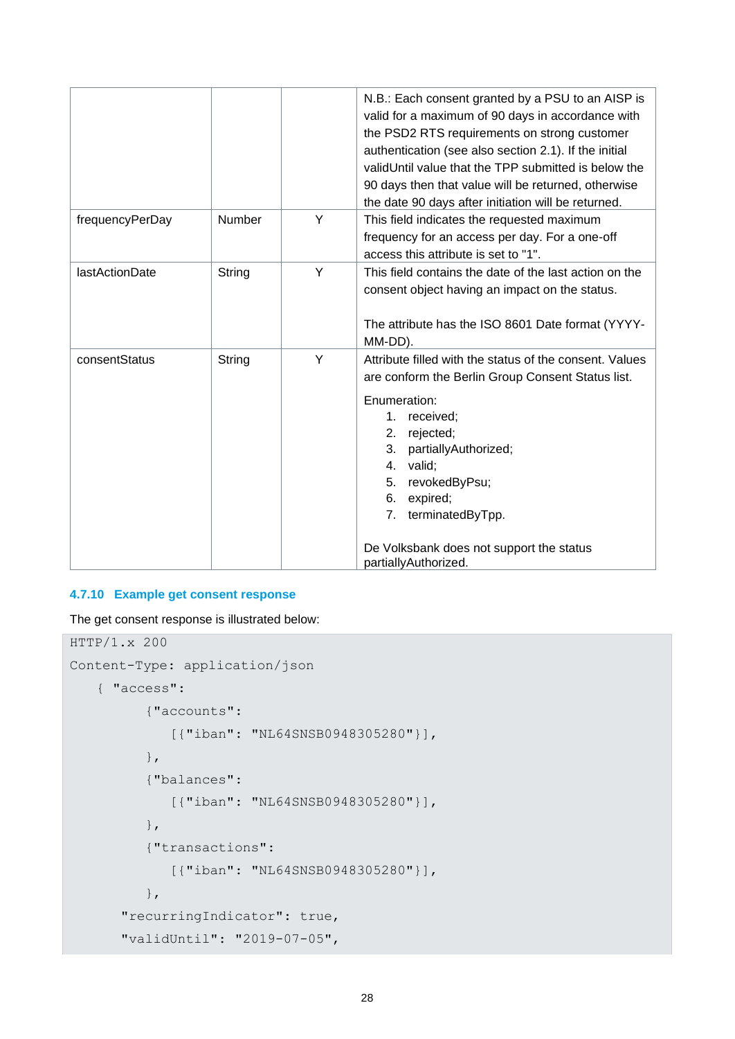| | | | |
|---|---|---|---|
| | | | N.B.: Each consent granted by a PSU to an AISP is valid for a maximum of 90 days in accordance with the PSD2 RTS requirements on strong customer authentication (see also section 2.1). If the initial validUntil value that the TPP submitted is below the 90 days then that value will be returned, otherwise the date 90 days after initiation will be returned. |
| frequencyPerDay | Number | Y | This field indicates the requested maximum frequency for an access per day. For a one-off access this attribute is set to "1". |
| lastActionDate | String | Y | This field contains the date of the last action on the consent object having an impact on the status.<br><br>The attribute has the ISO 8601 Date format (YYYY-MM-DD). |
| consentStatus | String | Y | Attribute filled with the status of the consent. Values are conform the Berlin Group Consent Status list.<br><br>Enumeration:<br>1. received;<br>2. rejected;<br>3. partiallyAuthorized;<br>4. valid;<br>5. revokedByPsu;<br>6. expired;<br>7. terminatedByTpp.<br><br>De Volksbank does not support the status partiallyAuthorized. |

### 4.7.10 Example get consent response

The get consent response is illustrated below:

```
HTTP/1.x 200
Content-Type: application/json
   { "access":
         {"accounts":
            [{"iban": "NL64SNSB0948305280"}],
         },
         {"balances":
            [{"iban": "NL64SNSB0948305280"}],
         },
         {"transactions":
            [{"iban": "NL64SNSB0948305280"}],
         },
      "recurringIndicator": true,
      "validUntil": "2019-07-05",
```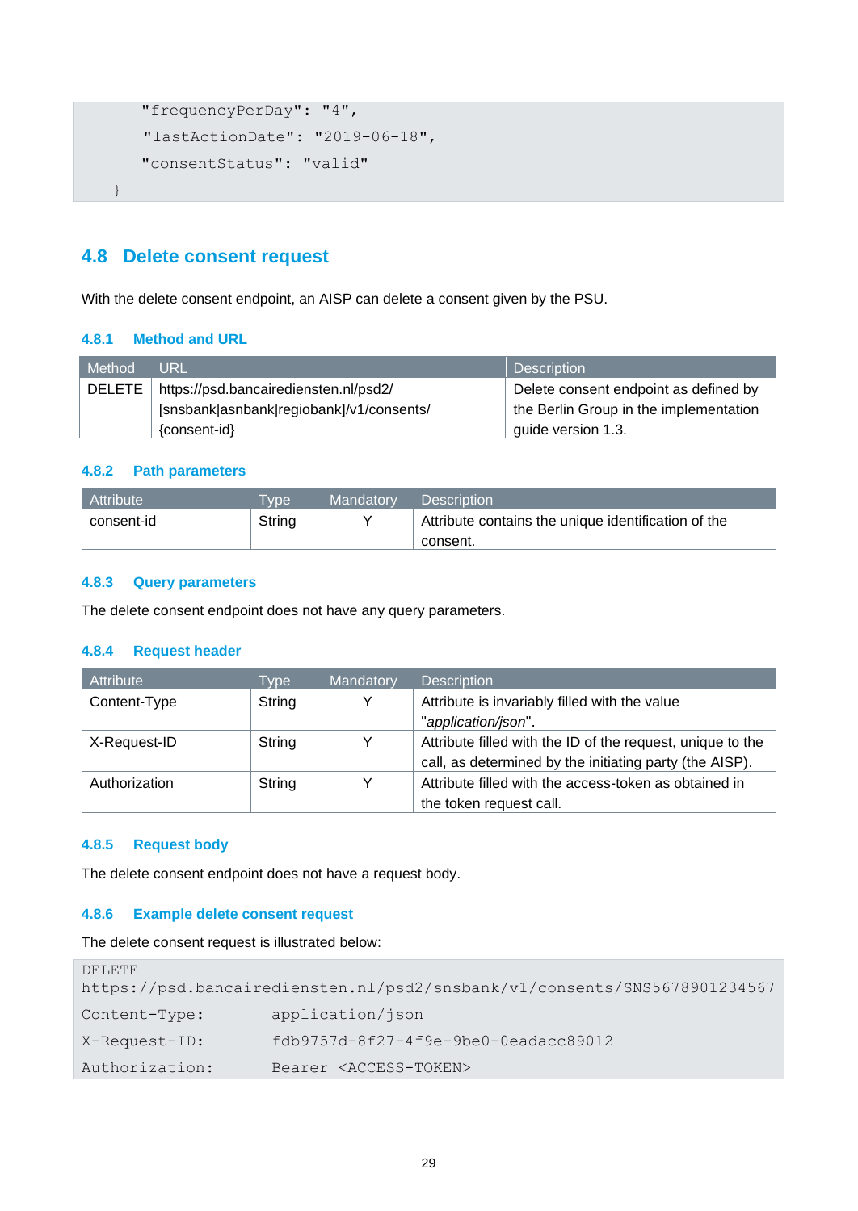```
    "frequencyPerDay": "4",
    "lastActionDate": "2019-06-18",
    "consentStatus": "valid"
}
```

## 4.8 Delete consent request

With the delete consent endpoint, an AISP can delete a consent given by the PSU.

### 4.8.1 Method and URL

| Method | URL | Description |
|---|---|---|
| DELETE | https://psd.bancairediensten.nl/psd2/[snsbank\|asnbank\|regiobank]/v1/consents/{consent-id} | Delete consent endpoint as defined by the Berlin Group in the implementation guide version 1.3. |

### 4.8.2 Path parameters

| Attribute | Type | Mandatory | Description |
|---|---|---|---|
| consent-id | String | Y | Attribute contains the unique identification of the consent. |

### 4.8.3 Query parameters

The delete consent endpoint does not have any query parameters.

### 4.8.4 Request header

| Attribute | Type | Mandatory | Description |
|---|---|---|---|
| Content-Type | String | Y | Attribute is invariably filled with the value "*application/json*". |
| X-Request-ID | String | Y | Attribute filled with the ID of the request, unique to the call, as determined by the initiating party (the AISP). |
| Authorization | String | Y | Attribute filled with the access-token as obtained in the token request call. |

### 4.8.5 Request body

The delete consent endpoint does not have a request body.

### 4.8.6 Example delete consent request

The delete consent request is illustrated below:

```
DELETE
https://psd.bancairediensten.nl/psd2/snsbank/v1/consents/SNS5678901234567
Content-Type:       application/json
X-Request-ID:       fdb9757d-8f27-4f9e-9be0-0eadacc89012
Authorization:      Bearer <ACCESS-TOKEN>
```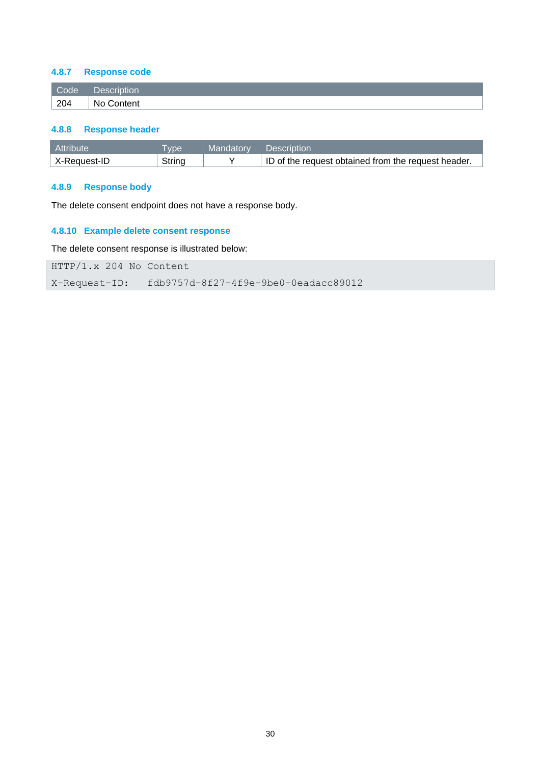### 4.8.7 Response code

| Code | Description |
|---|---|
| 204 | No Content |

### 4.8.8 Response header

| Attribute | Type | Mandatory | Description |
|---|---|---|---|
| X-Request-ID | String | Y | ID of the request obtained from the request header. |

### 4.8.9 Response body

The delete consent endpoint does not have a response body.

### 4.8.10 Example delete consent response

The delete consent response is illustrated below:

```
HTTP/1.x 204 No Content
X-Request-ID:    fdb9757d-8f27-4f9e-9be0-0eadacc89012
```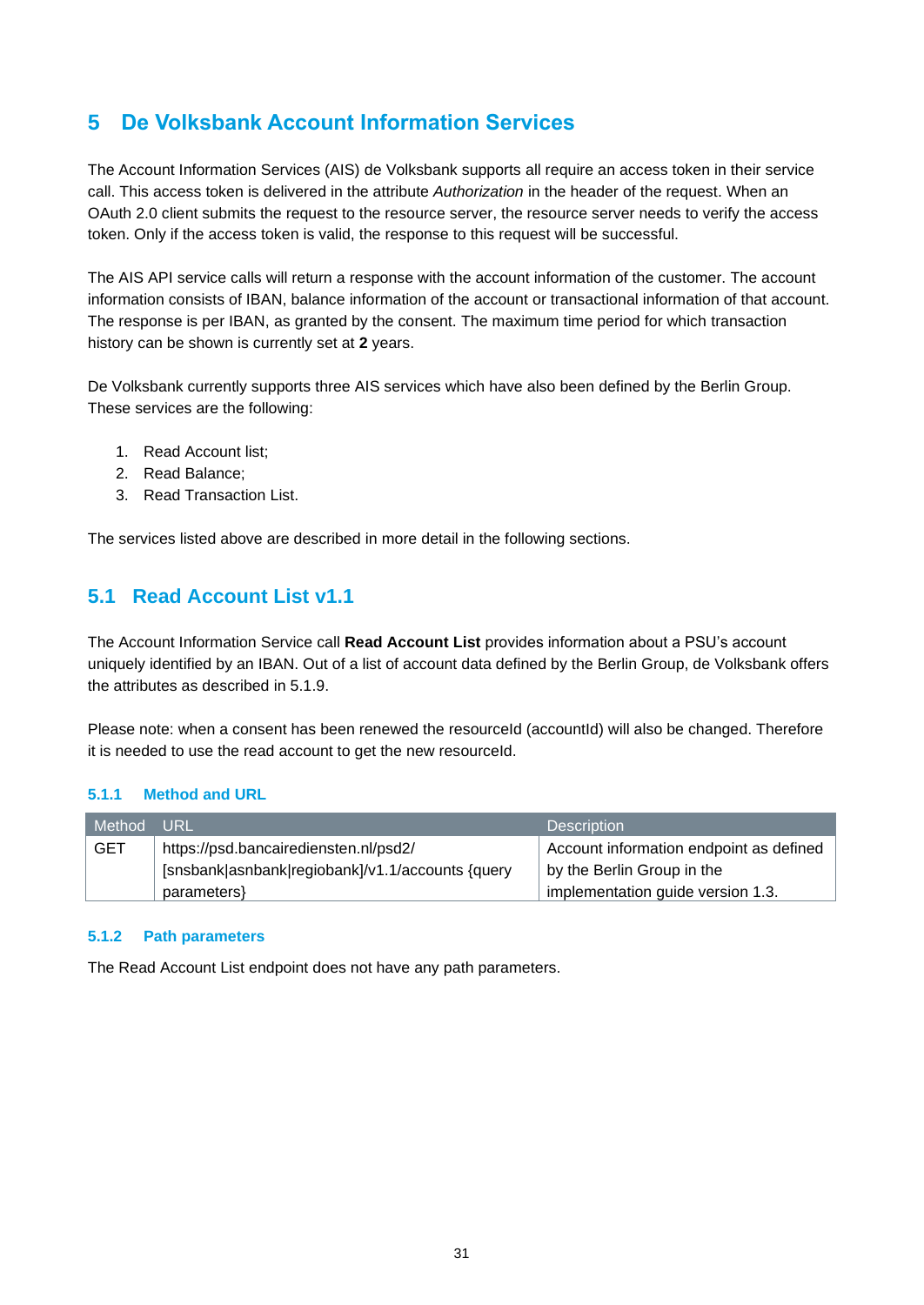# 5 De Volksbank Account Information Services

The Account Information Services (AIS) de Volksbank supports all require an access token in their service call. This access token is delivered in the attribute *Authorization* in the header of the request. When an OAuth 2.0 client submits the request to the resource server, the resource server needs to verify the access token. Only if the access token is valid, the response to this request will be successful.

The AIS API service calls will return a response with the account information of the customer. The account information consists of IBAN, balance information of the account or transactional information of that account. The response is per IBAN, as granted by the consent. The maximum time period for which transaction history can be shown is currently set at **2** years.

De Volksbank currently supports three AIS services which have also been defined by the Berlin Group. These services are the following:

1. Read Account list;
2. Read Balance;
3. Read Transaction List.

The services listed above are described in more detail in the following sections.

## 5.1 Read Account List v1.1

The Account Information Service call **Read Account List** provides information about a PSU's account uniquely identified by an IBAN. Out of a list of account data defined by the Berlin Group, de Volksbank offers the attributes as described in 5.1.9.

Please note: when a consent has been renewed the resourceId (accountId) will also be changed. Therefore it is needed to use the read account to get the new resourceId.

### 5.1.1 Method and URL

| Method | URL | Description |
|---|---|---|
| GET | https://psd.bancairediensten.nl/psd2/[snsbank\|asnbank\|regiobank]/v1.1/accounts {query parameters} | Account information endpoint as defined by the Berlin Group in the implementation guide version 1.3. |

### 5.1.2 Path parameters

The Read Account List endpoint does not have any path parameters.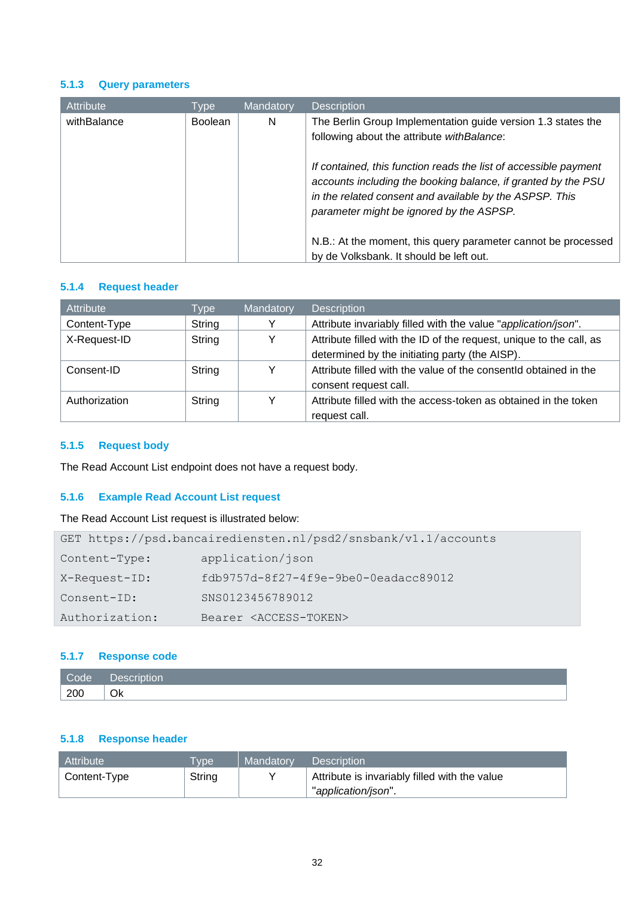### 5.1.3 Query parameters

| Attribute | Type | Mandatory | Description |
| --- | --- | --- | --- |
| withBalance | Boolean | N | The Berlin Group Implementation guide version 1.3 states the following about the attribute *withBalance*:<br><br>*If contained, this function reads the list of accessible payment accounts including the booking balance, if granted by the PSU in the related consent and available by the ASPSP. This parameter might be ignored by the ASPSP.*<br><br>N.B.: At the moment, this query parameter cannot be processed by de Volksbank. It should be left out. |

### 5.1.4 Request header

| Attribute | Type | Mandatory | Description |
| --- | --- | --- | --- |
| Content-Type | String | Y | Attribute invariably filled with the value "*application/json*". |
| X-Request-ID | String | Y | Attribute filled with the ID of the request, unique to the call, as determined by the initiating party (the AISP). |
| Consent-ID | String | Y | Attribute filled with the value of the consentId obtained in the consent request call. |
| Authorization | String | Y | Attribute filled with the access-token as obtained in the token request call. |

### 5.1.5 Request body

The Read Account List endpoint does not have a request body.

### 5.1.6 Example Read Account List request

The Read Account List request is illustrated below:

```
GET https://psd.bancairediensten.nl/psd2/snsbank/v1.1/accounts
Content-Type:        application/json
X-Request-ID:        fdb9757d-8f27-4f9e-9be0-0eadacc89012
Consent-ID:          SNS0123456789012
Authorization:       Bearer <ACCESS-TOKEN>
```

### 5.1.7 Response code

| Code | Description |
| --- | --- |
| 200 | Ok |

### 5.1.8 Response header

| Attribute | Type | Mandatory | Description |
| --- | --- | --- | --- |
| Content-Type | String | Y | Attribute is invariably filled with the value "*application/json*". |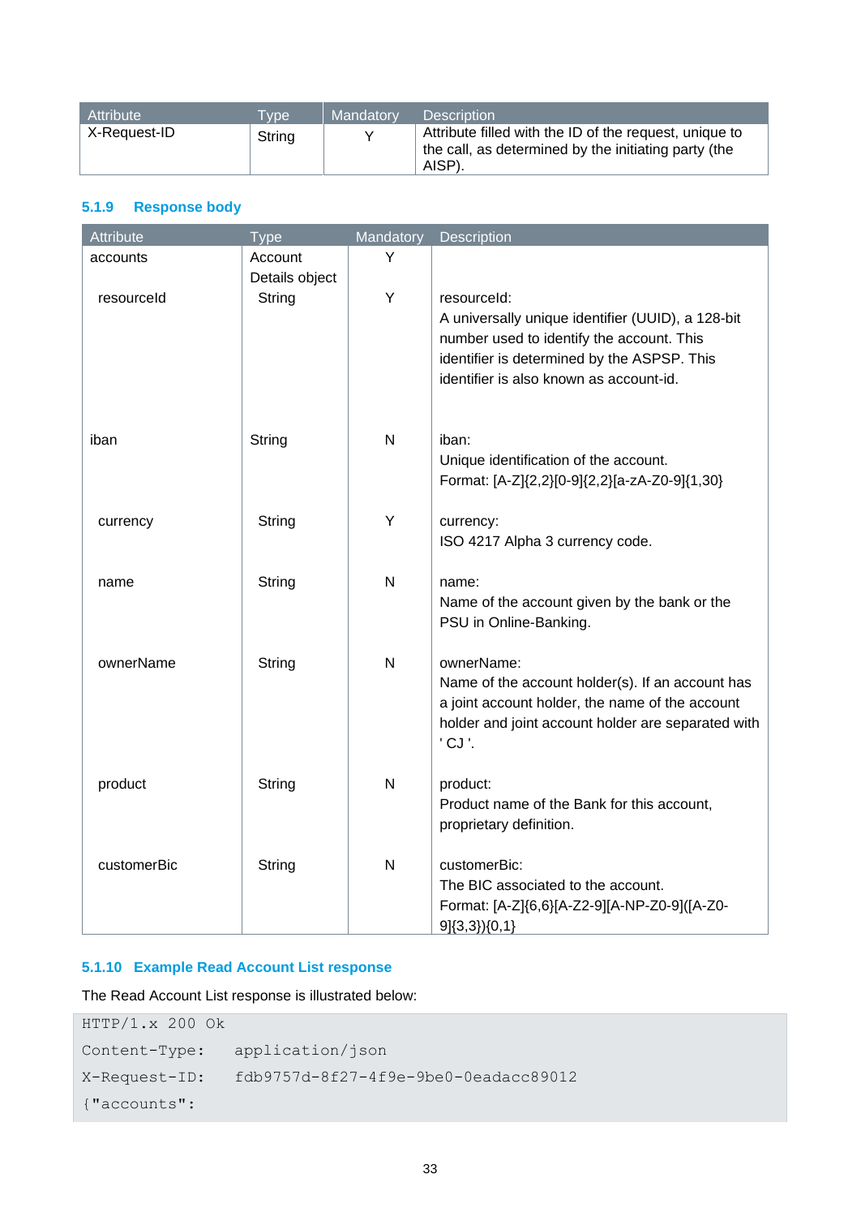| Attribute | Type | Mandatory | Description |
|---|---|---|---|
| X-Request-ID | String | Y | Attribute filled with the ID of the request, unique to the call, as determined by the initiating party (the AISP). |

### 5.1.9 Response body

| Attribute | Type | Mandatory | Description |
|---|---|---|---|
| accounts | Account Details object | Y | |
| resourceId | String | Y | resourceId:<br>A universally unique identifier (UUID), a 128-bit number used to identify the account. This identifier is determined by the ASPSP. This identifier is also known as account-id. |
| iban | String | N | iban:<br>Unique identification of the account.<br>Format: [A-Z]{2,2}[0-9]{2,2}[a-zA-Z0-9]{1,30} |
| currency | String | Y | currency:<br>ISO 4217 Alpha 3 currency code. |
| name | String | N | name:<br>Name of the account given by the bank or the PSU in Online-Banking. |
| ownerName | String | N | ownerName:<br>Name of the account holder(s). If an account has a joint account holder, the name of the account holder and joint account holder are separated with ' CJ '. |
| product | String | N | product:<br>Product name of the Bank for this account, proprietary definition. |
| customerBic | String | N | customerBic:<br>The BIC associated to the account.<br>Format: [A-Z]{6,6}[A-Z2-9][A-NP-Z0-9]([A-Z0-9]{3,3}){0,1} |

### 5.1.10 Example Read Account List response

The Read Account List response is illustrated below:

```
HTTP/1.x 200 Ok
Content-Type:   application/json
X-Request-ID:   fdb9757d-8f27-4f9e-9be0-0eadacc89012
{"accounts":
```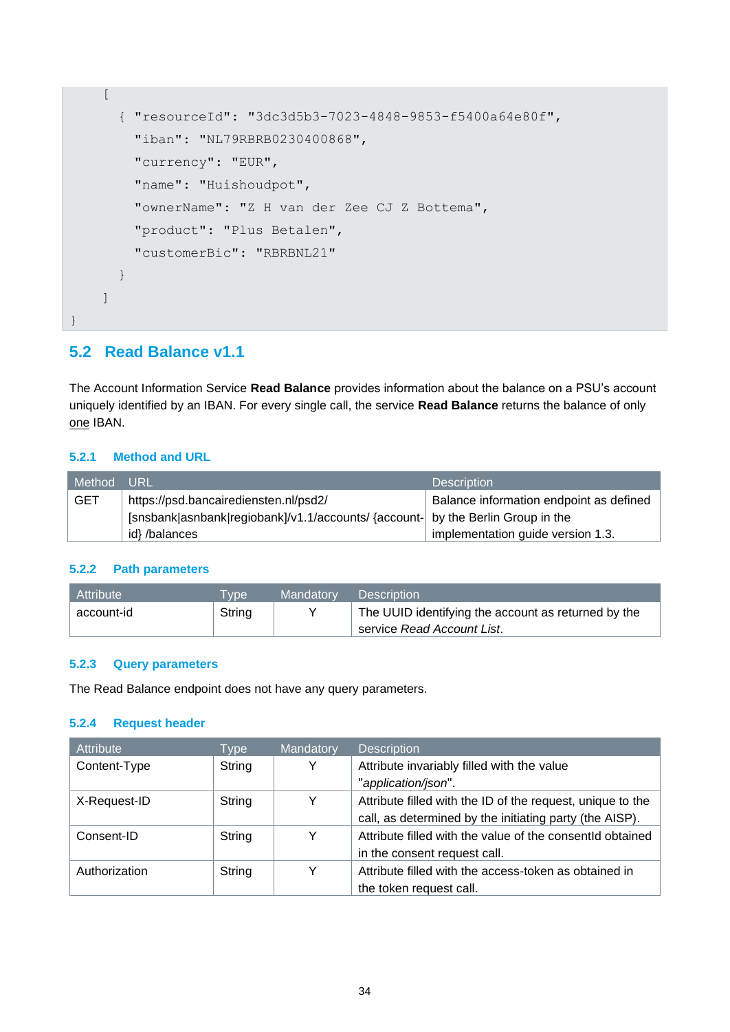```
    [
      { "resourceId": "3dc3d5b3-7023-4848-9853-f5400a64e80f",
        "iban": "NL79RBRB0230400868",
        "currency": "EUR",
        "name": "Huishoudpot",
        "ownerName": "Z H van der Zee CJ Z Bottema",
        "product": "Plus Betalen",
        "customerBic": "RBRBNL21"
      }
    ]
}
```

## 5.2 Read Balance v1.1

The Account Information Service **Read Balance** provides information about the balance on a PSU's account uniquely identified by an IBAN. For every single call, the service **Read Balance** returns the balance of only one IBAN.

### 5.2.1 Method and URL

| Method | URL | Description |
|---|---|---|
| GET | https://psd.bancairediensten.nl/psd2/[snsbank\|asnbank\|regiobank]/v1.1/accounts/ {account-id} /balances | Balance information endpoint as defined by the Berlin Group in the implementation guide version 1.3. |

### 5.2.2 Path parameters

| Attribute | Type | Mandatory | Description |
|---|---|---|---|
| account-id | String | Y | The UUID identifying the account as returned by the service *Read Account List*. |

### 5.2.3 Query parameters

The Read Balance endpoint does not have any query parameters.

### 5.2.4 Request header

| Attribute | Type | Mandatory | Description |
|---|---|---|---|
| Content-Type | String | Y | Attribute invariably filled with the value "*application/json*". |
| X-Request-ID | String | Y | Attribute filled with the ID of the request, unique to the call, as determined by the initiating party (the AISP). |
| Consent-ID | String | Y | Attribute filled with the value of the consentId obtained in the consent request call. |
| Authorization | String | Y | Attribute filled with the access-token as obtained in the token request call. |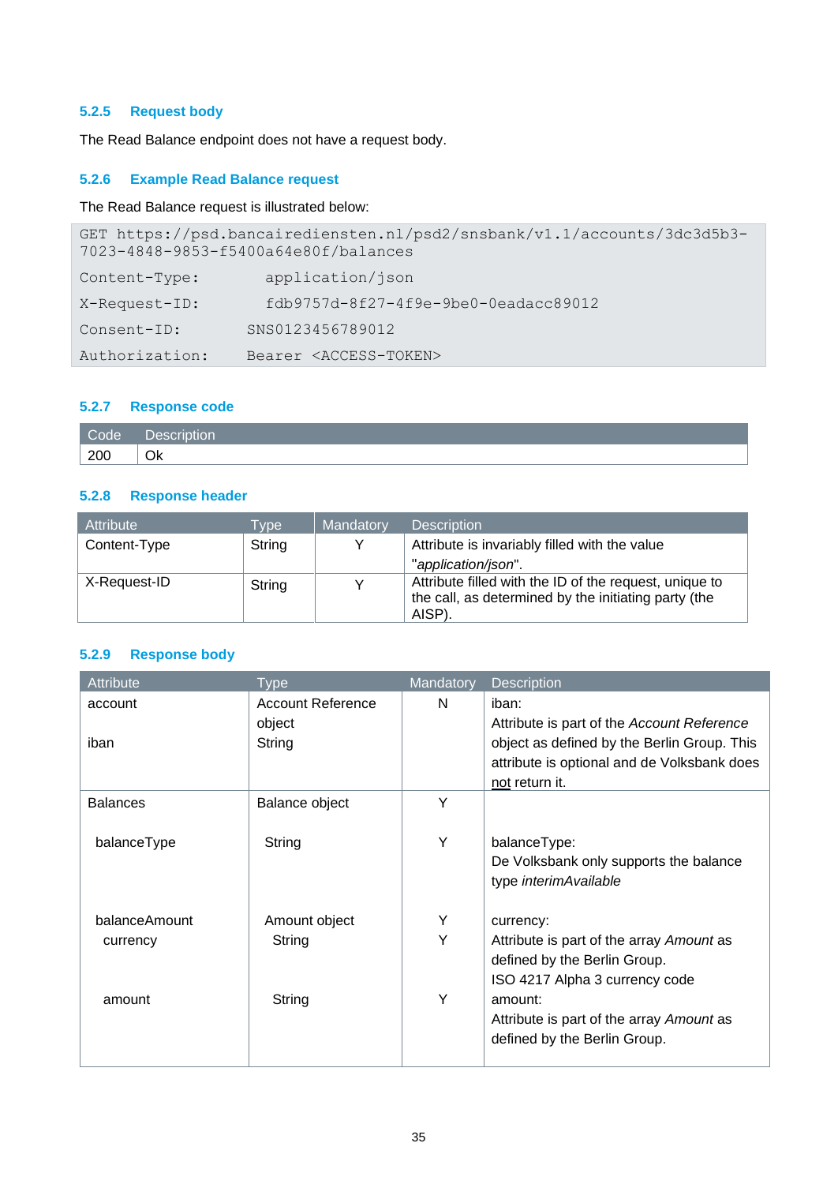### 5.2.5 Request body

The Read Balance endpoint does not have a request body.

### 5.2.6 Example Read Balance request

The Read Balance request is illustrated below:

```
GET https://psd.bancairediensten.nl/psd2/snsbank/v1.1/accounts/3dc3d5b3-7023-4848-9853-f5400a64e80f/balances
Content-Type:        application/json
X-Request-ID:        fdb9757d-8f27-4f9e-9be0-0eadacc89012
Consent-ID:       SNS0123456789012
Authorization:     Bearer <ACCESS-TOKEN>
```

### 5.2.7 Response code

| Code | Description |
|---|---|
| 200 | Ok |

### 5.2.8 Response header

| Attribute | Type | Mandatory | Description |
|---|---|---|---|
| Content-Type | String | Y | Attribute is invariably filled with the value "*application/json*". |
| X-Request-ID | String | Y | Attribute filled with the ID of the request, unique to the call, as determined by the initiating party (the AISP). |

### 5.2.9 Response body

| Attribute | Type | Mandatory | Description |
|---|---|---|---|
| account<br><br>iban | Account Reference object<br>String | N | iban:<br>Attribute is part of the *Account Reference* object as defined by the Berlin Group. This attribute is optional and de Volksbank does <u>not</u> return it. |
| Balances<br><br>balanceType<br><br><br><br>balanceAmount<br>currency<br><br><br>amount | Balance object<br><br>String<br><br><br><br>Amount object<br>String<br><br><br>String | Y<br><br>Y<br><br><br><br>Y<br>Y<br><br><br>Y | <br><br>balanceType:<br>De Volksbank only supports the balance type *interimAvailable*<br><br>currency:<br>Attribute is part of the array *Amount* as defined by the Berlin Group.<br>ISO 4217 Alpha 3 currency code<br>amount:<br>Attribute is part of the array *Amount* as defined by the Berlin Group. |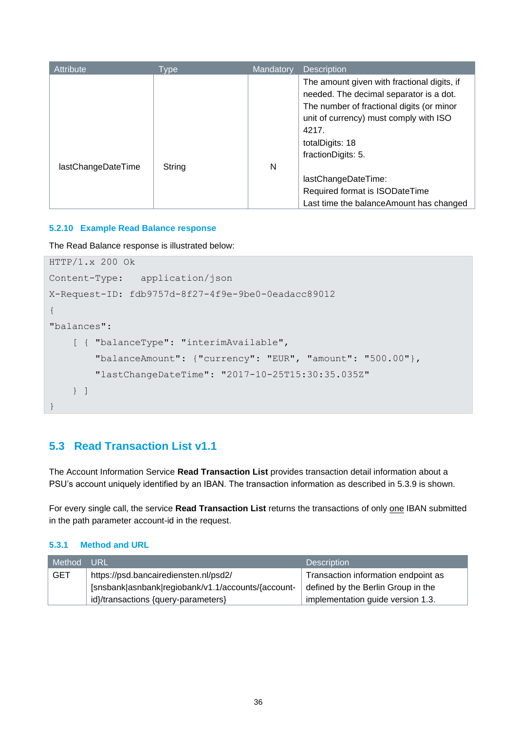| Attribute | Type | Mandatory | Description |
| --- | --- | --- | --- |
| lastChangeDateTime | String | N | The amount given with fractional digits, if needed. The decimal separator is a dot. The number of fractional digits (or minor unit of currency) must comply with ISO 4217.<br>totalDigits: 18<br>fractionDigits: 5.<br><br>lastChangeDateTime:<br>Required format is ISODateTime<br>Last time the balanceAmount has changed |

### 5.2.10 Example Read Balance response

The Read Balance response is illustrated below:

```
HTTP/1.x 200 Ok
Content-Type:   application/json
X-Request-ID: fdb9757d-8f27-4f9e-9be0-0eadacc89012
{
"balances":
    [ { "balanceType": "interimAvailable",
        "balanceAmount": {"currency": "EUR", "amount": "500.00"},
        "lastChangeDateTime": "2017-10-25T15:30:35.035Z"
    } ]
}
```

## 5.3 Read Transaction List v1.1

The Account Information Service **Read Transaction List** provides transaction detail information about a PSU's account uniquely identified by an IBAN. The transaction information as described in 5.3.9 is shown.

For every single call, the service **Read Transaction List** returns the transactions of only <u>one</u> IBAN submitted in the path parameter account-id in the request.

### 5.3.1 Method and URL

| Method | URL | Description |
| --- | --- | --- |
| GET | https://psd.bancairediensten.nl/psd2/[snsbank\|asnbank\|regiobank/v1.1/accounts/{account-id}/transactions {query-parameters} | Transaction information endpoint as defined by the Berlin Group in the implementation guide version 1.3. |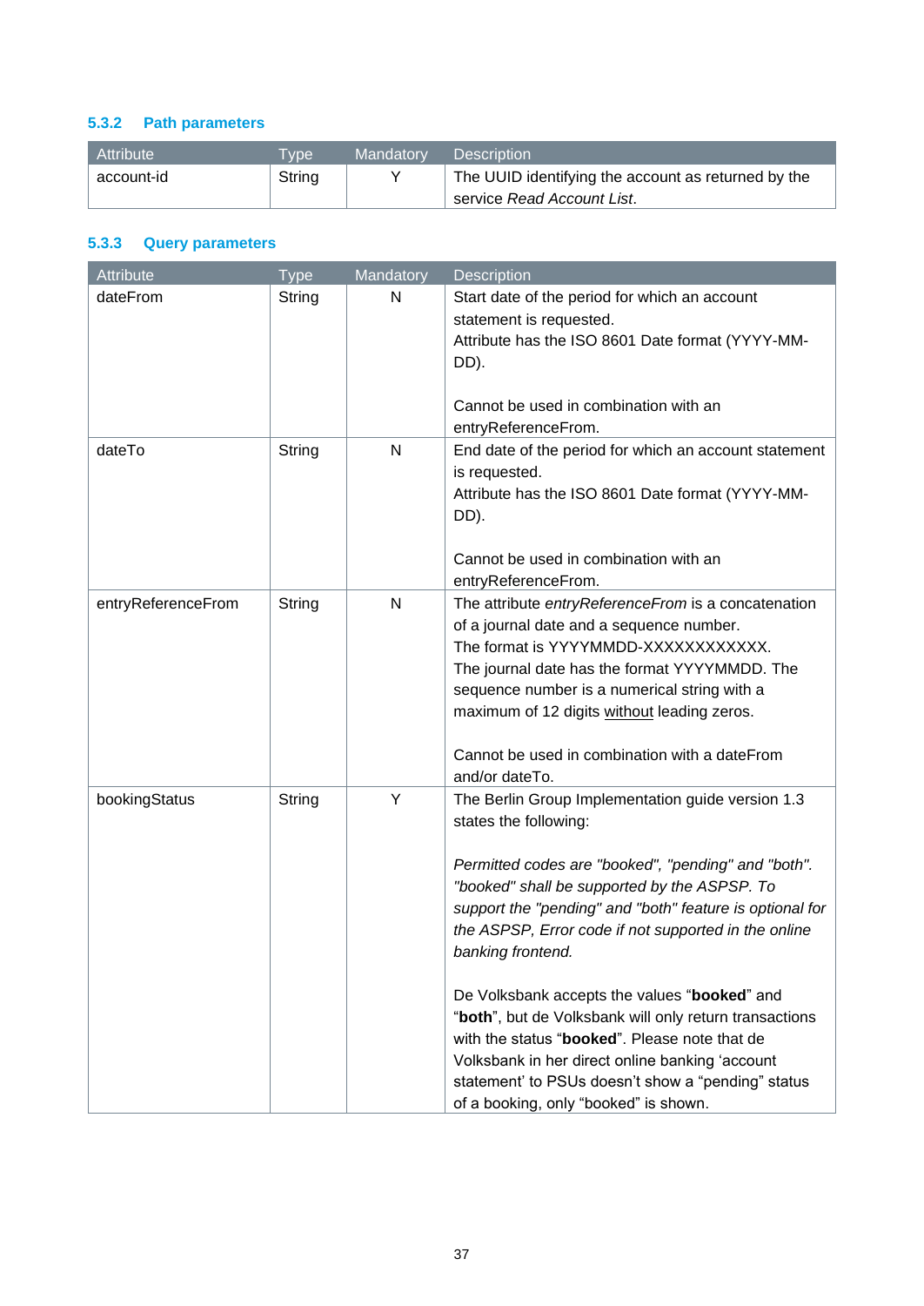### 5.3.2 Path parameters

| Attribute | Type | Mandatory | Description |
| --- | --- | --- | --- |
| account-id | String | Y | The UUID identifying the account as returned by the service *Read Account List*. |

### 5.3.3 Query parameters

| Attribute | Type | Mandatory | Description |
| --- | --- | --- | --- |
| dateFrom | String | N | Start date of the period for which an account statement is requested.<br>Attribute has the ISO 8601 Date format (YYYY-MM-DD).<br><br>Cannot be used in combination with an entryReferenceFrom. |
| dateTo | String | N | End date of the period for which an account statement is requested.<br>Attribute has the ISO 8601 Date format (YYYY-MM-DD).<br><br>Cannot be used in combination with an entryReferenceFrom. |
| entryReferenceFrom | String | N | The attribute *entryReferenceFrom* is a concatenation of a journal date and a sequence number.<br>The format is YYYYMMDD-XXXXXXXXXXXX.<br>The journal date has the format YYYYMMDD. The sequence number is a numerical string with a maximum of 12 digits <u>without</u> leading zeros.<br><br>Cannot be used in combination with a dateFrom and/or dateTo. |
| bookingStatus | String | Y | The Berlin Group Implementation guide version 1.3 states the following:<br><br>*Permitted codes are "booked", "pending" and "both". "booked" shall be supported by the ASPSP. To support the "pending" and "both" feature is optional for the ASPSP, Error code if not supported in the online banking frontend.*<br><br>De Volksbank accepts the values "**booked**" and "**both**", but de Volksbank will only return transactions with the status "**booked**". Please note that de Volksbank in her direct online banking 'account statement' to PSUs doesn't show a "pending" status of a booking, only "booked" is shown. |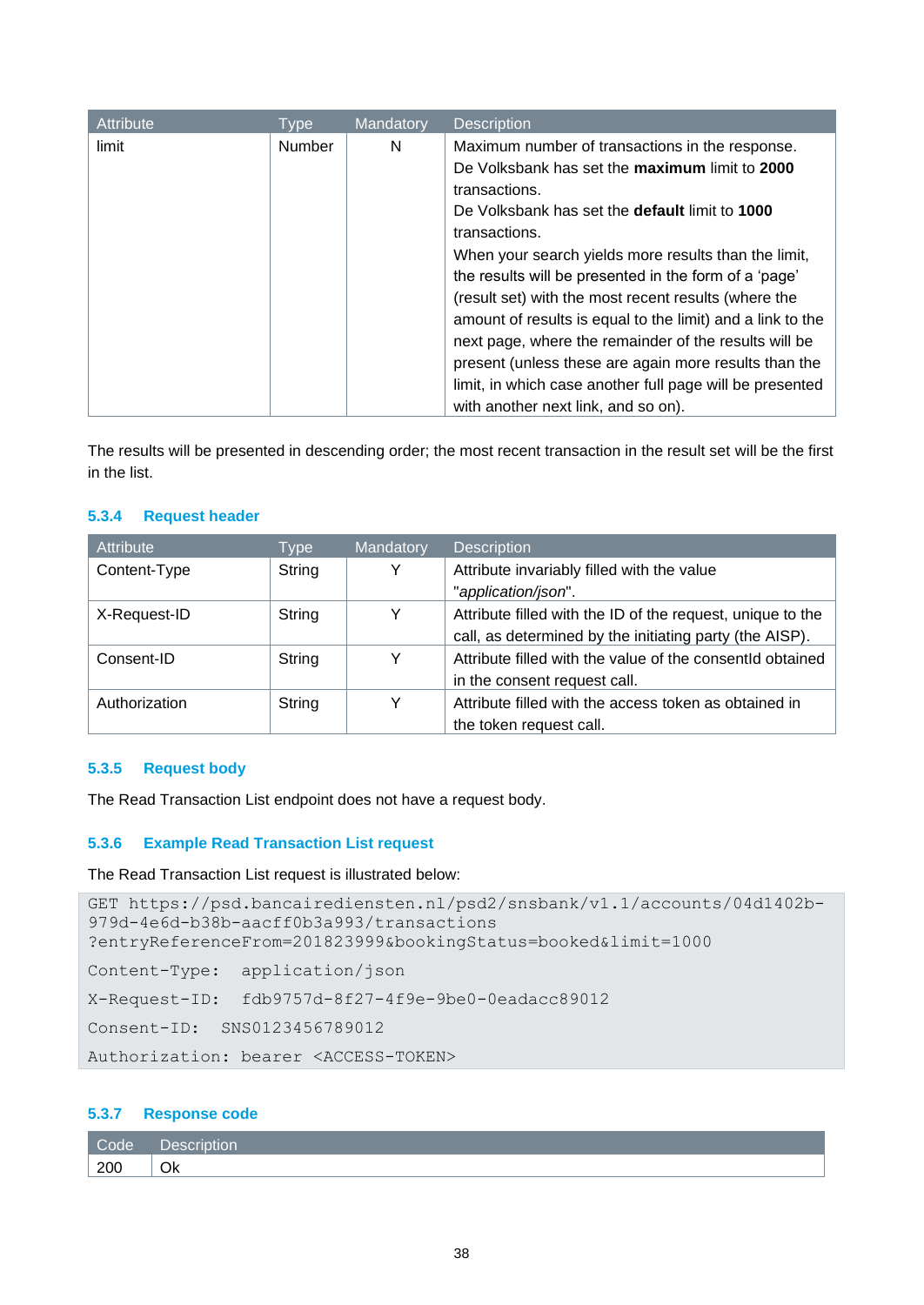| Attribute | Type | Mandatory | Description |
| --- | --- | --- | --- |
| limit | Number | N | Maximum number of transactions in the response.<br>De Volksbank has set the **maximum** limit to **2000** transactions.<br>De Volksbank has set the **default** limit to **1000** transactions.<br>When your search yields more results than the limit, the results will be presented in the form of a 'page' (result set) with the most recent results (where the amount of results is equal to the limit) and a link to the next page, where the remainder of the results will be present (unless these are again more results than the limit, in which case another full page will be presented with another next link, and so on). |

The results will be presented in descending order; the most recent transaction in the result set will be the first in the list.

### 5.3.4 Request header

| Attribute | Type | Mandatory | Description |
| --- | --- | --- | --- |
| Content-Type | String | Y | Attribute invariably filled with the value "*application/json*". |
| X-Request-ID | String | Y | Attribute filled with the ID of the request, unique to the call, as determined by the initiating party (the AISP). |
| Consent-ID | String | Y | Attribute filled with the value of the consentId obtained in the consent request call. |
| Authorization | String | Y | Attribute filled with the access token as obtained in the token request call. |

### 5.3.5 Request body

The Read Transaction List endpoint does not have a request body.

### 5.3.6 Example Read Transaction List request

The Read Transaction List request is illustrated below:

```
GET https://psd.bancairediensten.nl/psd2/snsbank/v1.1/accounts/04d1402b-979d-4e6d-b38b-aacff0b3a993/transactions
?entryReferenceFrom=201823999&bookingStatus=booked&limit=1000

Content-Type:  application/json

X-Request-ID:  fdb9757d-8f27-4f9e-9be0-0eadacc89012

Consent-ID:  SNS0123456789012

Authorization: bearer <ACCESS-TOKEN>
```

### 5.3.7 Response code

| Code | Description |
| --- | --- |
| 200 | Ok |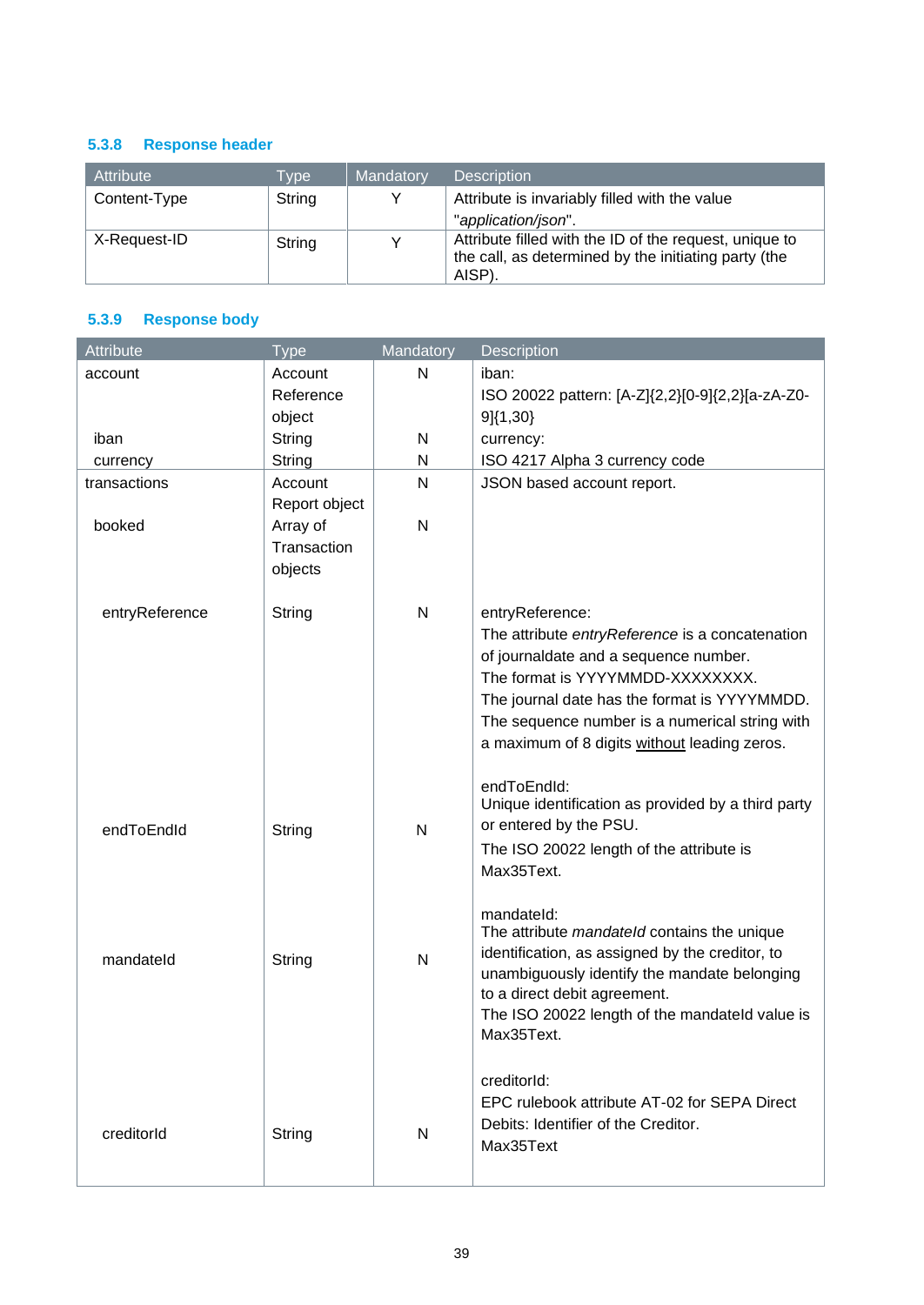### 5.3.8 Response header

| Attribute | Type | Mandatory | Description |
|---|---|---|---|
| Content-Type | String | Y | Attribute is invariably filled with the value "*application/json*". |
| X-Request-ID | String | Y | Attribute filled with the ID of the request, unique to the call, as determined by the initiating party (the AISP). |

### 5.3.9 Response body

| Attribute | Type | Mandatory | Description |
|---|---|---|---|
| account | Account Reference object | N | iban: ISO 20022 pattern: [A-Z]{2,2}[0-9]{2,2}[a-zA-Z0-9]{1,30} |
| iban | String | N | currency: |
| currency | String | N | ISO 4217 Alpha 3 currency code |
| transactions | Account Report object | N | JSON based account report. |
| booked | Array of Transaction objects | N | |
| entryReference | String | N | entryReference: The attribute *entryReference* is a concatenation of journaldate and a sequence number. The format is YYYYMMDD-XXXXXXXX. The journal date has the format is YYYYMMDD. The sequence number is a numerical string with a maximum of 8 digits without leading zeros. |
| endToEndId | String | N | endToEndId: Unique identification as provided by a third party or entered by the PSU. The ISO 20022 length of the attribute is Max35Text. |
| mandateId | String | N | mandateId: The attribute *mandateId* contains the unique identification, as assigned by the creditor, to unambiguously identify the mandate belonging to a direct debit agreement. The ISO 20022 length of the mandateId value is Max35Text. |
| creditorId | String | N | creditorId: EPC rulebook attribute AT-02 for SEPA Direct Debits: Identifier of the Creditor. Max35Text |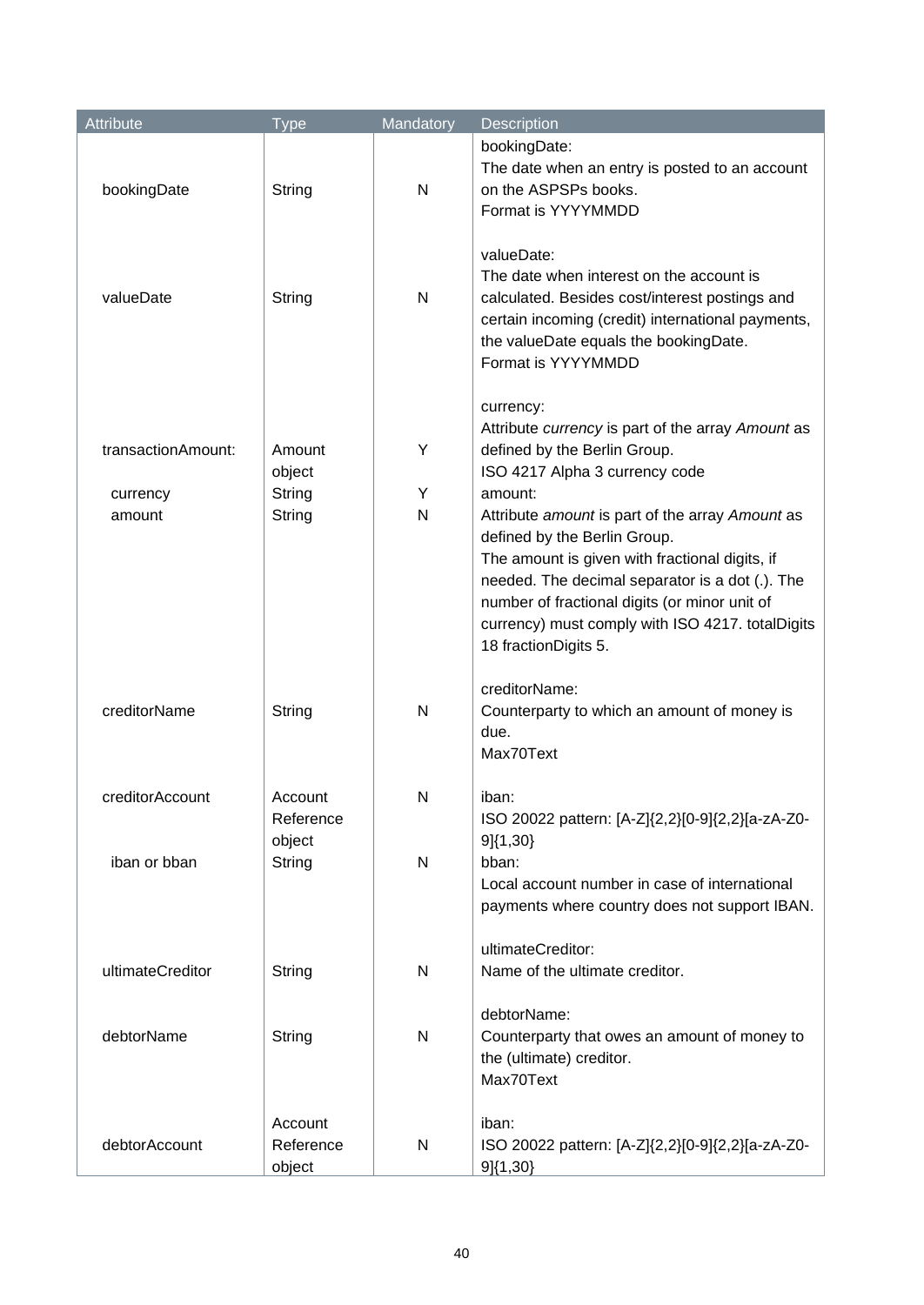| Attribute | Type | Mandatory | Description |
|---|---|---|---|
| bookingDate | String | N | bookingDate:<br>The date when an entry is posted to an account on the ASPSPs books.<br>Format is YYYYMMDD |
| valueDate | String | N | valueDate:<br>The date when interest on the account is calculated. Besides cost/interest postings and certain incoming (credit) international payments, the valueDate equals the bookingDate.<br>Format is YYYYMMDD |
| transactionAmount:<br><br>currency<br>amount | Amount object<br>String<br>String | Y<br><br>Y<br>N | currency:<br>Attribute *currency* is part of the array *Amount* as defined by the Berlin Group.<br>ISO 4217 Alpha 3 currency code<br>amount:<br>Attribute *amount* is part of the array *Amount* as defined by the Berlin Group.<br>The amount is given with fractional digits, if needed. The decimal separator is a dot (.). The number of fractional digits (or minor unit of currency) must comply with ISO 4217. totalDigits 18 fractionDigits 5. |
| creditorName | String | N | creditorName:<br>Counterparty to which an amount of money is due.<br>Max70Text |
| creditorAccount<br><br>iban or bban | Account Reference object<br>String | N<br><br>N | iban:<br>ISO 20022 pattern: [A-Z]{2,2}[0-9]{2,2}[a-zA-Z0-9]{1,30}<br>bban:<br>Local account number in case of international payments where country does not support IBAN. |
| ultimateCreditor | String | N | ultimateCreditor:<br>Name of the ultimate creditor. |
| debtorName | String | N | debtorName:<br>Counterparty that owes an amount of money to the (ultimate) creditor.<br>Max70Text |
| debtorAccount | Account Reference object | N | iban:<br>ISO 20022 pattern: [A-Z]{2,2}[0-9]{2,2}[a-zA-Z0-9]{1,30} |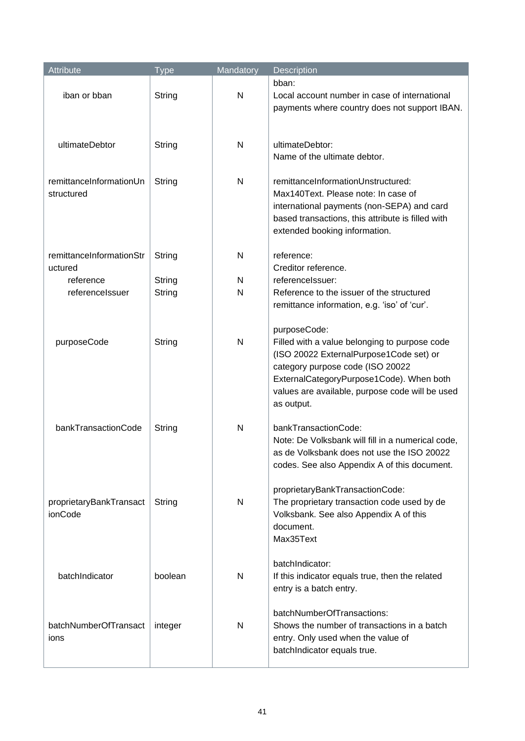| Attribute | Type | Mandatory | Description |
|---|---|---|---|
| iban or bban | String | N | bban:<br>Local account number in case of international payments where country does not support IBAN. |
| ultimateDebtor | String | N | ultimateDebtor:<br>Name of the ultimate debtor. |
| remittanceInformationUnstructured | String | N | remittanceInformationUnstructured:<br>Max140Text. Please note: In case of international payments (non-SEPA) and card based transactions, this attribute is filled with extended booking information. |
| remittanceInformationStructured | String | N | reference:<br>Creditor reference. |
| reference | String | N | referenceIssuer: |
| referenceIssuer | String | N | Reference to the issuer of the structured remittance information, e.g. 'iso' of 'cur'. |
| purposeCode | String | N | purposeCode:<br>Filled with a value belonging to purpose code (ISO 20022 ExternalPurpose1Code set) or category purpose code (ISO 20022 ExternalCategoryPurpose1Code). When both values are available, purpose code will be used as output. |
| bankTransactionCode | String | N | bankTransactionCode:<br>Note: De Volksbank will fill in a numerical code, as de Volksbank does not use the ISO 20022 codes. See also Appendix A of this document. |
| proprietaryBankTransactionCode | String | N | proprietaryBankTransactionCode:<br>The proprietary transaction code used by de Volksbank. See also Appendix A of this document.<br>Max35Text |
| batchIndicator | boolean | N | batchIndicator:<br>If this indicator equals true, then the related entry is a batch entry. |
| batchNumberOfTransactions | integer | N | batchNumberOfTransactions:<br>Shows the number of transactions in a batch entry. Only used when the value of batchIndicator equals true. |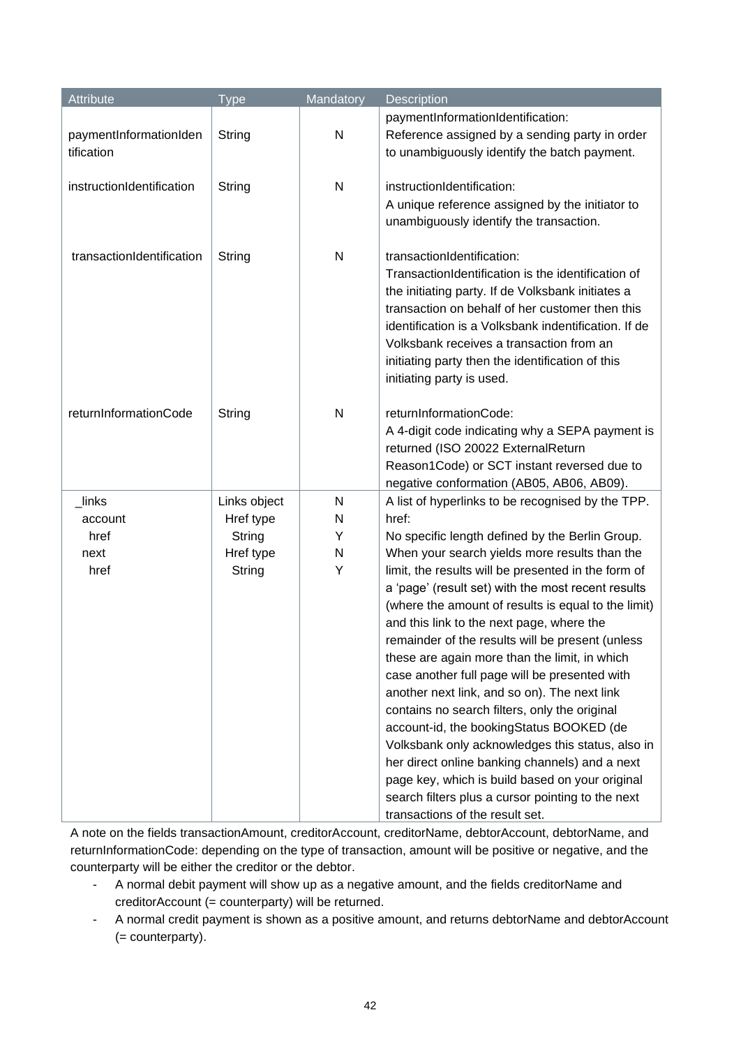| Attribute | Type | Mandatory | Description |
|---|---|---|---|
| paymentInformationIdentification | String | N | paymentInformationIdentification: Reference assigned by a sending party in order to unambiguously identify the batch payment. |
| instructionIdentification | String | N | instructionIdentification: A unique reference assigned by the initiator to unambiguously identify the transaction. |
| transactionIdentification | String | N | transactionIdentification: TransactionIdentification is the identification of the initiating party. If de Volksbank initiates a transaction on behalf of her customer then this identification is a Volksbank indentification. If de Volksbank receives a transaction from an initiating party then the identification of this initiating party is used. |
| returnInformationCode | String | N | returnInformationCode: A 4-digit code indicating why a SEPA payment is returned (ISO 20022 ExternalReturn Reason1Code) or SCT instant reversed due to negative conformation (AB05, AB06, AB09). |
| _links<br>account<br>href<br>next<br>href | Links object<br>Href type<br>String<br>Href type<br>String | N<br>N<br>Y<br>N<br>Y | A list of hyperlinks to be recognised by the TPP.<br>href:<br>No specific length defined by the Berlin Group.<br>When your search yields more results than the limit, the results will be presented in the form of a 'page' (result set) with the most recent results (where the amount of results is equal to the limit) and this link to the next page, where the remainder of the results will be present (unless these are again more than the limit, in which case another full page will be presented with another next link, and so on). The next link contains no search filters, only the original account-id, the bookingStatus BOOKED (de Volksbank only acknowledges this status, also in her direct online banking channels) and a next page key, which is build based on your original search filters plus a cursor pointing to the next transactions of the result set. |

A note on the fields transactionAmount, creditorAccount, creditorName, debtorAccount, debtorName, and returnInformationCode: depending on the type of transaction, amount will be positive or negative, and the counterparty will be either the creditor or the debtor.

- A normal debit payment will show up as a negative amount, and the fields creditorName and creditorAccount (= counterparty) will be returned.
- A normal credit payment is shown as a positive amount, and returns debtorName and debtorAccount (= counterparty).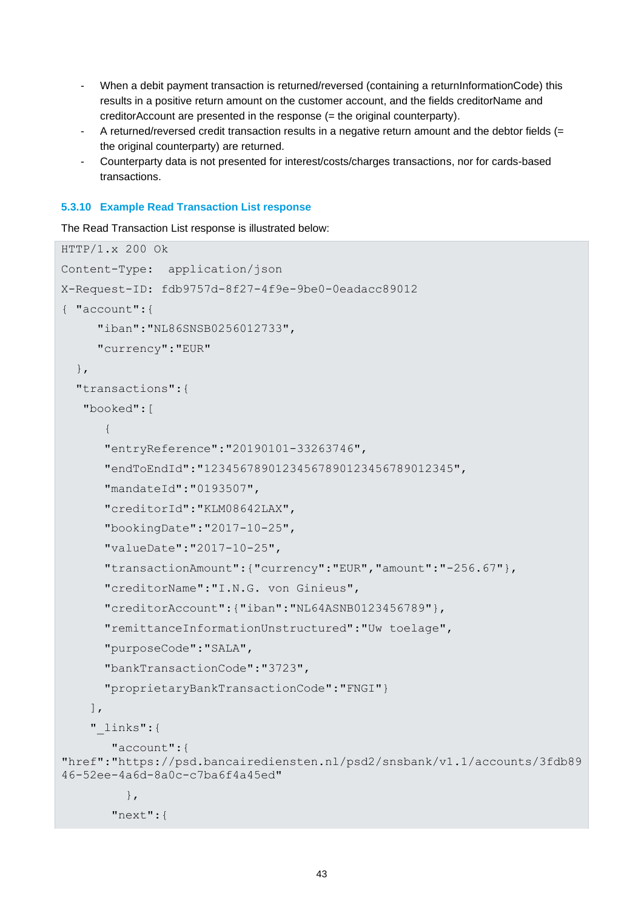- When a debit payment transaction is returned/reversed (containing a returnInformationCode) this results in a positive return amount on the customer account, and the fields creditorName and creditorAccount are presented in the response (= the original counterparty).
- A returned/reversed credit transaction results in a negative return amount and the debtor fields (= the original counterparty) are returned.
- Counterparty data is not presented for interest/costs/charges transactions, nor for cards-based transactions.

### 5.3.10 Example Read Transaction List response

The Read Transaction List response is illustrated below:

```
HTTP/1.x 200 Ok
Content-Type:  application/json
X-Request-ID: fdb9757d-8f27-4f9e-9be0-0eadacc89012
{ "account":{
     "iban":"NL86SNSB0256012733",
     "currency":"EUR"
  },
  "transactions":{
   "booked":[
      {
      "entryReference":"20190101-33263746",
      "endToEndId":"12345678901234567890123456789012345",
      "mandateId":"0193507",
      "creditorId":"KLM08642LAX",
      "bookingDate":"2017-10-25",
      "valueDate":"2017-10-25",
      "transactionAmount":{"currency":"EUR","amount":"-256.67"},
      "creditorName":"I.N.G. von Ginieus",
      "creditorAccount":{"iban":"NL64ASNB0123456789"},
      "remittanceInformationUnstructured":"Uw toelage",
      "purposeCode":"SALA",
      "bankTransactionCode":"3723",
      "proprietaryBankTransactionCode":"FNGI"}
    ],
    "_links":{
       "account":{
"href":"https://psd.bancairediensten.nl/psd2/snsbank/v1.1/accounts/3fdb8946-52ee-4a6d-8a0c-c7ba6f4a45ed"
         },
       "next":{
```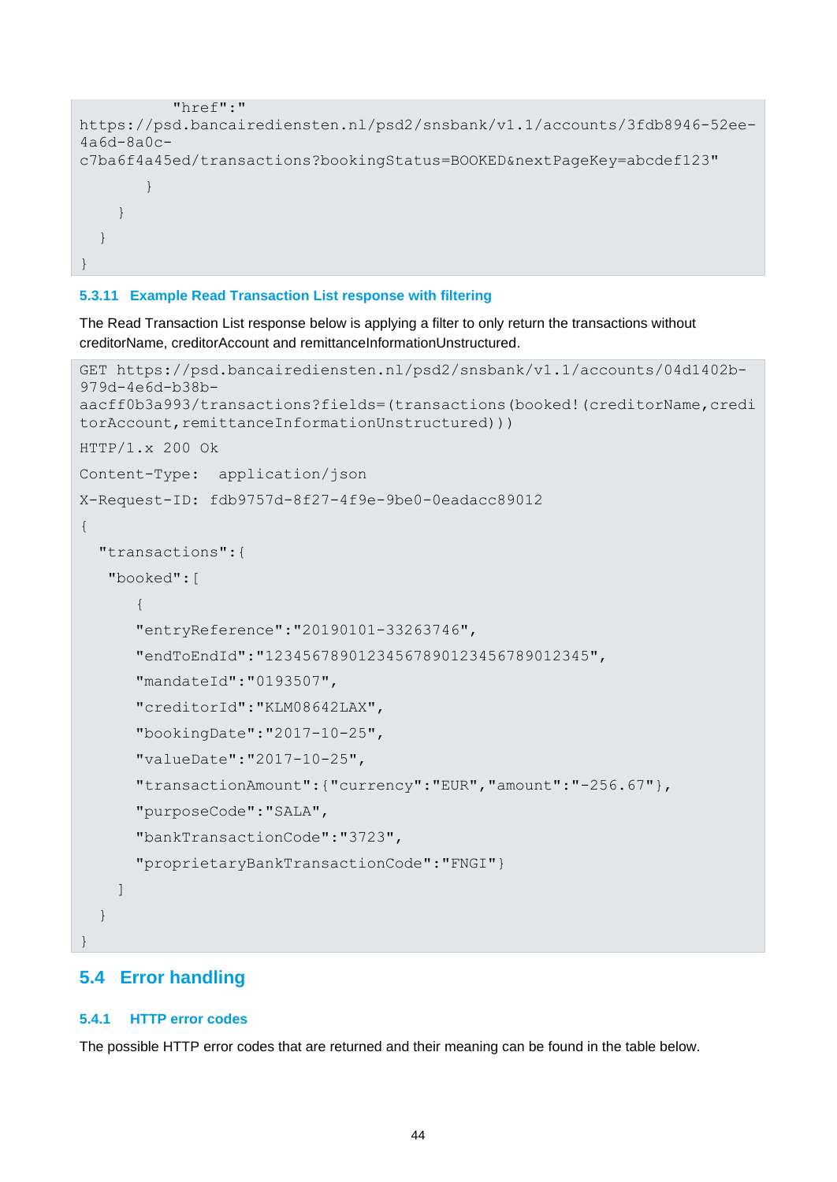```
          "href":"
https://psd.bancairediensten.nl/psd2/snsbank/v1.1/accounts/3fdb8946-52ee-4a6d-8a0c-c7ba6f4a45ed/transactions?bookingStatus=BOOKED&nextPageKey=abcdef123"
        }
     }
   }
}
```

### 5.3.11 Example Read Transaction List response with filtering

The Read Transaction List response below is applying a filter to only return the transactions without creditorName, creditorAccount and remittanceInformationUnstructured.

```
GET https://psd.bancairediensten.nl/psd2/snsbank/v1.1/accounts/04d1402b-979d-4e6d-b38b-aacff0b3a993/transactions?fields=(transactions(booked!(creditorName,creditorAccount,remittanceInformationUnstructured)))

HTTP/1.x 200 Ok

Content-Type:  application/json

X-Request-ID: fdb9757d-8f27-4f9e-9be0-0eadacc89012

{
  "transactions":{
   "booked":[
      {
      "entryReference":"20190101-33263746",
      "endToEndId":"12345678901234567890123456789012345",
      "mandateId":"0193507",
      "creditorId":"KLM08642LAX",
      "bookingDate":"2017-10-25",
      "valueDate":"2017-10-25",
      "transactionAmount":{"currency":"EUR","amount":"-256.67"},
      "purposeCode":"SALA",
      "bankTransactionCode":"3723",
      "proprietaryBankTransactionCode":"FNGI"}
    ]
  }
}
```

## 5.4 Error handling

### 5.4.1 HTTP error codes

The possible HTTP error codes that are returned and their meaning can be found in the table below.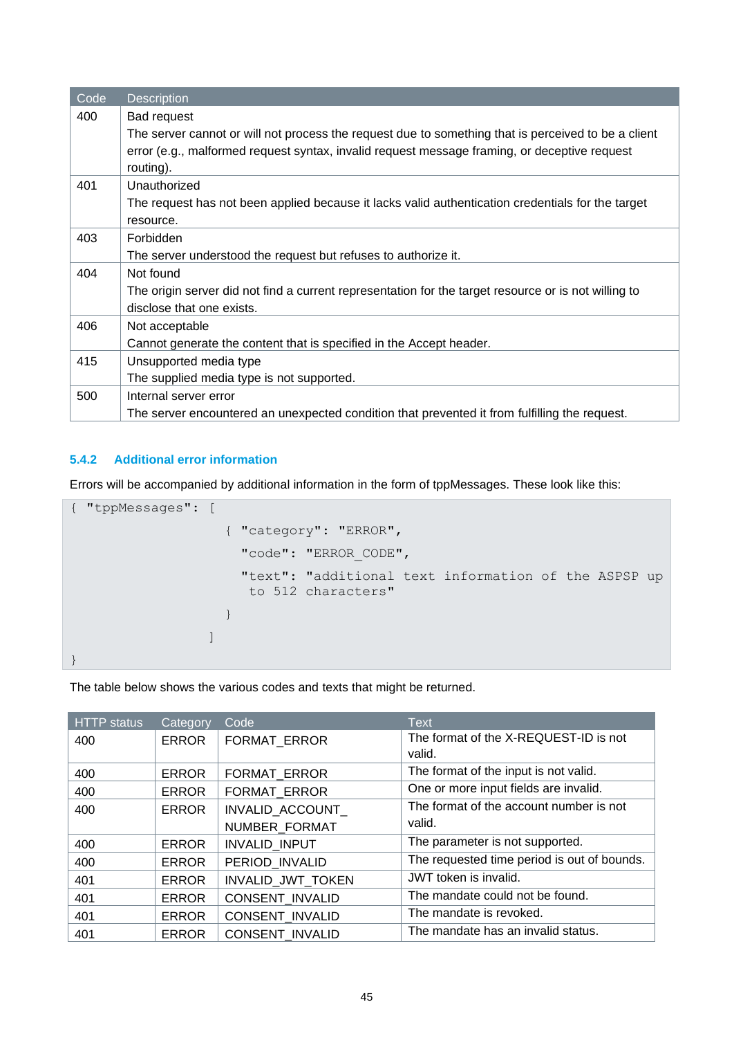| Code | Description |
|---|---|
| 400 | Bad request<br>The server cannot or will not process the request due to something that is perceived to be a client error (e.g., malformed request syntax, invalid request message framing, or deceptive request routing). |
| 401 | Unauthorized<br>The request has not been applied because it lacks valid authentication credentials for the target resource. |
| 403 | Forbidden<br>The server understood the request but refuses to authorize it. |
| 404 | Not found<br>The origin server did not find a current representation for the target resource or is not willing to disclose that one exists. |
| 406 | Not acceptable<br>Cannot generate the content that is specified in the Accept header. |
| 415 | Unsupported media type<br>The supplied media type is not supported. |
| 500 | Internal server error<br>The server encountered an unexpected condition that prevented it from fulfilling the request. |

### 5.4.2 Additional error information

Errors will be accompanied by additional information in the form of tppMessages. These look like this:

```
{ "tppMessages": [
                  { "category": "ERROR",
                    "code": "ERROR_CODE",
                    "text": "additional text information of the ASPSP up
                     to 512 characters"
                  }
                ]
}
```

The table below shows the various codes and texts that might be returned.

| HTTP status | Category | Code | Text |
|---|---|---|---|
| 400 | ERROR | FORMAT_ERROR | The format of the X-REQUEST-ID is not valid. |
| 400 | ERROR | FORMAT_ERROR | The format of the input is not valid. |
| 400 | ERROR | FORMAT_ERROR | One or more input fields are invalid. |
| 400 | ERROR | INVALID_ACCOUNT_NUMBER_FORMAT | The format of the account number is not valid. |
| 400 | ERROR | INVALID_INPUT | The parameter is not supported. |
| 400 | ERROR | PERIOD_INVALID | The requested time period is out of bounds. |
| 401 | ERROR | INVALID_JWT_TOKEN | JWT token is invalid. |
| 401 | ERROR | CONSENT_INVALID | The mandate could not be found. |
| 401 | ERROR | CONSENT_INVALID | The mandate is revoked. |
| 401 | ERROR | CONSENT_INVALID | The mandate has an invalid status. |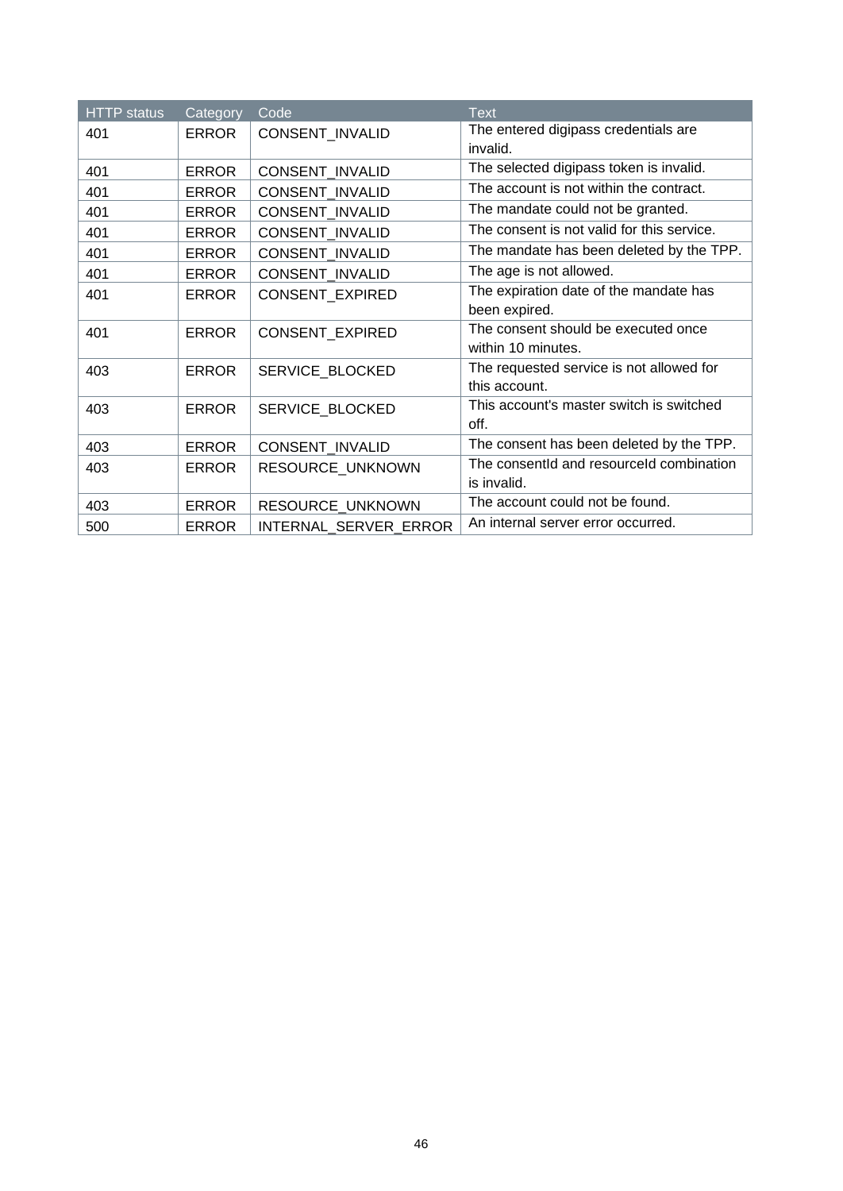| HTTP status | Category | Code | Text |
| --- | --- | --- | --- |
| 401 | ERROR | CONSENT_INVALID | The entered digipass credentials are invalid. |
| 401 | ERROR | CONSENT_INVALID | The selected digipass token is invalid. |
| 401 | ERROR | CONSENT_INVALID | The account is not within the contract. |
| 401 | ERROR | CONSENT_INVALID | The mandate could not be granted. |
| 401 | ERROR | CONSENT_INVALID | The consent is not valid for this service. |
| 401 | ERROR | CONSENT_INVALID | The mandate has been deleted by the TPP. |
| 401 | ERROR | CONSENT_INVALID | The age is not allowed. |
| 401 | ERROR | CONSENT_EXPIRED | The expiration date of the mandate has been expired. |
| 401 | ERROR | CONSENT_EXPIRED | The consent should be executed once within 10 minutes. |
| 403 | ERROR | SERVICE_BLOCKED | The requested service is not allowed for this account. |
| 403 | ERROR | SERVICE_BLOCKED | This account's master switch is switched off. |
| 403 | ERROR | CONSENT_INVALID | The consent has been deleted by the TPP. |
| 403 | ERROR | RESOURCE_UNKNOWN | The consentId and resourceId combination is invalid. |
| 403 | ERROR | RESOURCE_UNKNOWN | The account could not be found. |
| 500 | ERROR | INTERNAL_SERVER_ERROR | An internal server error occurred. |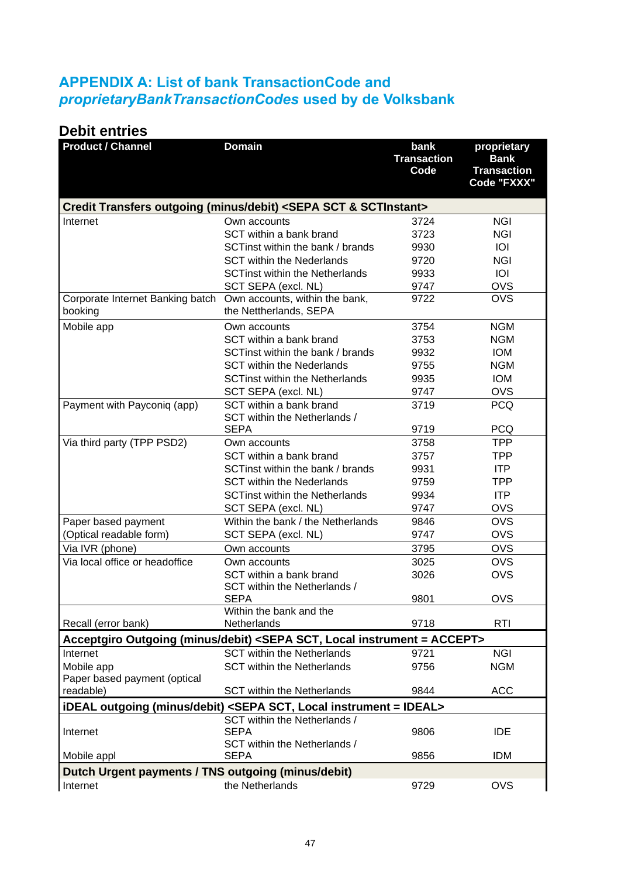## APPENDIX A: List of bank TransactionCode and *proprietaryBankTransactionCodes* used by de Volksbank

### Debit entries

| Product / Channel | Domain | bank Transaction Code | proprietary Bank Transaction Code "FXXX" |
|---|---|---|---|
| **Credit Transfers outgoing (minus/debit) <SEPA SCT & SCTInstant>** | | | |
| Internet | Own accounts | 3724 | NGI |
| | SCT within a bank brand | 3723 | NGI |
| | SCTinst within the bank / brands | 9930 | IOI |
| | SCT within the Nederlands | 9720 | NGI |
| | SCTinst within the Netherlands | 9933 | IOI |
| | SCT SEPA (excl. NL) | 9747 | OVS |
| Corporate Internet Banking batch booking | Own accounts, within the bank, the Nettherlands, SEPA | 9722 | OVS |
| Mobile app | Own accounts | 3754 | NGM |
| | SCT within a bank brand | 3753 | NGM |
| | SCTinst within the bank / brands | 9932 | IOM |
| | SCT within the Nederlands | 9755 | NGM |
| | SCTinst within the Netherlands | 9935 | IOM |
| | SCT SEPA (excl. NL) | 9747 | OVS |
| Payment with Payconiq (app) | SCT within a bank brand | 3719 | PCQ |
| | SCT within the Netherlands / SEPA | 9719 | PCQ |
| Via third party (TPP PSD2) | Own accounts | 3758 | TPP |
| | SCT within a bank brand | 3757 | TPP |
| | SCTinst within the bank / brands | 9931 | ITP |
| | SCT within the Nederlands | 9759 | TPP |
| | SCTinst within the Netherlands | 9934 | ITP |
| | SCT SEPA (excl. NL) | 9747 | OVS |
| Paper based payment (Optical readable form) | Within the bank / the Netherlands | 9846 | OVS |
| | SCT SEPA (excl. NL) | 9747 | OVS |
| Via IVR (phone) | Own accounts | 3795 | OVS |
| Via local office or headoffice | Own accounts | 3025 | OVS |
| | SCT within a bank brand | 3026 | OVS |
| | SCT within the Netherlands / SEPA | 9801 | OVS |
| Recall (error bank) | Within the bank and the Netherlands | 9718 | RTI |
| **Acceptgiro Outgoing (minus/debit) <SEPA SCT, Local instrument = ACCEPT>** | | | |
| Internet | SCT within the Netherlands | 9721 | NGI |
| Mobile app | SCT within the Netherlands | 9756 | NGM |
| Paper based payment (optical readable) | SCT within the Netherlands | 9844 | ACC |
| **iDEAL outgoing (minus/debit) <SEPA SCT, Local instrument = IDEAL>** | | | |
| Internet | SCT within the Netherlands / SEPA | 9806 | IDE |
| Mobile appl | SCT within the Netherlands / SEPA | 9856 | IDM |
| **Dutch Urgent payments / TNS outgoing (minus/debit)** | | | |
| Internet | the Netherlands | 9729 | OVS |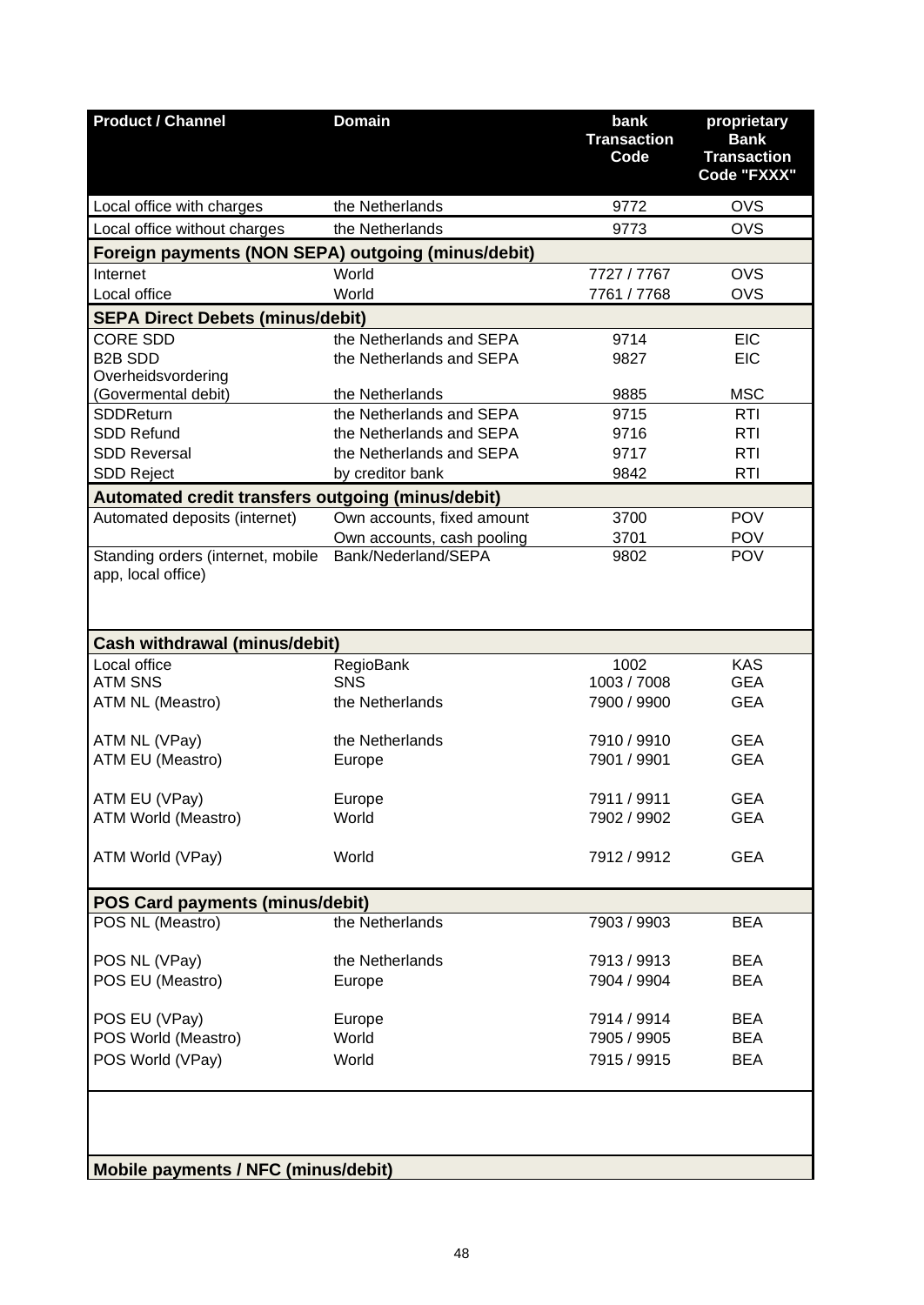| Product / Channel | Domain | bank Transaction Code | proprietary Bank Transaction Code "FXXX" |
|---|---|---|---|
| Local office with charges | the Netherlands | 9772 | OVS |
| Local office without charges | the Netherlands | 9773 | OVS |
| **Foreign payments (NON SEPA) outgoing (minus/debit)** | | | |
| Internet | World | 7727 / 7767 | OVS |
| Local office | World | 7761 / 7768 | OVS |
| **SEPA Direct Debets (minus/debit)** | | | |
| CORE SDD | the Netherlands and SEPA | 9714 | EIC |
| B2B SDD | the Netherlands and SEPA | 9827 | EIC |
| Overheidsvordering (Govermental debit) | the Netherlands | 9885 | MSC |
| SDDReturn | the Netherlands and SEPA | 9715 | RTI |
| SDD Refund | the Netherlands and SEPA | 9716 | RTI |
| SDD Reversal | the Netherlands and SEPA | 9717 | RTI |
| SDD Reject | by creditor bank | 9842 | RTI |
| **Automated credit transfers outgoing (minus/debit)** | | | |
| Automated deposits (internet) | Own accounts, fixed amount | 3700 | POV |
| | Own accounts, cash pooling | 3701 | POV |
| Standing orders (internet, mobile app, local office) | Bank/Nederland/SEPA | 9802 | POV |
| **Cash withdrawal (minus/debit)** | | | |
| Local office | RegioBank | 1002 | KAS |
| ATM SNS | SNS | 1003 / 7008 | GEA |
| ATM NL (Meastro) | the Netherlands | 7900 / 9900 | GEA |
| ATM NL (VPay) | the Netherlands | 7910 / 9910 | GEA |
| ATM EU (Meastro) | Europe | 7901 / 9901 | GEA |
| ATM EU (VPay) | Europe | 7911 / 9911 | GEA |
| ATM World (Meastro) | World | 7902 / 9902 | GEA |
| ATM World (VPay) | World | 7912 / 9912 | GEA |
| **POS Card payments (minus/debit)** | | | |
| POS NL (Meastro) | the Netherlands | 7903 / 9903 | BEA |
| POS NL (VPay) | the Netherlands | 7913 / 9913 | BEA |
| POS EU (Meastro) | Europe | 7904 / 9904 | BEA |
| POS EU (VPay) | Europe | 7914 / 9914 | BEA |
| POS World (Meastro) | World | 7905 / 9905 | BEA |
| POS World (VPay) | World | 7915 / 9915 | BEA |
| **Mobile payments / NFC (minus/debit)** | | | |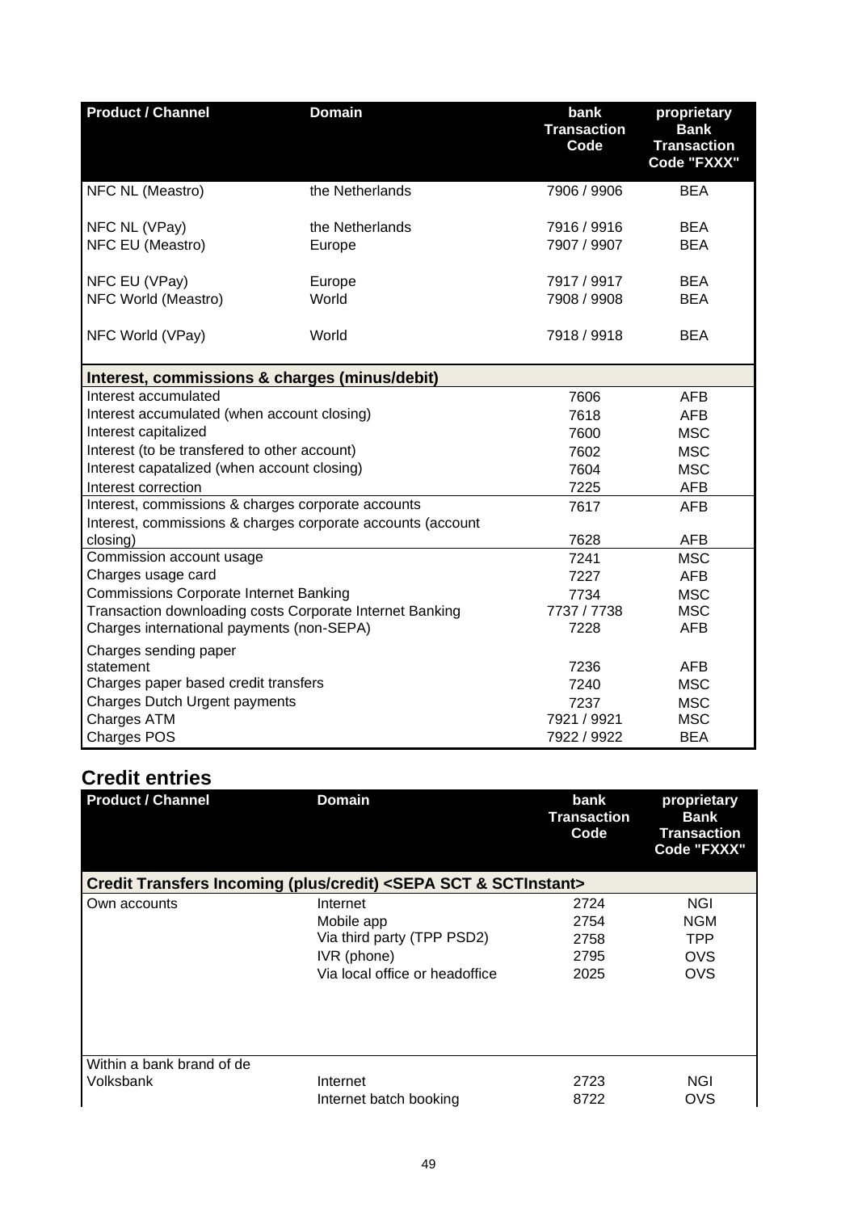| Product / Channel | Domain | bank Transaction Code | proprietary Bank Transaction Code "FXXX" |
|---|---|---|---|
| NFC NL (Meastro) | the Netherlands | 7906 / 9906 | BEA |
| NFC NL (VPay) | the Netherlands | 7916 / 9916 | BEA |
| NFC EU (Meastro) | Europe | 7907 / 9907 | BEA |
| NFC EU (VPay) | Europe | 7917 / 9917 | BEA |
| NFC World (Meastro) | World | 7908 / 9908 | BEA |
| NFC World (VPay) | World | 7918 / 9918 | BEA |
| **Interest, commissions & charges (minus/debit)** | | | |
| Interest accumulated | | 7606 | AFB |
| Interest accumulated (when account closing) | | 7618 | AFB |
| Interest capitalized | | 7600 | MSC |
| Interest (to be transfered to other account) | | 7602 | MSC |
| Interest capatalized (when account closing) | | 7604 | MSC |
| Interest correction | | 7225 | AFB |
| Interest, commissions & charges corporate accounts | | 7617 | AFB |
| Interest, commissions & charges corporate accounts (account closing) | | 7628 | AFB |
| Commission account usage | | 7241 | MSC |
| Charges usage card | | 7227 | AFB |
| Commissions Corporate Internet Banking | | 7734 | MSC |
| Transaction downloading costs Corporate Internet Banking | | 7737 / 7738 | MSC |
| Charges international payments (non-SEPA) | | 7228 | AFB |
| Charges sending paper statement | | 7236 | AFB |
| Charges paper based credit transfers | | 7240 | MSC |
| Charges Dutch Urgent payments | | 7237 | MSC |
| Charges ATM | | 7921 / 9921 | MSC |
| Charges POS | | 7922 / 9922 | BEA |

## Credit entries

| Product / Channel | Domain | bank Transaction Code | proprietary Bank Transaction Code "FXXX" |
|---|---|---|---|
| **Credit Transfers Incoming (plus/credit) <SEPA SCT & SCTInstant>** | | | |
| Own accounts | Internet | 2724 | NGI |
| | Mobile app | 2754 | NGM |
| | Via third party (TPP PSD2) | 2758 | TPP |
| | IVR (phone) | 2795 | OVS |
| | Via local office or headoffice | 2025 | OVS |
| Within a bank brand of de Volksbank | Internet | 2723 | NGI |
| | Internet batch booking | 8722 | OVS |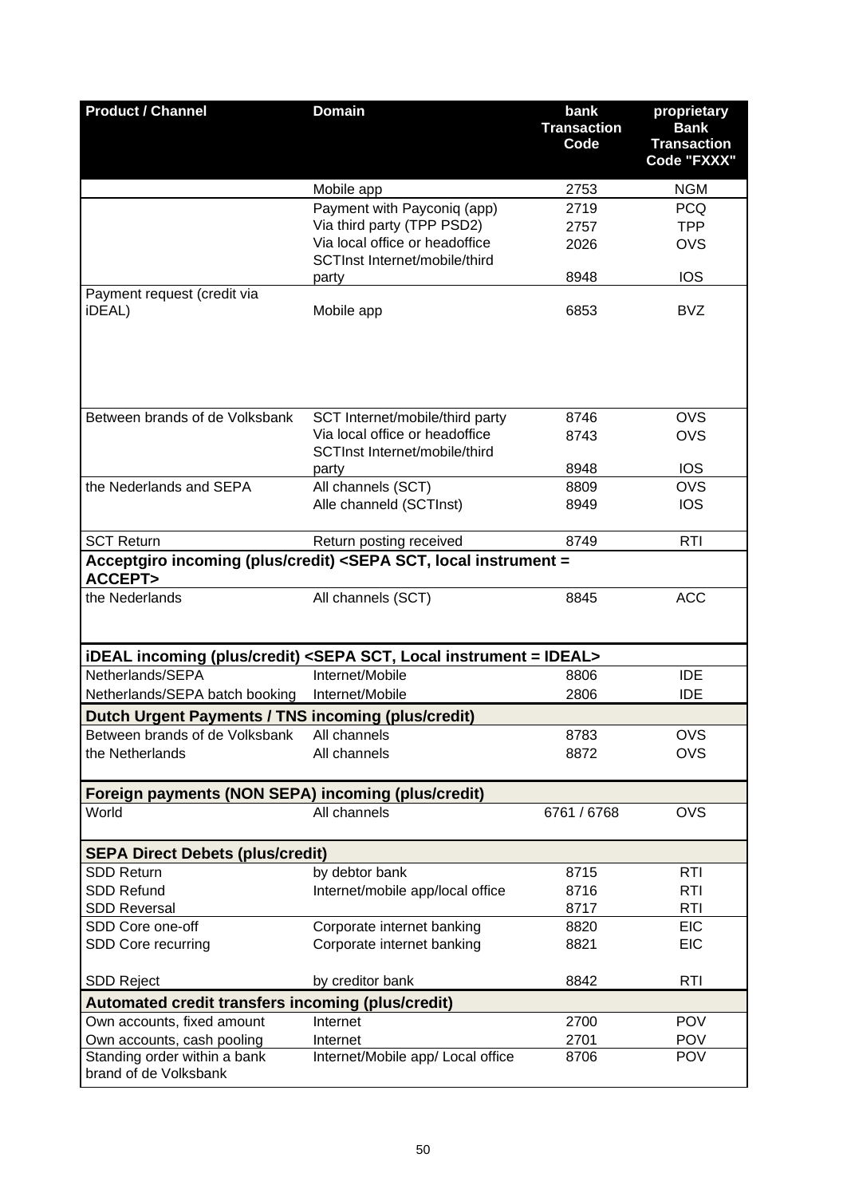| Product / Channel | Domain | bank Transaction Code | proprietary Bank Transaction Code "FXXX" |
|---|---|---|---|
| | Mobile app | 2753 | NGM |
| | Payment with Payconiq (app) | 2719 | PCQ |
| | Via third party (TPP PSD2) | 2757 | TPP |
| | Via local office or headoffice | 2026 | OVS |
| | SCTInst Internet/mobile/third party | 8948 | IOS |
| Payment request (credit via iDEAL) | Mobile app | 6853 | BVZ |
| Between brands of de Volksbank | SCT Internet/mobile/third party | 8746 | OVS |
| | Via local office or headoffice | 8743 | OVS |
| | SCTInst Internet/mobile/third party | 8948 | IOS |
| the Nederlands and SEPA | All channels (SCT) | 8809 | OVS |
| | Alle channeld (SCTInst) | 8949 | IOS |
| SCT Return | Return posting received | 8749 | RTI |
| **Acceptgiro incoming (plus/credit) <SEPA SCT, local instrument = ACCEPT>** | | | |
| the Nederlands | All channels (SCT) | 8845 | ACC |
| **iDEAL incoming (plus/credit) <SEPA SCT, Local instrument = IDEAL>** | | | |
| Netherlands/SEPA | Internet/Mobile | 8806 | IDE |
| Netherlands/SEPA batch booking | Internet/Mobile | 2806 | IDE |
| **Dutch Urgent Payments / TNS incoming (plus/credit)** | | | |
| Between brands of de Volksbank | All channels | 8783 | OVS |
| the Netherlands | All channels | 8872 | OVS |
| **Foreign payments (NON SEPA) incoming (plus/credit)** | | | |
| World | All channels | 6761 / 6768 | OVS |
| **SEPA Direct Debets (plus/credit)** | | | |
| SDD Return | by debtor bank | 8715 | RTI |
| SDD Refund | Internet/mobile app/local office | 8716 | RTI |
| SDD Reversal | | 8717 | RTI |
| SDD Core one-off | Corporate internet banking | 8820 | EIC |
| SDD Core recurring | Corporate internet banking | 8821 | EIC |
| SDD Reject | by creditor bank | 8842 | RTI |
| **Automated credit transfers incoming (plus/credit)** | | | |
| Own accounts, fixed amount | Internet | 2700 | POV |
| Own accounts, cash pooling | Internet | 2701 | POV |
| Standing order within a bank brand of de Volksbank | Internet/Mobile app/ Local office | 8706 | POV |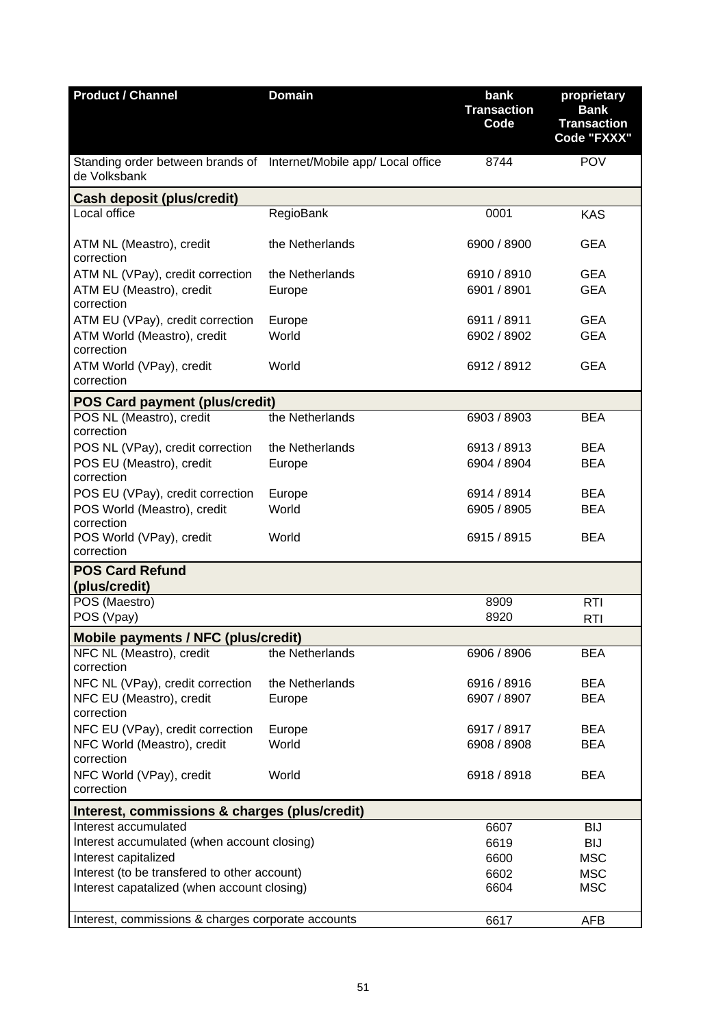| Product / Channel | Domain | bank Transaction Code | proprietary Bank Transaction Code "FXXX" |
| --- | --- | --- | --- |
| Standing order between brands of de Volksbank | Internet/Mobile app/ Local office | 8744 | POV |
| **Cash deposit (plus/credit)** | | | |
| Local office | RegioBank | 0001 | KAS |
| ATM NL (Meastro), credit correction | the Netherlands | 6900 / 8900 | GEA |
| ATM NL (VPay), credit correction | the Netherlands | 6910 / 8910 | GEA |
| ATM EU (Meastro), credit correction | Europe | 6901 / 8901 | GEA |
| ATM EU (VPay), credit correction | Europe | 6911 / 8911 | GEA |
| ATM World (Meastro), credit correction | World | 6902 / 8902 | GEA |
| ATM World (VPay), credit correction | World | 6912 / 8912 | GEA |
| **POS Card payment (plus/credit)** | | | |
| POS NL (Meastro), credit correction | the Netherlands | 6903 / 8903 | BEA |
| POS NL (VPay), credit correction | the Netherlands | 6913 / 8913 | BEA |
| POS EU (Meastro), credit correction | Europe | 6904 / 8904 | BEA |
| POS EU (VPay), credit correction | Europe | 6914 / 8914 | BEA |
| POS World (Meastro), credit correction | World | 6905 / 8905 | BEA |
| POS World (VPay), credit correction | World | 6915 / 8915 | BEA |
| **POS Card Refund (plus/credit)** | | | |
| POS (Maestro) | | 8909 | RTI |
| POS (Vpay) | | 8920 | RTI |
| **Mobile payments / NFC (plus/credit)** | | | |
| NFC NL (Meastro), credit correction | the Netherlands | 6906 / 8906 | BEA |
| NFC NL (VPay), credit correction | the Netherlands | 6916 / 8916 | BEA |
| NFC EU (Meastro), credit correction | Europe | 6907 / 8907 | BEA |
| NFC EU (VPay), credit correction | Europe | 6917 / 8917 | BEA |
| NFC World (Meastro), credit correction | World | 6908 / 8908 | BEA |
| NFC World (VPay), credit correction | World | 6918 / 8918 | BEA |
| **Interest, commissions & charges (plus/credit)** | | | |
| Interest accumulated | | 6607 | BIJ |
| Interest accumulated (when account closing) | | 6619 | BIJ |
| Interest capitalized | | 6600 | MSC |
| Interest (to be transfered to other account) | | 6602 | MSC |
| Interest capatalized (when account closing) | | 6604 | MSC |
| Interest, commissions & charges corporate accounts | | 6617 | AFB |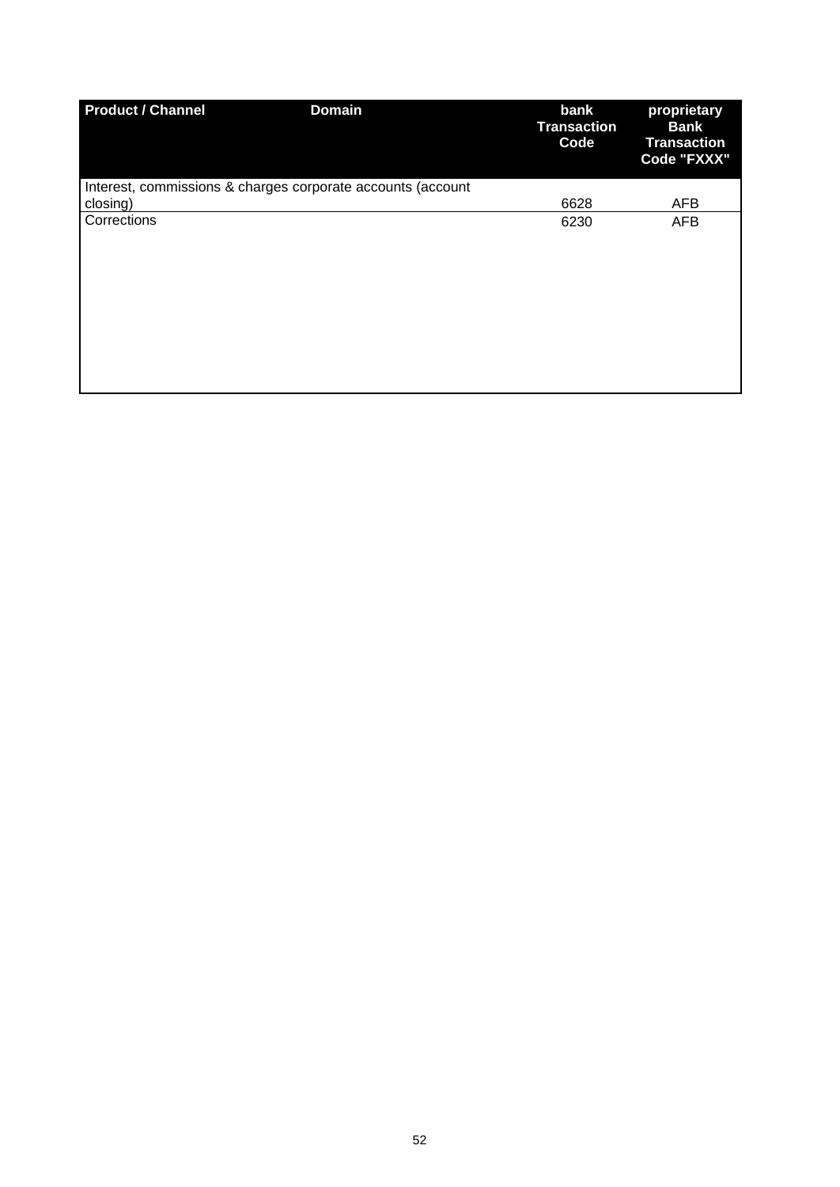| Product / Channel | Domain | bank Transaction Code | proprietary Bank Transaction Code "FXXX" |
|---|---|---|---|
| Interest, commissions & charges corporate accounts (account closing) | | 6628 | AFB |
| Corrections | | 6230 | AFB |